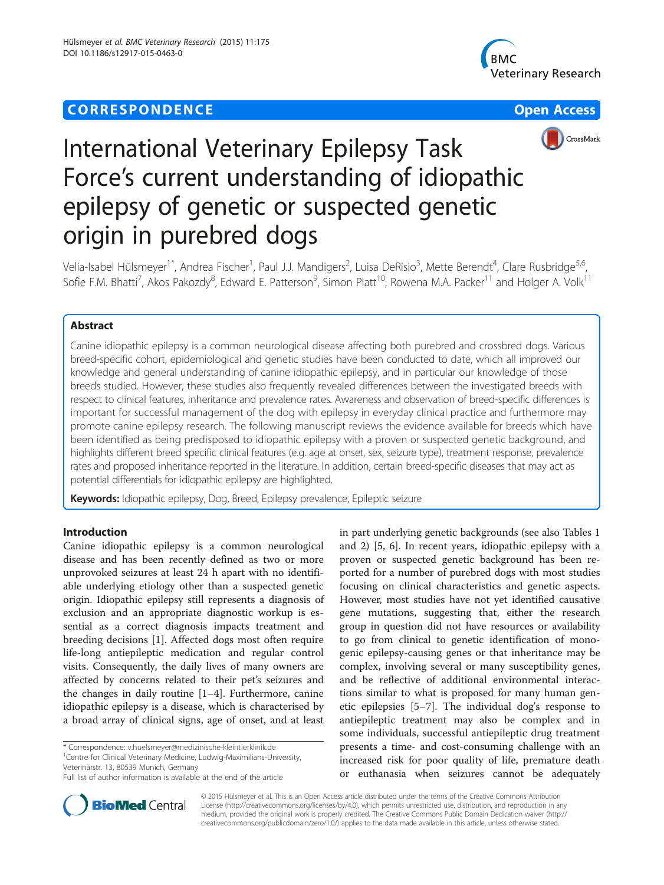CORRESPONDENCE Open Access

# International Veterinary Epilepsy Task Force's current understanding of idiopathic epilepsy of genetic or suspected genetic origin in purebred dogs

Velia-Isabel Hülsmeyer[1*], Andrea Fischer[1], Paul J.J. Mandigers[2], Luisa DeRisio[3], Mette Berendt[4], Clare Rusbridge[5,6], Sofie F.M. Bhatti[7], Akos Pakozdy[8], Edward E. Patterson[9], Simon Platt[10], Rowena M.A. Packer[11] and Holger A. Volk[11]

## Abstract

Canine idiopathic epilepsy is a common neurological disease affecting both purebred and crossbred dogs. Various breed-specific cohort, epidemiological and genetic studies have been conducted to date, which all improved our knowledge and general understanding of canine idiopathic epilepsy, and in particular our knowledge of those breeds studied. However, these studies also frequently revealed differences between the investigated breeds with respect to clinical features, inheritance and prevalence rates. Awareness and observation of breed-specific differences is important for successful management of the dog with epilepsy in everyday clinical practice and furthermore may promote canine epilepsy research. The following manuscript reviews the evidence available for breeds which have been identified as being predisposed to idiopathic epilepsy with a proven or suspected genetic background, and highlights different breed specific clinical features (e.g. age at onset, sex, seizure type), treatment response, prevalence rates and proposed inheritance reported in the literature. In addition, certain breed-specific diseases that may act as potential differentials for idiopathic epilepsy are highlighted.

**Keywords:** Idiopathic epilepsy, Dog, Breed, Epilepsy prevalence, Epileptic seizure

## Introduction

Canine idiopathic epilepsy is a common neurological disease and has been recently defined as two or more unprovoked seizures at least 24 h apart with no identifiable underlying etiology other than a suspected genetic origin. Idiopathic epilepsy still represents a diagnosis of exclusion and an appropriate diagnostic workup is essential as a correct diagnosis impacts treatment and breeding decisions [1]. Affected dogs most often require life-long antiepileptic medication and regular control visits. Consequently, the daily lives of many owners are affected by concerns related to their pet's seizures and the changes in daily routine [1–4]. Furthermore, canine idiopathic epilepsy is a disease, which is characterised by a broad array of clinical signs, age of onset, and at least in part underlying genetic backgrounds (see also Tables 1 and 2) [5, 6]. In recent years, idiopathic epilepsy with a proven or suspected genetic background has been reported for a number of purebred dogs with most studies focusing on clinical characteristics and genetic aspects. However, most studies have not yet identified causative gene mutations, suggesting that, either the research group in question did not have resources or availability to go from clinical to genetic identification of monogenic epilepsy-causing genes or that inheritance may be complex, involving several or many susceptibility genes, and be reflective of additional environmental interactions similar to what is proposed for many human genetic epilepsies [5–7]. The individual dog's response to antiepileptic treatment may also be complex and in some individuals, successful antiepileptic drug treatment presents a time- and cost-consuming challenge with an increased risk for poor quality of life, premature death or euthanasia when seizures cannot be adequately

\* Correspondence: v.huelsmeyer@medizinische-kleintierklinik.de
[1]Centre for Clinical Veterinary Medicine, Ludwig-Maximilians-University, Veterinärstr. 13, 80539 Munich, Germany
Full list of author information is available at the end of the article

© 2015 Hülsmeyer et al. This is an Open Access article distributed under the terms of the Creative Commons Attribution License (http://creativecommons.org/licenses/by/4.0), which permits unrestricted use, distribution, and reproduction in any medium, provided the original work is properly credited. The Creative Commons Public Domain Dedication waiver (http://creativecommons.org/publicdomain/zero/1.0/) applies to the data made available in this article, unless otherwise stated.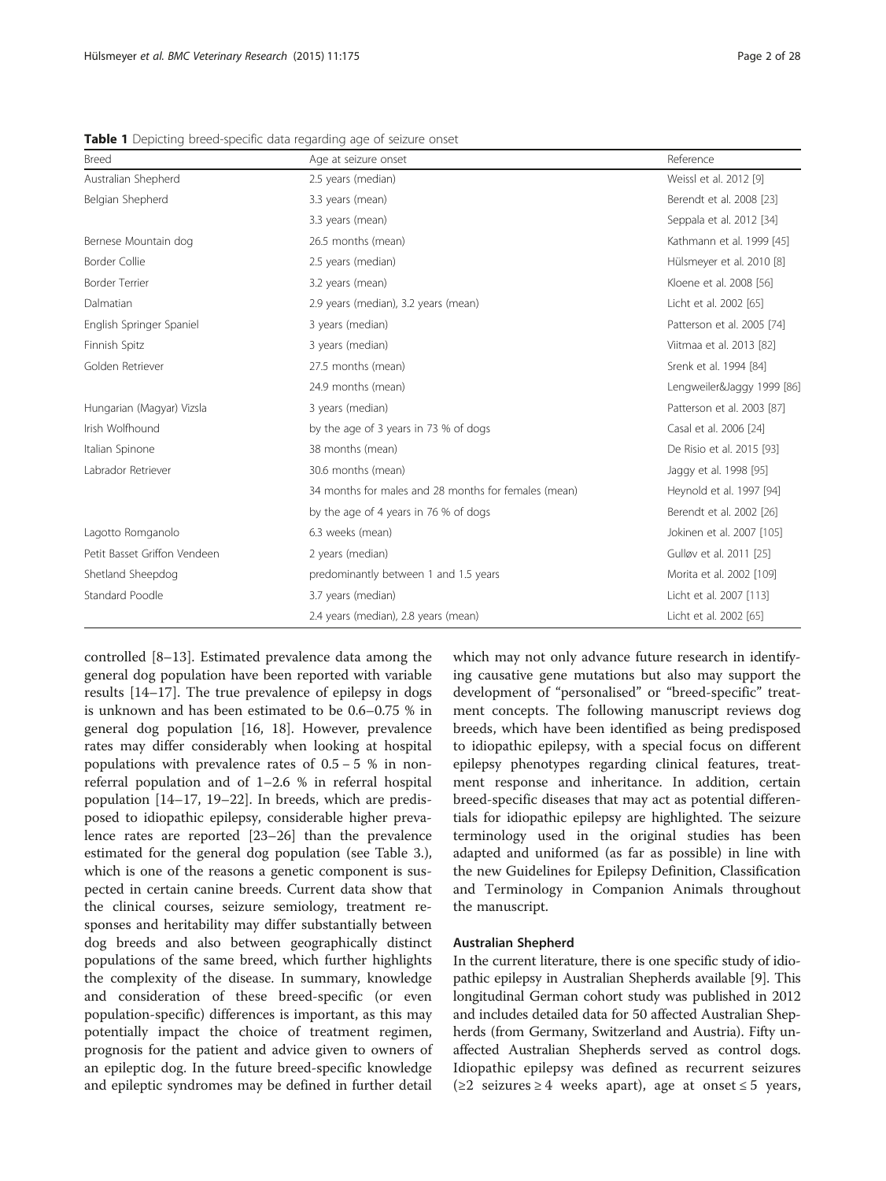**Table 1** Depicting breed-specific data regarding age of seizure onset

| Breed | Age at seizure onset | Reference |
|---|---|---|
| Australian Shepherd | 2.5 years (median) | Weissl et al. 2012 [9] |
| Belgian Shepherd | 3.3 years (mean) | Berendt et al. 2008 [23] |
| | 3.3 years (mean) | Seppala et al. 2012 [34] |
| Bernese Mountain dog | 26.5 months (mean) | Kathmann et al. 1999 [45] |
| Border Collie | 2.5 years (median) | Hülsmeyer et al. 2010 [8] |
| Border Terrier | 3.2 years (mean) | Kloene et al. 2008 [56] |
| Dalmatian | 2.9 years (median), 3.2 years (mean) | Licht et al. 2002 [65] |
| English Springer Spaniel | 3 years (median) | Patterson et al. 2005 [74] |
| Finnish Spitz | 3 years (median) | Viitmaa et al. 2013 [82] |
| Golden Retriever | 27.5 months (mean) | Srenk et al. 1994 [84] |
| | 24.9 months (mean) | Lengweiler&Jaggy 1999 [86] |
| Hungarian (Magyar) Vizsla | 3 years (median) | Patterson et al. 2003 [87] |
| Irish Wolfhound | by the age of 3 years in 73 % of dogs | Casal et al. 2006 [24] |
| Italian Spinone | 38 months (mean) | De Risio et al. 2015 [93] |
| Labrador Retriever | 30.6 months (mean) | Jaggy et al. 1998 [95] |
| | 34 months for males and 28 months for females (mean) | Heynold et al. 1997 [94] |
| | by the age of 4 years in 76 % of dogs | Berendt et al. 2002 [26] |
| Lagotto Romganolo | 6.3 weeks (mean) | Jokinen et al. 2007 [105] |
| Petit Basset Griffon Vendeen | 2 years (median) | Gulløv et al. 2011 [25] |
| Shetland Sheepdog | predominantly between 1 and 1.5 years | Morita et al. 2002 [109] |
| Standard Poodle | 3.7 years (median) | Licht et al. 2007 [113] |
| | 2.4 years (median), 2.8 years (mean) | Licht et al. 2002 [65] |

controlled [8–13]. Estimated prevalence data among the general dog population have been reported with variable results [14–17]. The true prevalence of epilepsy in dogs is unknown and has been estimated to be 0.6–0.75 % in general dog population [16, 18]. However, prevalence rates may differ considerably when looking at hospital populations with prevalence rates of 0.5 – 5 % in non-referral population and of 1–2.6 % in referral hospital population [14–17, 19–22]. In breeds, which are predisposed to idiopathic epilepsy, considerable higher prevalence rates are reported [23–26] than the prevalence estimated for the general dog population (see Table 3.), which is one of the reasons a genetic component is suspected in certain canine breeds. Current data show that the clinical courses, seizure semiology, treatment responses and heritability may differ substantially between dog breeds and also between geographically distinct populations of the same breed, which further highlights the complexity of the disease. In summary, knowledge and consideration of these breed-specific (or even population-specific) differences is important, as this may potentially impact the choice of treatment regimen, prognosis for the patient and advice given to owners of an epileptic dog. In the future breed-specific knowledge and epileptic syndromes may be defined in further detail which may not only advance future research in identifying causative gene mutations but also may support the development of "personalised" or "breed-specific" treatment concepts. The following manuscript reviews dog breeds, which have been identified as being predisposed to idiopathic epilepsy, with a special focus on different epilepsy phenotypes regarding clinical features, treatment response and inheritance. In addition, certain breed-specific diseases that may act as potential differentials for idiopathic epilepsy are highlighted. The seizure terminology used in the original studies has been adapted and uniformed (as far as possible) in line with the new Guidelines for Epilepsy Definition, Classification and Terminology in Companion Animals throughout the manuscript.

#### Australian Shepherd

In the current literature, there is one specific study of idiopathic epilepsy in Australian Shepherds available [9]. This longitudinal German cohort study was published in 2012 and includes detailed data for 50 affected Australian Shepherds (from Germany, Switzerland and Austria). Fifty unaffected Australian Shepherds served as control dogs. Idiopathic epilepsy was defined as recurrent seizures (≥2 seizures ≥ 4 weeks apart), age at onset ≤ 5 years,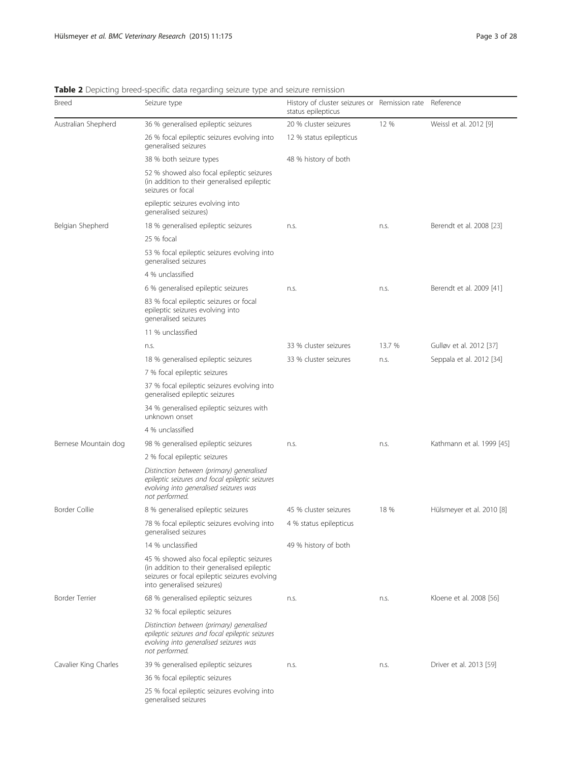**Table 2** Depicting breed-specific data regarding seizure type and seizure remission

| Breed | Seizure type | History of cluster seizures or status epilepticus | Remission rate | Reference |
|---|---|---|---|---|
| Australian Shepherd | 36 % generalised epileptic seizures | 20 % cluster seizures | 12 % | Weissl et al. 2012 [9] |
| | 26 % focal epileptic seizures evolving into generalised seizures | 12 % status epilepticus | | |
| | 38 % both seizure types | 48 % history of both | | |
| | 52 % showed also focal epileptic seizures (in addition to their generalised epileptic seizures or focal epileptic seizures evolving into generalised seizures) | | | |
| Belgian Shepherd | 18 % generalised epileptic seizures | n.s. | n.s. | Berendt et al. 2008 [23] |
| | 25 % focal | | | |
| | 53 % focal epileptic seizures evolving into generalised seizures | | | |
| | 4 % unclassified | | | |
| | 6 % generalised epileptic seizures | n.s. | n.s. | Berendt et al. 2009 [41] |
| | 83 % focal epileptic seizures or focal epileptic seizures evolving into generalised seizures | | | |
| | 11 % unclassified | | | |
| | n.s. | 33 % cluster seizures | 13.7 % | Gulløv et al. 2012 [37] |
| | 18 % generalised epileptic seizures | 33 % cluster seizures | n.s. | Seppala et al. 2012 [34] |
| | 7 % focal epileptic seizures | | | |
| | 37 % focal epileptic seizures evolving into generalised epileptic seizures | | | |
| | 34 % generalised epileptic seizures with unknown onset | | | |
| | 4 % unclassified | | | |
| Bernese Mountain dog | 98 % generalised epileptic seizures | n.s. | n.s. | Kathmann et al. 1999 [45] |
| | 2 % focal epileptic seizures | | | |
| | *Distinction between (primary) generalised epileptic seizures and focal epileptic seizures evolving into generalised seizures was not performed.* | | | |
| Border Collie | 8 % generalised epileptic seizures | 45 % cluster seizures | 18 % | Hülsmeyer et al. 2010 [8] |
| | 78 % focal epileptic seizures evolving into generalised seizures | 4 % status epilepticus | | |
| | 14 % unclassified | 49 % history of both | | |
| | 45 % showed also focal epileptic seizures (in addition to their generalised epileptic seizures or focal epileptic seizures evolving into generalised seizures) | | | |
| Border Terrier | 68 % generalised epileptic seizures | n.s. | n.s. | Kloene et al. 2008 [56] |
| | 32 % focal epileptic seizures | | | |
| | *Distinction between (primary) generalised epileptic seizures and focal epileptic seizures evolving into generalised seizures was not performed.* | | | |
| Cavalier King Charles | 39 % generalised epileptic seizures | n.s. | n.s. | Driver et al. 2013 [59] |
| | 36 % focal epileptic seizures | | | |
| | 25 % focal epileptic seizures evolving into generalised seizures | | | |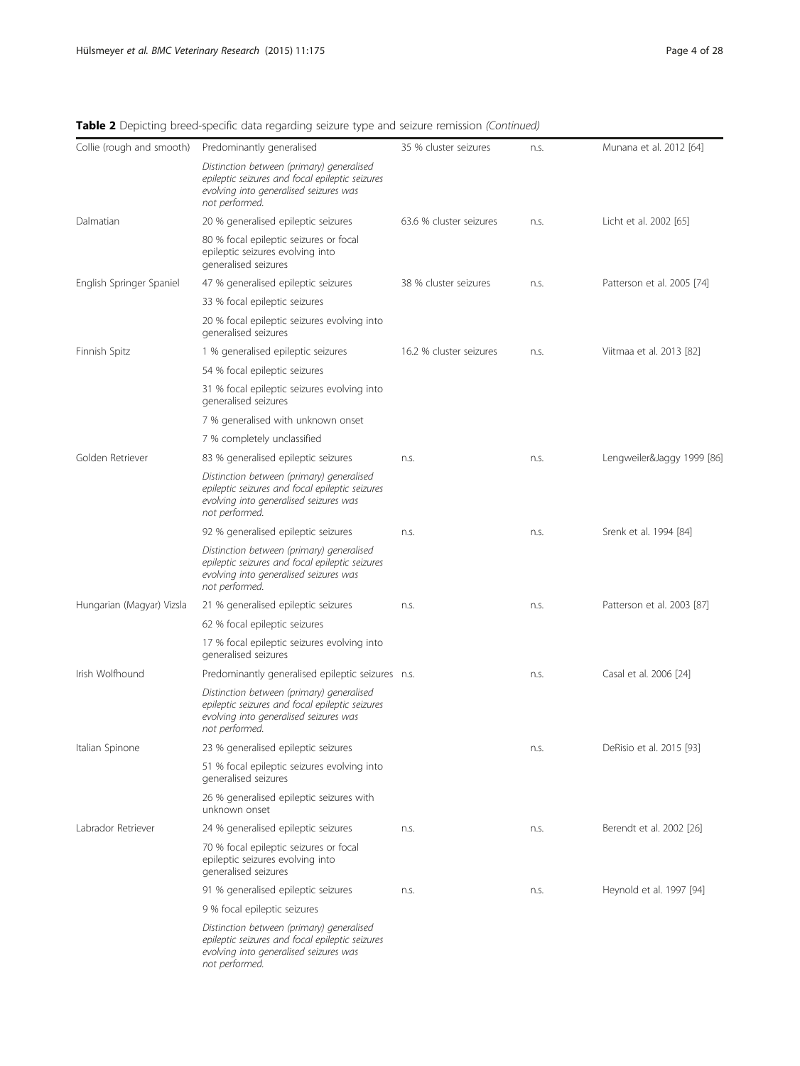**Table 2** Depicting breed-specific data regarding seizure type and seizure remission *(Continued)*

| | | | | |
|---|---|---|---|---|
| Collie (rough and smooth) | Predominantly generalised | 35 % cluster seizures | n.s. | Munana et al. 2012 [64] |
| | *Distinction between (primary) generalised epileptic seizures and focal epileptic seizures evolving into generalised seizures was not performed.* | | | |
| Dalmatian | 20 % generalised epileptic seizures | 63.6 % cluster seizures | n.s. | Licht et al. 2002 [65] |
| | 80 % focal epileptic seizures or focal epileptic seizures evolving into generalised seizures | | | |
| English Springer Spaniel | 47 % generalised epileptic seizures | 38 % cluster seizures | n.s. | Patterson et al. 2005 [74] |
| | 33 % focal epileptic seizures | | | |
| | 20 % focal epileptic seizures evolving into generalised seizures | | | |
| Finnish Spitz | 1 % generalised epileptic seizures | 16.2 % cluster seizures | n.s. | Viitmaa et al. 2013 [82] |
| | 54 % focal epileptic seizures | | | |
| | 31 % focal epileptic seizures evolving into generalised seizures | | | |
| | 7 % generalised with unknown onset | | | |
| | 7 % completely unclassified | | | |
| Golden Retriever | 83 % generalised epileptic seizures | n.s. | n.s. | Lengweiler&Jaggy 1999 [86] |
| | *Distinction between (primary) generalised epileptic seizures and focal epileptic seizures evolving into generalised seizures was not performed.* | | | |
| | 92 % generalised epileptic seizures | n.s. | n.s. | Srenk et al. 1994 [84] |
| | *Distinction between (primary) generalised epileptic seizures and focal epileptic seizures evolving into generalised seizures was not performed.* | | | |
| Hungarian (Magyar) Vizsla | 21 % generalised epileptic seizures | n.s. | n.s. | Patterson et al. 2003 [87] |
| | 62 % focal epileptic seizures | | | |
| | 17 % focal epileptic seizures evolving into generalised seizures | | | |
| Irish Wolfhound | Predominantly generalised epileptic seizures | n.s. | n.s. | Casal et al. 2006 [24] |
| | *Distinction between (primary) generalised epileptic seizures and focal epileptic seizures evolving into generalised seizures was not performed.* | | | |
| Italian Spinone | 23 % generalised epileptic seizures | | n.s. | DeRisio et al. 2015 [93] |
| | 51 % focal epileptic seizures evolving into generalised seizures | | | |
| | 26 % generalised epileptic seizures with unknown onset | | | |
| Labrador Retriever | 24 % generalised epileptic seizures | n.s. | n.s. | Berendt et al. 2002 [26] |
| | 70 % focal epileptic seizures or focal epileptic seizures evolving into generalised seizures | | | |
| | 91 % generalised epileptic seizures | n.s. | n.s. | Heynold et al. 1997 [94] |
| | 9 % focal epileptic seizures | | | |
| | *Distinction between (primary) generalised epileptic seizures and focal epileptic seizures evolving into generalised seizures was not performed.* | | | |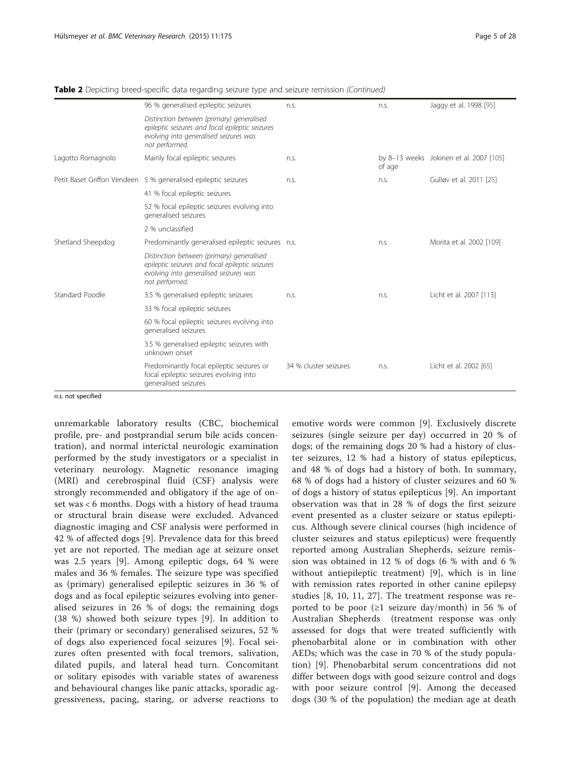**Table 2** Depicting breed-specific data regarding seizure type and seizure remission *(Continued)*

| | | | | |
|---|---|---|---|---|
| | 96 % generalised epileptic seizures | n.s. | n.s. | Jaggy et al. 1998 [95] |
| | *Distinction between (primary) generalised epileptic seizures and focal epileptic seizures evolving into generalised seizures was not performed.* | | | |
| Lagotto Romagnolo | Mainly focal epileptic seizures | n.s. | by 8–13 weeks of age | Jokinen et al. 2007 [105] |
| Petit Baset Griffon Vendeen | 5 % generalised epileptic seizures | n.s. | n.s. | Gulløv et al. 2011 [25] |
| | 41 % focal epileptic seizures | | | |
| | 52 % focal epileptic seizures evolving into generalised seizures | | | |
| | 2 % unclassified | | | |
| Shetland Sheepdog | Predominantly generalised epileptic seizures | n.s. | n.s. | Morita et al. 2002 [109] |
| | *Distinction between (primary) generalised epileptic seizures and focal epileptic seizures evolving into generalised seizures was not performed.* | | | |
| Standard Poodle | 3.5 % generalised epileptic seizures | n.s. | n.s. | Licht et al. 2007 [113] |
| | 33 % focal epileptic seizures | | | |
| | 60 % focal epileptic seizures evolving into generalised seizures | | | |
| | 3.5 % generalised epileptic seizures with unknown onset | | | |
| | Predominantly focal epileptic seizures or focal epileptic seizures evolving into generalised seizures | 34 % cluster seizures | n.s. | Licht et al. 2002 [65] |

*n.s.* not specified

unremarkable laboratory results (CBC, biochemical profile, pre- and postprandial serum bile acids concentration), and normal interictal neurologic examination performed by the study investigators or a specialist in veterinary neurology. Magnetic resonance imaging (MRI) and cerebrospinal fluid (CSF) analysis were strongly recommended and obligatory if the age of onset was < 6 months. Dogs with a history of head trauma or structural brain disease were excluded. Advanced diagnostic imaging and CSF analysis were performed in 42 % of affected dogs [9]. Prevalence data for this breed yet are not reported. The median age at seizure onset was 2.5 years [9]. Among epileptic dogs, 64 % were males and 36 % females. The seizure type was specified as (primary) generalised epileptic seizures in 36 % of dogs and as focal epileptic seizures evolving into generalised seizures in 26 % of dogs; the remaining dogs (38 %) showed both seizure types [9]. In addition to their (primary or secondary) generalised seizures, 52 % of dogs also experienced focal seizures [9]. Focal seizures often presented with focal tremors, salivation, dilated pupils, and lateral head turn. Concomitant or solitary episodes with variable states of awareness and behavioural changes like panic attacks, sporadic aggressiveness, pacing, staring, or adverse reactions to emotive words were common [9]. Exclusively discrete seizures (single seizure per day) occurred in 20 % of dogs; of the remaining dogs 20 % had a history of cluster seizures, 12 % had a history of status epilepticus, and 48 % of dogs had a history of both. In summary, 68 % of dogs had a history of cluster seizures and 60 % of dogs a history of status epilepticus [9]. An important observation was that in 28 % of dogs the first seizure event presented as a cluster seizure or status epilepticus. Although severe clinical courses (high incidence of cluster seizures and status epilepticus) were frequently reported among Australian Shepherds, seizure remission was obtained in 12 % of dogs (6 % with and 6 % without antiepileptic treatment) [9], which is in line with remission rates reported in other canine epilepsy studies [8, 10, 11, 27]. The treatment response was reported to be poor (≥1 seizure day/month) in 56 % of Australian Shepherds (treatment response was only assessed for dogs that were treated sufficiently with phenobarbital alone or in combination with other AEDs; which was the case in 70 % of the study population) [9]. Phenobarbital serum concentrations did not differ between dogs with good seizure control and dogs with poor seizure control [9]. Among the deceased dogs (30 % of the population) the median age at death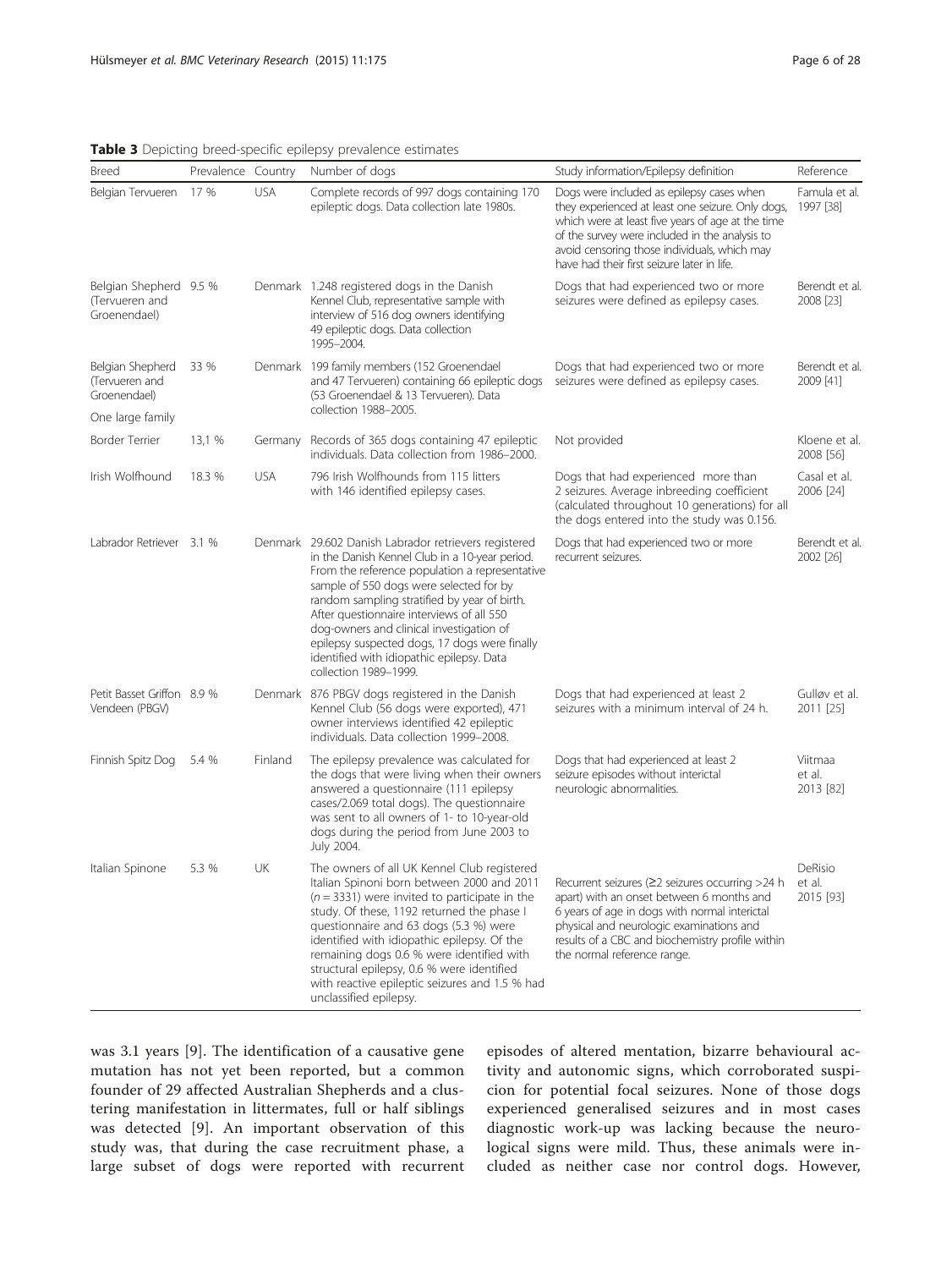**Table 3** Depicting breed-specific epilepsy prevalence estimates

| Breed | Prevalence | Country | Number of dogs | Study information/Epilepsy definition | Reference |
|---|---|---|---|---|---|
| Belgian Tervueren | 17 % | USA | Complete records of 997 dogs containing 170 epileptic dogs. Data collection late 1980s. | Dogs were included as epilepsy cases when they experienced at least one seizure. Only dogs, which were at least five years of age at the time of the survey were included in the analysis to avoid censoring those individuals, which may have had their first seizure later in life. | Famula et al. 1997 [38] |
| Belgian Shepherd (Tervueren and Groenendael) | 9.5 % | Denmark | 1.248 registered dogs in the Danish Kennel Club, representative sample with interview of 516 dog owners identifying 49 epileptic dogs. Data collection 1995–2004. | Dogs that had experienced two or more seizures were defined as epilepsy cases. | Berendt et al. 2008 [23] |
| Belgian Shepherd (Tervueren and Groenendael) One large family | 33 % | Denmark | 199 family members (152 Groenendael and 47 Tervueren) containing 66 epileptic dogs (53 Groenendael & 13 Tervueren). Data collection 1988–2005. | Dogs that had experienced two or more seizures were defined as epilepsy cases. | Berendt et al. 2009 [41] |
| Border Terrier | 13,1 % | Germany | Records of 365 dogs containing 47 epileptic individuals. Data collection from 1986–2000. | Not provided | Kloene et al. 2008 [56] |
| Irish Wolfhound | 18.3 % | USA | 796 Irish Wolfhounds from 115 litters with 146 identified epilepsy cases. | Dogs that had experienced more than 2 seizures. Average inbreeding coefficient (calculated throughout 10 generations) for all the dogs entered into the study was 0.156. | Casal et al. 2006 [24] |
| Labrador Retriever | 3.1 % | Denmark | 29.602 Danish Labrador retrievers registered in the Danish Kennel Club in a 10-year period. From the reference population a representative sample of 550 dogs were selected for by random sampling stratified by year of birth. After questionnaire interviews of all 550 dog-owners and clinical investigation of epilepsy suspected dogs, 17 dogs were finally identified with idiopathic epilepsy. Data collection 1989–1999. | Dogs that had experienced two or more recurrent seizures. | Berendt et al. 2002 [26] |
| Petit Basset Griffon Vendeen (PBGV) | 8.9 % | Denmark | 876 PBGV dogs registered in the Danish Kennel Club (56 dogs were exported), 471 owner interviews identified 42 epileptic individuals. Data collection 1999–2008. | Dogs that had experienced at least 2 seizures with a minimum interval of 24 h. | Gulløv et al. 2011 [25] |
| Finnish Spitz Dog | 5.4 % | Finland | The epilepsy prevalence was calculated for the dogs that were living when their owners answered a questionnaire (111 epilepsy cases/2.069 total dogs). The questionnaire was sent to all owners of 1- to 10-year-old dogs during the period from June 2003 to July 2004. | Dogs that had experienced at least 2 seizure episodes without interictal neurologic abnormalities. | Viitmaa et al. 2013 [82] |
| Italian Spinone | 5.3 % | UK | The owners of all UK Kennel Club registered Italian Spinoni born between 2000 and 2011 ($n = 3331$) were invited to participate in the study. Of these, 1192 returned the phase I questionnaire and 63 dogs (5.3 %) were identified with idiopathic epilepsy. Of the remaining dogs 0.6 % were identified with structural epilepsy, 0.6 % were identified with reactive epileptic seizures and 1.5 % had unclassified epilepsy. | Recurrent seizures (≥2 seizures occurring >24 h apart) with an onset between 6 months and 6 years of age in dogs with normal interictal physical and neurologic examinations and results of a CBC and biochemistry profile within the normal reference range. | DeRisio et al. 2015 [93] |

was 3.1 years [9]. The identification of a causative gene mutation has not yet been reported, but a common founder of 29 affected Australian Shepherds and a clustering manifestation in littermates, full or half siblings was detected [9]. An important observation of this study was, that during the case recruitment phase, a large subset of dogs were reported with recurrent episodes of altered mentation, bizarre behavioural activity and autonomic signs, which corroborated suspicion for potential focal seizures. None of those dogs experienced generalised seizures and in most cases diagnostic work-up was lacking because the neurological signs were mild. Thus, these animals were included as neither case nor control dogs. However,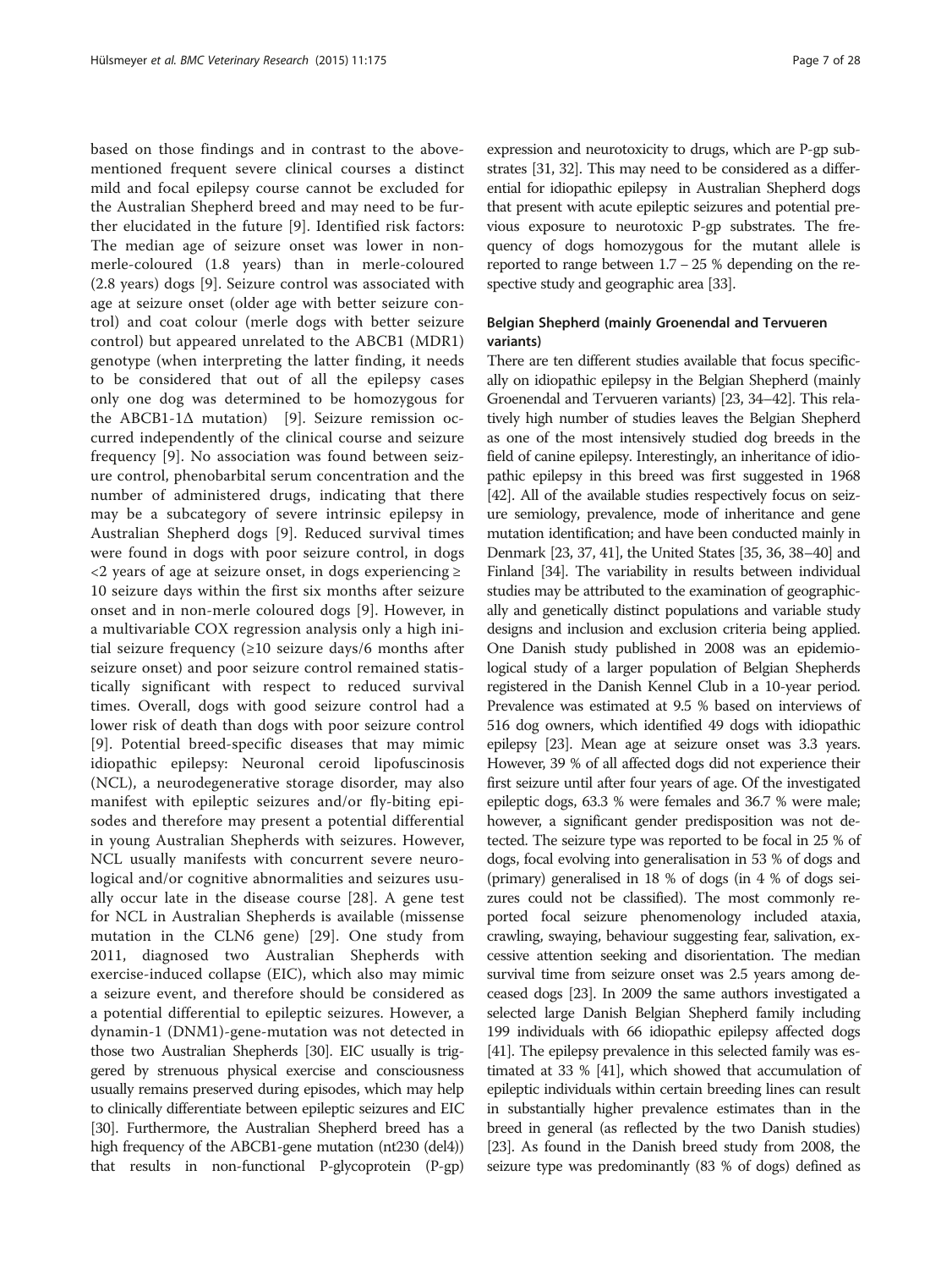based on those findings and in contrast to the above-mentioned frequent severe clinical courses a distinct mild and focal epilepsy course cannot be excluded for the Australian Shepherd breed and may need to be further elucidated in the future [9]. Identified risk factors: The median age of seizure onset was lower in non-merle-coloured (1.8 years) than in merle-coloured (2.8 years) dogs [9]. Seizure control was associated with age at seizure onset (older age with better seizure control) and coat colour (merle dogs with better seizure control) but appeared unrelated to the ABCB1 (MDR1) genotype (when interpreting the latter finding, it needs to be considered that out of all the epilepsy cases only one dog was determined to be homozygous for the ABCB1-1Δ mutation) [9]. Seizure remission occurred independently of the clinical course and seizure frequency [9]. No association was found between seizure control, phenobarbital serum concentration and the number of administered drugs, indicating that there may be a subcategory of severe intrinsic epilepsy in Australian Shepherd dogs [9]. Reduced survival times were found in dogs with poor seizure control, in dogs <2 years of age at seizure onset, in dogs experiencing ≥ 10 seizure days within the first six months after seizure onset and in non-merle coloured dogs [9]. However, in a multivariable COX regression analysis only a high initial seizure frequency (≥10 seizure days/6 months after seizure onset) and poor seizure control remained statistically significant with respect to reduced survival times. Overall, dogs with good seizure control had a lower risk of death than dogs with poor seizure control [9]. Potential breed-specific diseases that may mimic idiopathic epilepsy: Neuronal ceroid lipofuscinosis (NCL), a neurodegenerative storage disorder, may also manifest with epileptic seizures and/or fly-biting episodes and therefore may present a potential differential in young Australian Shepherds with seizures. However, NCL usually manifests with concurrent severe neurological and/or cognitive abnormalities and seizures usually occur late in the disease course [28]. A gene test for NCL in Australian Shepherds is available (missense mutation in the CLN6 gene) [29]. One study from 2011, diagnosed two Australian Shepherds with exercise-induced collapse (EIC), which also may mimic a seizure event, and therefore should be considered as a potential differential to epileptic seizures. However, a dynamin-1 (DNM1)-gene-mutation was not detected in those two Australian Shepherds [30]. EIC usually is triggered by strenuous physical exercise and consciousness usually remains preserved during episodes, which may help to clinically differentiate between epileptic seizures and EIC [30]. Furthermore, the Australian Shepherd breed has a high frequency of the ABCB1-gene mutation (nt230 (del4)) that results in non-functional P-glycoprotein (P-gp) expression and neurotoxicity to drugs, which are P-gp substrates [31, 32]. This may need to be considered as a differential for idiopathic epilepsy in Australian Shepherd dogs that present with acute epileptic seizures and potential previous exposure to neurotoxic P-gp substrates. The frequency of dogs homozygous for the mutant allele is reported to range between 1.7 – 25 % depending on the respective study and geographic area [33].

### Belgian Shepherd (mainly Groenendal and Tervueren variants)

There are ten different studies available that focus specifically on idiopathic epilepsy in the Belgian Shepherd (mainly Groenendal and Tervueren variants) [23, 34–42]. This relatively high number of studies leaves the Belgian Shepherd as one of the most intensively studied dog breeds in the field of canine epilepsy. Interestingly, an inheritance of idiopathic epilepsy in this breed was first suggested in 1968 [42]. All of the available studies respectively focus on seizure semiology, prevalence, mode of inheritance and gene mutation identification; and have been conducted mainly in Denmark [23, 37, 41], the United States [35, 36, 38–40] and Finland [34]. The variability in results between individual studies may be attributed to the examination of geographically and genetically distinct populations and variable study designs and inclusion and exclusion criteria being applied. One Danish study published in 2008 was an epidemiological study of a larger population of Belgian Shepherds registered in the Danish Kennel Club in a 10-year period. Prevalence was estimated at 9.5 % based on interviews of 516 dog owners, which identified 49 dogs with idiopathic epilepsy [23]. Mean age at seizure onset was 3.3 years. However, 39 % of all affected dogs did not experience their first seizure until after four years of age. Of the investigated epileptic dogs, 63.3 % were females and 36.7 % were male; however, a significant gender predisposition was not detected. The seizure type was reported to be focal in 25 % of dogs, focal evolving into generalisation in 53 % of dogs and (primary) generalised in 18 % of dogs (in 4 % of dogs seizures could not be classified). The most commonly reported focal seizure phenomenology included ataxia, crawling, swaying, behaviour suggesting fear, salivation, excessive attention seeking and disorientation. The median survival time from seizure onset was 2.5 years among deceased dogs [23]. In 2009 the same authors investigated a selected large Danish Belgian Shepherd family including 199 individuals with 66 idiopathic epilepsy affected dogs [41]. The epilepsy prevalence in this selected family was estimated at 33 % [41], which showed that accumulation of epileptic individuals within certain breeding lines can result in substantially higher prevalence estimates than in the breed in general (as reflected by the two Danish studies) [23]. As found in the Danish breed study from 2008, the seizure type was predominantly (83 % of dogs) defined as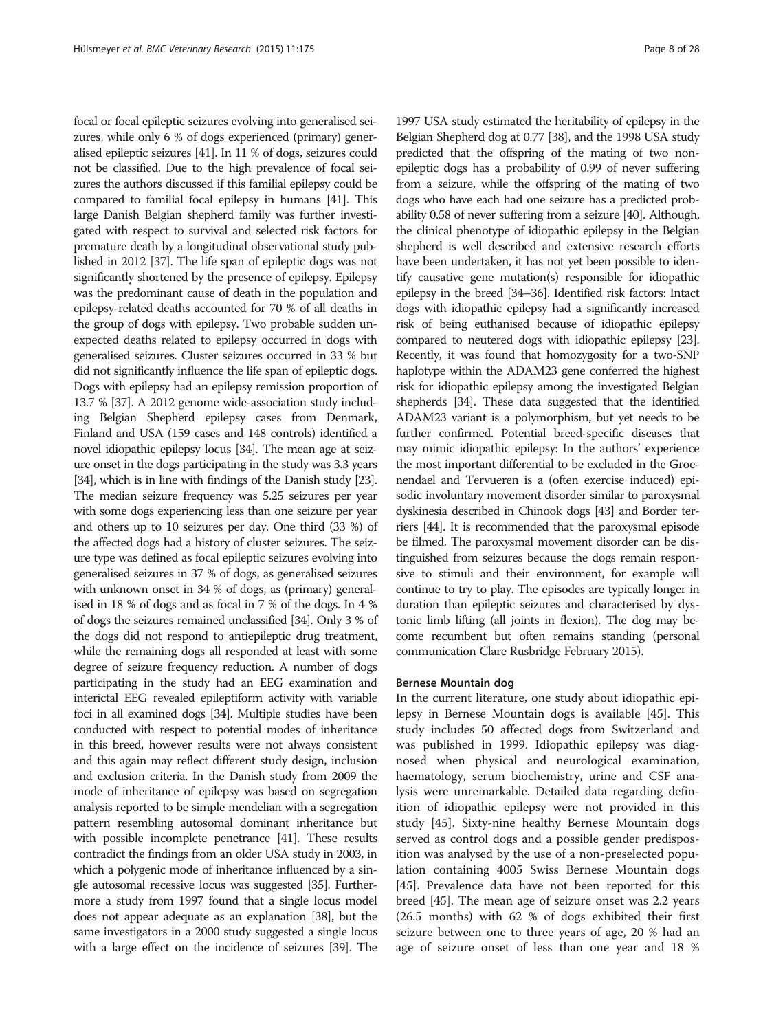focal or focal epileptic seizures evolving into generalised seizures, while only 6 % of dogs experienced (primary) generalised epileptic seizures [41]. In 11 % of dogs, seizures could not be classified. Due to the high prevalence of focal seizures the authors discussed if this familial epilepsy could be compared to familial focal epilepsy in humans [41]. This large Danish Belgian shepherd family was further investigated with respect to survival and selected risk factors for premature death by a longitudinal observational study published in 2012 [37]. The life span of epileptic dogs was not significantly shortened by the presence of epilepsy. Epilepsy was the predominant cause of death in the population and epilepsy-related deaths accounted for 70 % of all deaths in the group of dogs with epilepsy. Two probable sudden unexpected deaths related to epilepsy occurred in dogs with generalised seizures. Cluster seizures occurred in 33 % but did not significantly influence the life span of epileptic dogs. Dogs with epilepsy had an epilepsy remission proportion of 13.7 % [37]. A 2012 genome wide-association study including Belgian Shepherd epilepsy cases from Denmark, Finland and USA (159 cases and 148 controls) identified a novel idiopathic epilepsy locus [34]. The mean age at seizure onset in the dogs participating in the study was 3.3 years [34], which is in line with findings of the Danish study [23]. The median seizure frequency was 5.25 seizures per year with some dogs experiencing less than one seizure per year and others up to 10 seizures per day. One third (33 %) of the affected dogs had a history of cluster seizures. The seizure type was defined as focal epileptic seizures evolving into generalised seizures in 37 % of dogs, as generalised seizures with unknown onset in 34 % of dogs, as (primary) generalised in 18 % of dogs and as focal in 7 % of the dogs. In 4 % of dogs the seizures remained unclassified [34]. Only 3 % of the dogs did not respond to antiepileptic drug treatment, while the remaining dogs all responded at least with some degree of seizure frequency reduction. A number of dogs participating in the study had an EEG examination and interictal EEG revealed epileptiform activity with variable foci in all examined dogs [34]. Multiple studies have been conducted with respect to potential modes of inheritance in this breed, however results were not always consistent and this again may reflect different study design, inclusion and exclusion criteria. In the Danish study from 2009 the mode of inheritance of epilepsy was based on segregation analysis reported to be simple mendelian with a segregation pattern resembling autosomal dominant inheritance but with possible incomplete penetrance [41]. These results contradict the findings from an older USA study in 2003, in which a polygenic mode of inheritance influenced by a single autosomal recessive locus was suggested [35]. Furthermore a study from 1997 found that a single locus model does not appear adequate as an explanation [38], but the same investigators in a 2000 study suggested a single locus with a large effect on the incidence of seizures [39]. The 1997 USA study estimated the heritability of epilepsy in the Belgian Shepherd dog at 0.77 [38], and the 1998 USA study predicted that the offspring of the mating of two nonepileptic dogs has a probability of 0.99 of never suffering from a seizure, while the offspring of the mating of two dogs who have each had one seizure has a predicted probability 0.58 of never suffering from a seizure [40]. Although, the clinical phenotype of idiopathic epilepsy in the Belgian shepherd is well described and extensive research efforts have been undertaken, it has not yet been possible to identify causative gene mutation(s) responsible for idiopathic epilepsy in the breed [34–36]. Identified risk factors: Intact dogs with idiopathic epilepsy had a significantly increased risk of being euthanised because of idiopathic epilepsy compared to neutered dogs with idiopathic epilepsy [23]. Recently, it was found that homozygosity for a two-SNP haplotype within the ADAM23 gene conferred the highest risk for idiopathic epilepsy among the investigated Belgian shepherds [34]. These data suggested that the identified ADAM23 variant is a polymorphism, but yet needs to be further confirmed. Potential breed-specific diseases that may mimic idiopathic epilepsy: In the authors' experience the most important differential to be excluded in the Groenendael and Tervueren is a (often exercise induced) episodic involuntary movement disorder similar to paroxysmal dyskinesia described in Chinook dogs [43] and Border terriers [44]. It is recommended that the paroxysmal episode be filmed. The paroxysmal movement disorder can be distinguished from seizures because the dogs remain responsive to stimuli and their environment, for example will continue to try to play. The episodes are typically longer in duration than epileptic seizures and characterised by dystonic limb lifting (all joints in flexion). The dog may become recumbent but often remains standing (personal communication Clare Rusbridge February 2015).

#### Bernese Mountain dog

In the current literature, one study about idiopathic epilepsy in Bernese Mountain dogs is available [45]. This study includes 50 affected dogs from Switzerland and was published in 1999. Idiopathic epilepsy was diagnosed when physical and neurological examination, haematology, serum biochemistry, urine and CSF analysis were unremarkable. Detailed data regarding definition of idiopathic epilepsy were not provided in this study [45]. Sixty-nine healthy Bernese Mountain dogs served as control dogs and a possible gender predisposition was analysed by the use of a non-preselected population containing 4005 Swiss Bernese Mountain dogs [45]. Prevalence data have not been reported for this breed [45]. The mean age of seizure onset was 2.2 years (26.5 months) with 62 % of dogs exhibited their first seizure between one to three years of age, 20 % had an age of seizure onset of less than one year and 18 %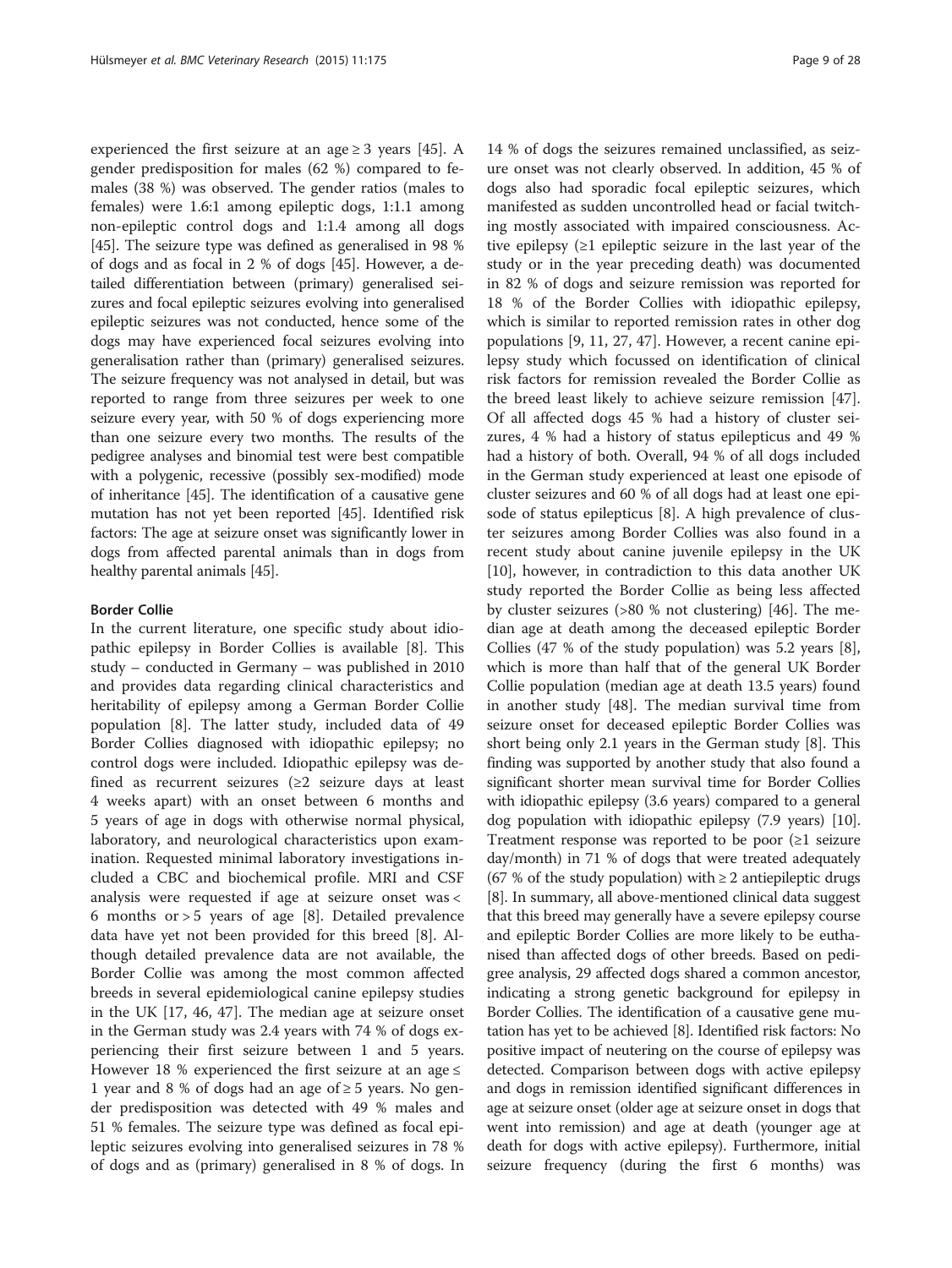experienced the first seizure at an age ≥ 3 years [45]. A gender predisposition for males (62 %) compared to females (38 %) was observed. The gender ratios (males to females) were 1.6:1 among epileptic dogs, 1:1.1 among non-epileptic control dogs and 1:1.4 among all dogs [45]. The seizure type was defined as generalised in 98 % of dogs and as focal in 2 % of dogs [45]. However, a detailed differentiation between (primary) generalised seizures and focal epileptic seizures evolving into generalised epileptic seizures was not conducted, hence some of the dogs may have experienced focal seizures evolving into generalisation rather than (primary) generalised seizures. The seizure frequency was not analysed in detail, but was reported to range from three seizures per week to one seizure every year, with 50 % of dogs experiencing more than one seizure every two months. The results of the pedigree analyses and binomial test were best compatible with a polygenic, recessive (possibly sex-modified) mode of inheritance [45]. The identification of a causative gene mutation has not yet been reported [45]. Identified risk factors: The age at seizure onset was significantly lower in dogs from affected parental animals than in dogs from healthy parental animals [45].

#### Border Collie

In the current literature, one specific study about idiopathic epilepsy in Border Collies is available [8]. This study – conducted in Germany – was published in 2010 and provides data regarding clinical characteristics and heritability of epilepsy among a German Border Collie population [8]. The latter study, included data of 49 Border Collies diagnosed with idiopathic epilepsy; no control dogs were included. Idiopathic epilepsy was defined as recurrent seizures (≥2 seizure days at least 4 weeks apart) with an onset between 6 months and 5 years of age in dogs with otherwise normal physical, laboratory, and neurological characteristics upon examination. Requested minimal laboratory investigations included a CBC and biochemical profile. MRI and CSF analysis were requested if age at seizure onset was < 6 months or > 5 years of age [8]. Detailed prevalence data have yet not been provided for this breed [8]. Although detailed prevalence data are not available, the Border Collie was among the most common affected breeds in several epidemiological canine epilepsy studies in the UK [17, 46, 47]. The median age at seizure onset in the German study was 2.4 years with 74 % of dogs experiencing their first seizure between 1 and 5 years. However 18 % experienced the first seizure at an age ≤ 1 year and 8 % of dogs had an age of ≥ 5 years. No gender predisposition was detected with 49 % males and 51 % females. The seizure type was defined as focal epileptic seizures evolving into generalised seizures in 78 % of dogs and as (primary) generalised in 8 % of dogs. In 14 % of dogs the seizures remained unclassified, as seizure onset was not clearly observed. In addition, 45 % of dogs also had sporadic focal epileptic seizures, which manifested as sudden uncontrolled head or facial twitching mostly associated with impaired consciousness. Active epilepsy (≥1 epileptic seizure in the last year of the study or in the year preceding death) was documented in 82 % of dogs and seizure remission was reported for 18 % of the Border Collies with idiopathic epilepsy, which is similar to reported remission rates in other dog populations [9, 11, 27, 47]. However, a recent canine epilepsy study which focussed on identification of clinical risk factors for remission revealed the Border Collie as the breed least likely to achieve seizure remission [47]. Of all affected dogs 45 % had a history of cluster seizures, 4 % had a history of status epilepticus and 49 % had a history of both. Overall, 94 % of all dogs included in the German study experienced at least one episode of cluster seizures and 60 % of all dogs had at least one episode of status epilepticus [8]. A high prevalence of cluster seizures among Border Collies was also found in a recent study about canine juvenile epilepsy in the UK [10], however, in contradiction to this data another UK study reported the Border Collie as being less affected by cluster seizures (>80 % not clustering) [46]. The median age at death among the deceased epileptic Border Collies (47 % of the study population) was 5.2 years [8], which is more than half that of the general UK Border Collie population (median age at death 13.5 years) found in another study [48]. The median survival time from seizure onset for deceased epileptic Border Collies was short being only 2.1 years in the German study [8]. This finding was supported by another study that also found a significant shorter mean survival time for Border Collies with idiopathic epilepsy (3.6 years) compared to a general dog population with idiopathic epilepsy (7.9 years) [10]. Treatment response was reported to be poor (≥1 seizure day/month) in 71 % of dogs that were treated adequately (67 % of the study population) with ≥ 2 antiepileptic drugs [8]. In summary, all above-mentioned clinical data suggest that this breed may generally have a severe epilepsy course and epileptic Border Collies are more likely to be euthanised than affected dogs of other breeds. Based on pedigree analysis, 29 affected dogs shared a common ancestor, indicating a strong genetic background for epilepsy in Border Collies. The identification of a causative gene mutation has yet to be achieved [8]. Identified risk factors: No positive impact of neutering on the course of epilepsy was detected. Comparison between dogs with active epilepsy and dogs in remission identified significant differences in age at seizure onset (older age at seizure onset in dogs that went into remission) and age at death (younger age at death for dogs with active epilepsy). Furthermore, initial seizure frequency (during the first 6 months) was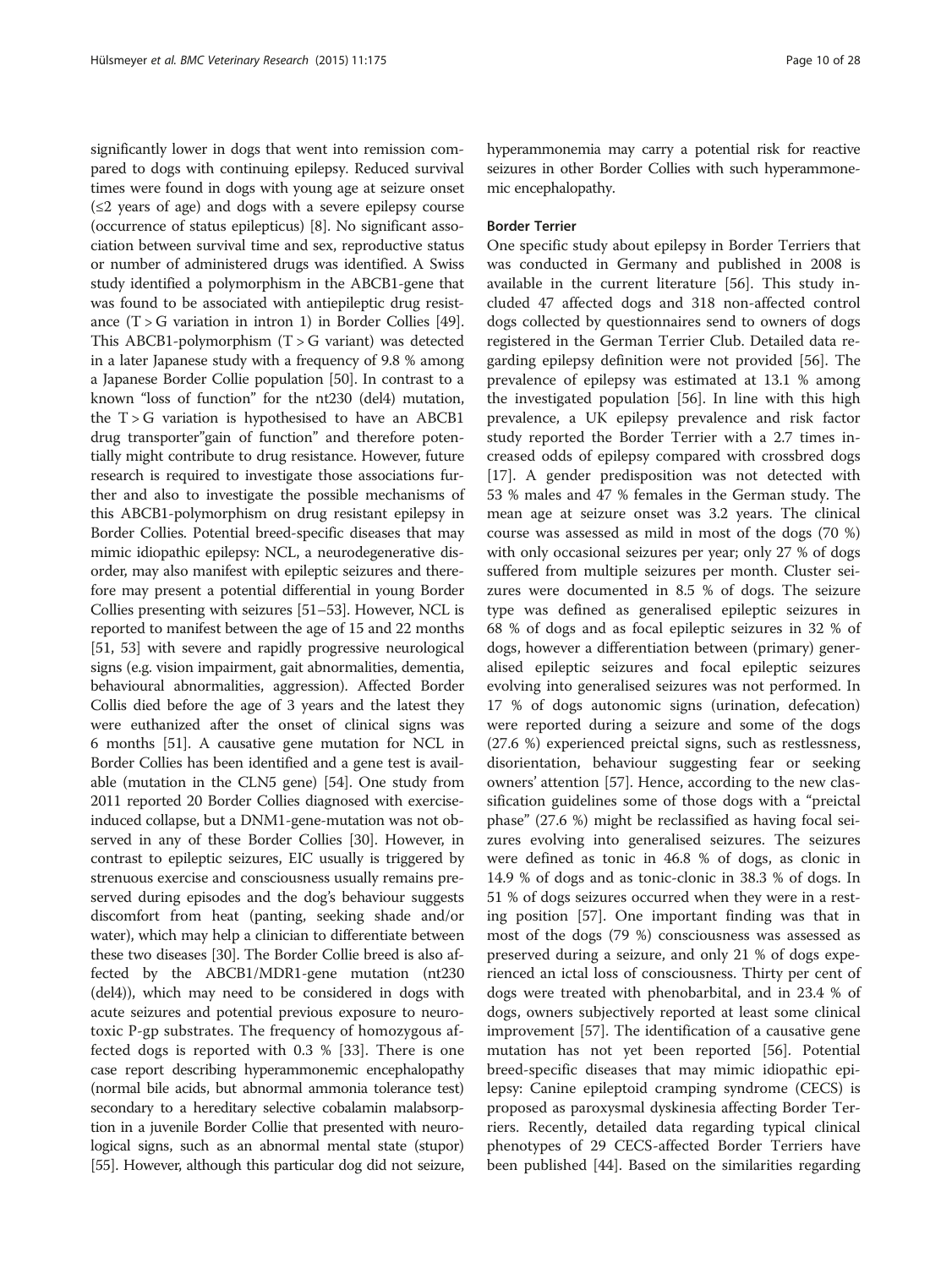significantly lower in dogs that went into remission compared to dogs with continuing epilepsy. Reduced survival times were found in dogs with young age at seizure onset (≤2 years of age) and dogs with a severe epilepsy course (occurrence of status epilepticus) [8]. No significant association between survival time and sex, reproductive status or number of administered drugs was identified. A Swiss study identified a polymorphism in the ABCB1-gene that was found to be associated with antiepileptic drug resistance (T > G variation in intron 1) in Border Collies [49]. This ABCB1-polymorphism (T > G variant) was detected in a later Japanese study with a frequency of 9.8 % among a Japanese Border Collie population [50]. In contrast to a known "loss of function" for the nt230 (del4) mutation, the T > G variation is hypothesised to have an ABCB1 drug transporter"gain of function" and therefore potentially might contribute to drug resistance. However, future research is required to investigate those associations further and also to investigate the possible mechanisms of this ABCB1-polymorphism on drug resistant epilepsy in Border Collies. Potential breed-specific diseases that may mimic idiopathic epilepsy: NCL, a neurodegenerative disorder, may also manifest with epileptic seizures and therefore may present a potential differential in young Border Collies presenting with seizures [51–53]. However, NCL is reported to manifest between the age of 15 and 22 months [51, 53] with severe and rapidly progressive neurological signs (e.g. vision impairment, gait abnormalities, dementia, behavioural abnormalities, aggression). Affected Border Collis died before the age of 3 years and the latest they were euthanized after the onset of clinical signs was 6 months [51]. A causative gene mutation for NCL in Border Collies has been identified and a gene test is available (mutation in the CLN5 gene) [54]. One study from 2011 reported 20 Border Collies diagnosed with exercise-induced collapse, but a DNM1-gene-mutation was not observed in any of these Border Collies [30]. However, in contrast to epileptic seizures, EIC usually is triggered by strenuous exercise and consciousness usually remains preserved during episodes and the dog's behaviour suggests discomfort from heat (panting, seeking shade and/or water), which may help a clinician to differentiate between these two diseases [30]. The Border Collie breed is also affected by the ABCB1/MDR1-gene mutation (nt230 (del4)), which may need to be considered in dogs with acute seizures and potential previous exposure to neurotoxic P-gp substrates. The frequency of homozygous affected dogs is reported with 0.3 % [33]. There is one case report describing hyperammonemic encephalopathy (normal bile acids, but abnormal ammonia tolerance test) secondary to a hereditary selective cobalamin malabsorption in a juvenile Border Collie that presented with neurological signs, such as an abnormal mental state (stupor) [55]. However, although this particular dog did not seizure, hyperammonemia may carry a potential risk for reactive seizures in other Border Collies with such hyperammonemic encephalopathy.

#### Border Terrier

One specific study about epilepsy in Border Terriers that was conducted in Germany and published in 2008 is available in the current literature [56]. This study included 47 affected dogs and 318 non-affected control dogs collected by questionnaires send to owners of dogs registered in the German Terrier Club. Detailed data regarding epilepsy definition were not provided [56]. The prevalence of epilepsy was estimated at 13.1 % among the investigated population [56]. In line with this high prevalence, a UK epilepsy prevalence and risk factor study reported the Border Terrier with a 2.7 times increased odds of epilepsy compared with crossbred dogs [17]. A gender predisposition was not detected with 53 % males and 47 % females in the German study. The mean age at seizure onset was 3.2 years. The clinical course was assessed as mild in most of the dogs (70 %) with only occasional seizures per year; only 27 % of dogs suffered from multiple seizures per month. Cluster seizures were documented in 8.5 % of dogs. The seizure type was defined as generalised epileptic seizures in 68 % of dogs and as focal epileptic seizures in 32 % of dogs, however a differentiation between (primary) generalised epileptic seizures and focal epileptic seizures evolving into generalised seizures was not performed. In 17 % of dogs autonomic signs (urination, defecation) were reported during a seizure and some of the dogs (27.6 %) experienced preictal signs, such as restlessness, disorientation, behaviour suggesting fear or seeking owners' attention [57]. Hence, according to the new classification guidelines some of those dogs with a "preictal phase" (27.6 %) might be reclassified as having focal seizures evolving into generalised seizures. The seizures were defined as tonic in 46.8 % of dogs, as clonic in 14.9 % of dogs and as tonic-clonic in 38.3 % of dogs. In 51 % of dogs seizures occurred when they were in a resting position [57]. One important finding was that in most of the dogs (79 %) consciousness was assessed as preserved during a seizure, and only 21 % of dogs experienced an ictal loss of consciousness. Thirty per cent of dogs were treated with phenobarbital, and in 23.4 % of dogs, owners subjectively reported at least some clinical improvement [57]. The identification of a causative gene mutation has not yet been reported [56]. Potential breed-specific diseases that may mimic idiopathic epilepsy: Canine epileptoid cramping syndrome (CECS) is proposed as paroxysmal dyskinesia affecting Border Terriers. Recently, detailed data regarding typical clinical phenotypes of 29 CECS-affected Border Terriers have been published [44]. Based on the similarities regarding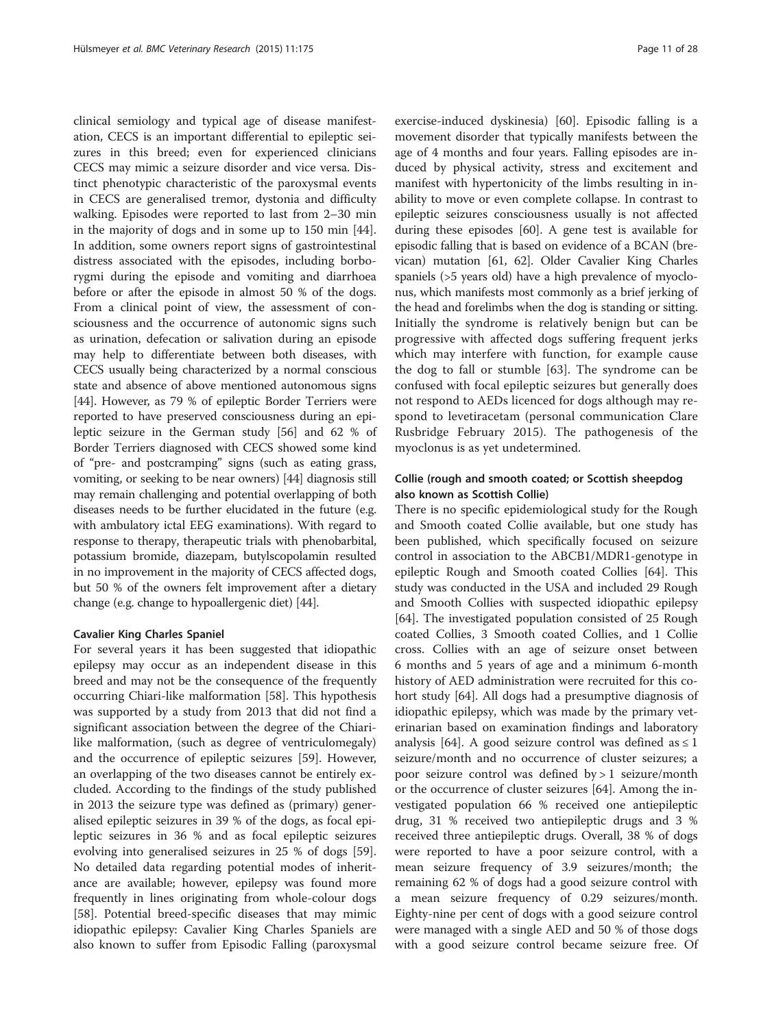clinical semiology and typical age of disease manifestation, CECS is an important differential to epileptic seizures in this breed; even for experienced clinicians CECS may mimic a seizure disorder and vice versa. Distinct phenotypic characteristic of the paroxysmal events in CECS are generalised tremor, dystonia and difficulty walking. Episodes were reported to last from 2–30 min in the majority of dogs and in some up to 150 min [44]. In addition, some owners report signs of gastrointestinal distress associated with the episodes, including borborygmi during the episode and vomiting and diarrhoea before or after the episode in almost 50 % of the dogs. From a clinical point of view, the assessment of consciousness and the occurrence of autonomic signs such as urination, defecation or salivation during an episode may help to differentiate between both diseases, with CECS usually being characterized by a normal conscious state and absence of above mentioned autonomous signs [44]. However, as 79 % of epileptic Border Terriers were reported to have preserved consciousness during an epileptic seizure in the German study [56] and 62 % of Border Terriers diagnosed with CECS showed some kind of "pre- and postcramping" signs (such as eating grass, vomiting, or seeking to be near owners) [44] diagnosis still may remain challenging and potential overlapping of both diseases needs to be further elucidated in the future (e.g. with ambulatory ictal EEG examinations). With regard to response to therapy, therapeutic trials with phenobarbital, potassium bromide, diazepam, butylscopolamin resulted in no improvement in the majority of CECS affected dogs, but 50 % of the owners felt improvement after a dietary change (e.g. change to hypoallergenic diet) [44].

#### Cavalier King Charles Spaniel

For several years it has been suggested that idiopathic epilepsy may occur as an independent disease in this breed and may not be the consequence of the frequently occurring Chiari-like malformation [58]. This hypothesis was supported by a study from 2013 that did not find a significant association between the degree of the Chiari-like malformation, (such as degree of ventriculomegaly) and the occurrence of epileptic seizures [59]. However, an overlapping of the two diseases cannot be entirely excluded. According to the findings of the study published in 2013 the seizure type was defined as (primary) generalised epileptic seizures in 39 % of the dogs, as focal epileptic seizures in 36 % and as focal epileptic seizures evolving into generalised seizures in 25 % of dogs [59]. No detailed data regarding potential modes of inheritance are available; however, epilepsy was found more frequently in lines originating from whole-colour dogs [58]. Potential breed-specific diseases that may mimic idiopathic epilepsy: Cavalier King Charles Spaniels are also known to suffer from Episodic Falling (paroxysmal exercise-induced dyskinesia) [60]. Episodic falling is a movement disorder that typically manifests between the age of 4 months and four years. Falling episodes are induced by physical activity, stress and excitement and manifest with hypertonicity of the limbs resulting in inability to move or even complete collapse. In contrast to epileptic seizures consciousness usually is not affected during these episodes [60]. A gene test is available for episodic falling that is based on evidence of a BCAN (brevican) mutation [61, 62]. Older Cavalier King Charles spaniels (>5 years old) have a high prevalence of myoclonus, which manifests most commonly as a brief jerking of the head and forelimbs when the dog is standing or sitting. Initially the syndrome is relatively benign but can be progressive with affected dogs suffering frequent jerks which may interfere with function, for example cause the dog to fall or stumble [63]. The syndrome can be confused with focal epileptic seizures but generally does not respond to AEDs licenced for dogs although may respond to levetiracetam (personal communication Clare Rusbridge February 2015). The pathogenesis of the myoclonus is as yet undetermined.

#### Collie (rough and smooth coated; or Scottish sheepdog also known as Scottish Collie)

There is no specific epidemiological study for the Rough and Smooth coated Collie available, but one study has been published, which specifically focused on seizure control in association to the ABCB1/MDR1-genotype in epileptic Rough and Smooth coated Collies [64]. This study was conducted in the USA and included 29 Rough and Smooth Collies with suspected idiopathic epilepsy [64]. The investigated population consisted of 25 Rough coated Collies, 3 Smooth coated Collies, and 1 Collie cross. Collies with an age of seizure onset between 6 months and 5 years of age and a minimum 6-month history of AED administration were recruited for this cohort study [64]. All dogs had a presumptive diagnosis of idiopathic epilepsy, which was made by the primary veterinarian based on examination findings and laboratory analysis [64]. A good seizure control was defined as ≤ 1 seizure/month and no occurrence of cluster seizures; a poor seizure control was defined by > 1 seizure/month or the occurrence of cluster seizures [64]. Among the investigated population 66 % received one antiepileptic drug, 31 % received two antiepileptic drugs and 3 % received three antiepileptic drugs. Overall, 38 % of dogs were reported to have a poor seizure control, with a mean seizure frequency of 3.9 seizures/month; the remaining 62 % of dogs had a good seizure control with a mean seizure frequency of 0.29 seizures/month. Eighty-nine per cent of dogs with a good seizure control were managed with a single AED and 50 % of those dogs with a good seizure control became seizure free. Of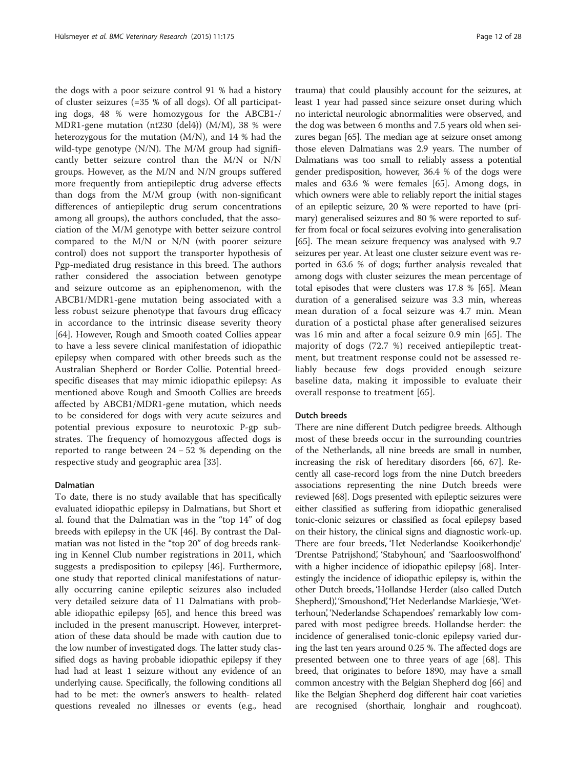the dogs with a poor seizure control 91 % had a history of cluster seizures (=35 % of all dogs). Of all participating dogs, 48 % were homozygous for the ABCB1-/MDR1-gene mutation (nt230 (del4)) (M/M), 38 % were heterozygous for the mutation (M/N), and 14 % had the wild-type genotype (N/N). The M/M group had significantly better seizure control than the M/N or N/N groups. However, as the M/N and N/N groups suffered more frequently from antiepileptic drug adverse effects than dogs from the M/M group (with non-significant differences of antiepileptic drug serum concentrations among all groups), the authors concluded, that the association of the M/M genotype with better seizure control compared to the M/N or N/N (with poorer seizure control) does not support the transporter hypothesis of Pgp-mediated drug resistance in this breed. The authors rather considered the association between genotype and seizure outcome as an epiphenomenon, with the ABCB1/MDR1-gene mutation being associated with a less robust seizure phenotype that favours drug efficacy in accordance to the intrinsic disease severity theory [64]. However, Rough and Smooth coated Collies appear to have a less severe clinical manifestation of idiopathic epilepsy when compared with other breeds such as the Australian Shepherd or Border Collie. Potential breed-specific diseases that may mimic idiopathic epilepsy: As mentioned above Rough and Smooth Collies are breeds affected by ABCB1/MDR1-gene mutation, which needs to be considered for dogs with very acute seizures and potential previous exposure to neurotoxic P-gp substrates. The frequency of homozygous affected dogs is reported to range between 24 – 52 % depending on the respective study and geographic area [33].

#### Dalmatian

To date, there is no study available that has specifically evaluated idiopathic epilepsy in Dalmatians, but Short et al. found that the Dalmatian was in the "top 14" of dog breeds with epilepsy in the UK [46]. By contrast the Dalmatian was not listed in the "top 20" of dog breeds ranking in Kennel Club number registrations in 2011, which suggests a predisposition to epilepsy [46]. Furthermore, one study that reported clinical manifestations of naturally occurring canine epileptic seizures also included very detailed seizure data of 11 Dalmatians with probable idiopathic epilepsy [65], and hence this breed was included in the present manuscript. However, interpretation of these data should be made with caution due to the low number of investigated dogs. The latter study classified dogs as having probable idiopathic epilepsy if they had had at least 1 seizure without any evidence of an underlying cause. Specifically, the following conditions all had to be met: the owner's answers to health- related questions revealed no illnesses or events (e.g., head trauma) that could plausibly account for the seizures, at least 1 year had passed since seizure onset during which no interictal neurologic abnormalities were observed, and the dog was between 6 months and 7.5 years old when seizures began [65]. The median age at seizure onset among those eleven Dalmatians was 2.9 years. The number of Dalmatians was too small to reliably assess a potential gender predisposition, however, 36.4 % of the dogs were males and 63.6 % were females [65]. Among dogs, in which owners were able to reliably report the initial stages of an epileptic seizure, 20 % were reported to have (primary) generalised seizures and 80 % were reported to suffer from focal or focal seizures evolving into generalisation [65]. The mean seizure frequency was analysed with 9.7 seizures per year. At least one cluster seizure event was reported in 63.6 % of dogs; further analysis revealed that among dogs with cluster seizures the mean percentage of total episodes that were clusters was 17.8 % [65]. Mean duration of a generalised seizure was 3.3 min, whereas mean duration of a focal seizure was 4.7 min. Mean duration of a postictal phase after generalised seizures was 16 min and after a focal seizure 0.9 min [65]. The majority of dogs (72.7 %) received antiepileptic treatment, but treatment response could not be assessed reliably because few dogs provided enough seizure baseline data, making it impossible to evaluate their overall response to treatment [65].

#### Dutch breeds

There are nine different Dutch pedigree breeds. Although most of these breeds occur in the surrounding countries of the Netherlands, all nine breeds are small in number, increasing the risk of hereditary disorders [66, 67]. Recently all case-record logs from the nine Dutch breeders associations representing the nine Dutch breeds were reviewed [68]. Dogs presented with epileptic seizures were either classified as suffering from idiopathic generalised tonic-clonic seizures or classified as focal epilepsy based on their history, the clinical signs and diagnostic work-up. There are four breeds, 'Het Nederlandse Kooikerhondje' 'Drentse Patrijshond', 'Stabyhoun', and 'Saarlooswolfhond' with a higher incidence of idiopathic epilepsy [68]. Interestingly the incidence of idiopathic epilepsy is, within the other Dutch breeds, 'Hollandse Herder (also called Dutch Shepherd)', 'Smoushond', 'Het Nederlandse Markiesje, 'Wetterhoun', 'Nederlandse Schapendoes' remarkably low compared with most pedigree breeds. Hollandse herder: the incidence of generalised tonic-clonic epilepsy varied during the last ten years around 0.25 %. The affected dogs are presented between one to three years of age [68]. This breed, that originates to before 1890, may have a small common ancestry with the Belgian Shepherd dog [66] and like the Belgian Shepherd dog different hair coat varieties are recognised (shorthair, longhair and roughcoat).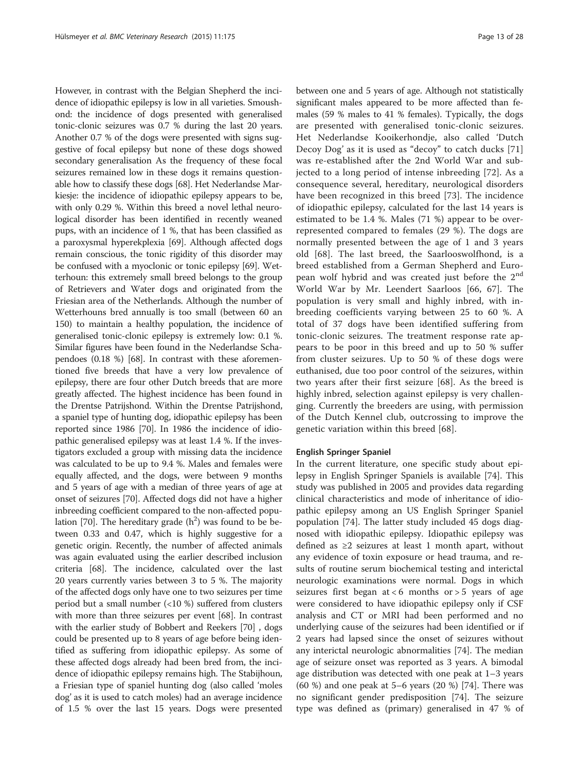However, in contrast with the Belgian Shepherd the incidence of idiopathic epilepsy is low in all varieties. Smoushond: the incidence of dogs presented with generalised tonic-clonic seizures was 0.7 % during the last 20 years. Another 0.7 % of the dogs were presented with signs suggestive of focal epilepsy but none of these dogs showed secondary generalisation As the frequency of these focal seizures remained low in these dogs it remains questionable how to classify these dogs [68]. Het Nederlandse Markiesje: the incidence of idiopathic epilepsy appears to be, with only 0.29 %. Within this breed a novel lethal neurological disorder has been identified in recently weaned pups, with an incidence of 1 %, that has been classified as a paroxysmal hyperekplexia [69]. Although affected dogs remain conscious, the tonic rigidity of this disorder may be confused with a myoclonic or tonic epilepsy [69]. Wetterhoun: this extremely small breed belongs to the group of Retrievers and Water dogs and originated from the Friesian area of the Netherlands. Although the number of Wetterhouns bred annually is too small (between 60 an 150) to maintain a healthy population, the incidence of generalised tonic-clonic epilepsy is extremely low: 0.1 %. Similar figures have been found in the Nederlandse Schapendoes (0.18 %) [68]. In contrast with these aforementioned five breeds that have a very low prevalence of epilepsy, there are four other Dutch breeds that are more greatly affected. The highest incidence has been found in the Drentse Patrijshond. Within the Drentse Patrijshond, a spaniel type of hunting dog, idiopathic epilepsy has been reported since 1986 [70]. In 1986 the incidence of idiopathic generalised epilepsy was at least 1.4 %. If the investigators excluded a group with missing data the incidence was calculated to be up to 9.4 %. Males and females were equally affected, and the dogs, were between 9 months and 5 years of age with a median of three years of age at onset of seizures [70]. Affected dogs did not have a higher inbreeding coefficient compared to the non-affected population [70]. The hereditary grade ($h^2$) was found to be between 0.33 and 0.47, which is highly suggestive for a genetic origin. Recently, the number of affected animals was again evaluated using the earlier described inclusion criteria [68]. The incidence, calculated over the last 20 years currently varies between 3 to 5 %. The majority of the affected dogs only have one to two seizures per time period but a small number (<10 %) suffered from clusters with more than three seizures per event [68]. In contrast with the earlier study of Bobbert and Reekers [70] , dogs could be presented up to 8 years of age before being identified as suffering from idiopathic epilepsy. As some of these affected dogs already had been bred from, the incidence of idiopathic epilepsy remains high. The Stabijhoun, a Friesian type of spaniel hunting dog (also called 'moles dog' as it is used to catch moles) had an average incidence of 1.5 % over the last 15 years. Dogs were presented between one and 5 years of age. Although not statistically significant males appeared to be more affected than females (59 % males to 41 % females). Typically, the dogs are presented with generalised tonic-clonic seizures. Het Nederlandse Kooikerhondje, also called 'Dutch Decoy Dog' as it is used as "decoy" to catch ducks [71] was re-established after the 2nd World War and subjected to a long period of intense inbreeding [72]. As a consequence several, hereditary, neurological disorders have been recognized in this breed [73]. The incidence of idiopathic epilepsy, calculated for the last 14 years is estimated to be 1.4 %. Males (71 %) appear to be overrepresented compared to females (29 %). The dogs are normally presented between the age of 1 and 3 years old [68]. The last breed, the Saarlooswolfhond, is a breed established from a German Shepherd and European wolf hybrid and was created just before the 2nd World War by Mr. Leendert Saarloos [66, 67]. The population is very small and highly inbred, with inbreeding coefficients varying between 25 to 60 %. A total of 37 dogs have been identified suffering from tonic-clonic seizures. The treatment response rate appears to be poor in this breed and up to 50 % suffer from cluster seizures. Up to 50 % of these dogs were euthanised, due too poor control of the seizures, within two years after their first seizure [68]. As the breed is highly inbred, selection against epilepsy is very challenging. Currently the breeders are using, with permission of the Dutch Kennel club, outcrossing to improve the genetic variation within this breed [68].

#### English Springer Spaniel

In the current literature, one specific study about epilepsy in English Springer Spaniels is available [74]. This study was published in 2005 and provides data regarding clinical characteristics and mode of inheritance of idiopathic epilepsy among an US English Springer Spaniel population [74]. The latter study included 45 dogs diagnosed with idiopathic epilepsy. Idiopathic epilepsy was defined as ≥2 seizures at least 1 month apart, without any evidence of toxin exposure or head trauma, and results of routine serum biochemical testing and interictal neurologic examinations were normal. Dogs in which seizures first began at < 6 months or > 5 years of age were considered to have idiopathic epilepsy only if CSF analysis and CT or MRI had been performed and no underlying cause of the seizures had been identified or if 2 years had lapsed since the onset of seizures without any interictal neurologic abnormalities [74]. The median age of seizure onset was reported as 3 years. A bimodal age distribution was detected with one peak at 1–3 years (60 %) and one peak at 5–6 years (20 %) [74]. There was no significant gender predisposition [74]. The seizure type was defined as (primary) generalised in 47 % of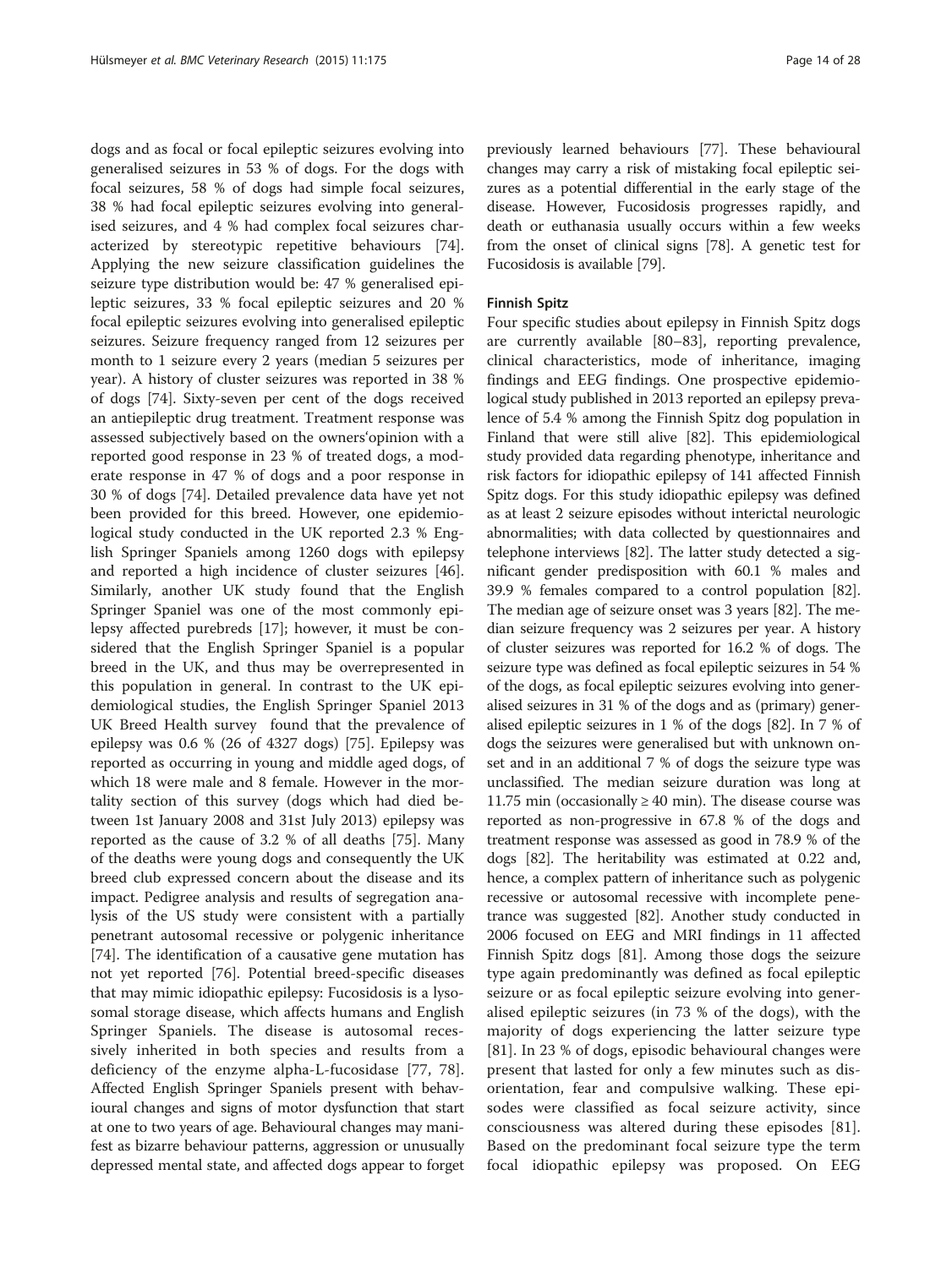dogs and as focal or focal epileptic seizures evolving into generalised seizures in 53 % of dogs. For the dogs with focal seizures, 58 % of dogs had simple focal seizures, 38 % had focal epileptic seizures evolving into generalised seizures, and 4 % had complex focal seizures characterized by stereotypic repetitive behaviours [74]. Applying the new seizure classification guidelines the seizure type distribution would be: 47 % generalised epileptic seizures, 33 % focal epileptic seizures and 20 % focal epileptic seizures evolving into generalised epileptic seizures. Seizure frequency ranged from 12 seizures per month to 1 seizure every 2 years (median 5 seizures per year). A history of cluster seizures was reported in 38 % of dogs [74]. Sixty-seven per cent of the dogs received an antiepileptic drug treatment. Treatment response was assessed subjectively based on the owners'opinion with a reported good response in 23 % of treated dogs, a moderate response in 47 % of dogs and a poor response in 30 % of dogs [74]. Detailed prevalence data have yet not been provided for this breed. However, one epidemiological study conducted in the UK reported 2.3 % English Springer Spaniels among 1260 dogs with epilepsy and reported a high incidence of cluster seizures [46]. Similarly, another UK study found that the English Springer Spaniel was one of the most commonly epilepsy affected purebreds [17]; however, it must be considered that the English Springer Spaniel is a popular breed in the UK, and thus may be overrepresented in this population in general. In contrast to the UK epidemiological studies, the English Springer Spaniel 2013 UK Breed Health survey found that the prevalence of epilepsy was 0.6 % (26 of 4327 dogs) [75]. Epilepsy was reported as occurring in young and middle aged dogs, of which 18 were male and 8 female. However in the mortality section of this survey (dogs which had died between 1st January 2008 and 31st July 2013) epilepsy was reported as the cause of 3.2 % of all deaths [75]. Many of the deaths were young dogs and consequently the UK breed club expressed concern about the disease and its impact. Pedigree analysis and results of segregation analysis of the US study were consistent with a partially penetrant autosomal recessive or polygenic inheritance [74]. The identification of a causative gene mutation has not yet reported [76]. Potential breed-specific diseases that may mimic idiopathic epilepsy: Fucosidosis is a lysosomal storage disease, which affects humans and English Springer Spaniels. The disease is autosomal recessively inherited in both species and results from a deficiency of the enzyme alpha-L-fucosidase [77, 78]. Affected English Springer Spaniels present with behavioural changes and signs of motor dysfunction that start at one to two years of age. Behavioural changes may manifest as bizarre behaviour patterns, aggression or unusually depressed mental state, and affected dogs appear to forget previously learned behaviours [77]. These behavioural changes may carry a risk of mistaking focal epileptic seizures as a potential differential in the early stage of the disease. However, Fucosidosis progresses rapidly, and death or euthanasia usually occurs within a few weeks from the onset of clinical signs [78]. A genetic test for Fucosidosis is available [79].

#### Finnish Spitz

Four specific studies about epilepsy in Finnish Spitz dogs are currently available [80–83], reporting prevalence, clinical characteristics, mode of inheritance, imaging findings and EEG findings. One prospective epidemiological study published in 2013 reported an epilepsy prevalence of 5.4 % among the Finnish Spitz dog population in Finland that were still alive [82]. This epidemiological study provided data regarding phenotype, inheritance and risk factors for idiopathic epilepsy of 141 affected Finnish Spitz dogs. For this study idiopathic epilepsy was defined as at least 2 seizure episodes without interictal neurologic abnormalities; with data collected by questionnaires and telephone interviews [82]. The latter study detected a significant gender predisposition with 60.1 % males and 39.9 % females compared to a control population [82]. The median age of seizure onset was 3 years [82]. The median seizure frequency was 2 seizures per year. A history of cluster seizures was reported for 16.2 % of dogs. The seizure type was defined as focal epileptic seizures in 54 % of the dogs, as focal epileptic seizures evolving into generalised seizures in 31 % of the dogs and as (primary) generalised epileptic seizures in 1 % of the dogs [82]. In 7 % of dogs the seizures were generalised but with unknown onset and in an additional 7 % of dogs the seizure type was unclassified. The median seizure duration was long at 11.75 min (occasionally ≥ 40 min). The disease course was reported as non-progressive in 67.8 % of the dogs and treatment response was assessed as good in 78.9 % of the dogs [82]. The heritability was estimated at 0.22 and, hence, a complex pattern of inheritance such as polygenic recessive or autosomal recessive with incomplete penetrance was suggested [82]. Another study conducted in 2006 focused on EEG and MRI findings in 11 affected Finnish Spitz dogs [81]. Among those dogs the seizure type again predominantly was defined as focal epileptic seizure or as focal epileptic seizure evolving into generalised epileptic seizures (in 73 % of the dogs), with the majority of dogs experiencing the latter seizure type [81]. In 23 % of dogs, episodic behavioural changes were present that lasted for only a few minutes such as disorientation, fear and compulsive walking. These episodes were classified as focal seizure activity, since consciousness was altered during these episodes [81]. Based on the predominant focal seizure type the term focal idiopathic epilepsy was proposed. On EEG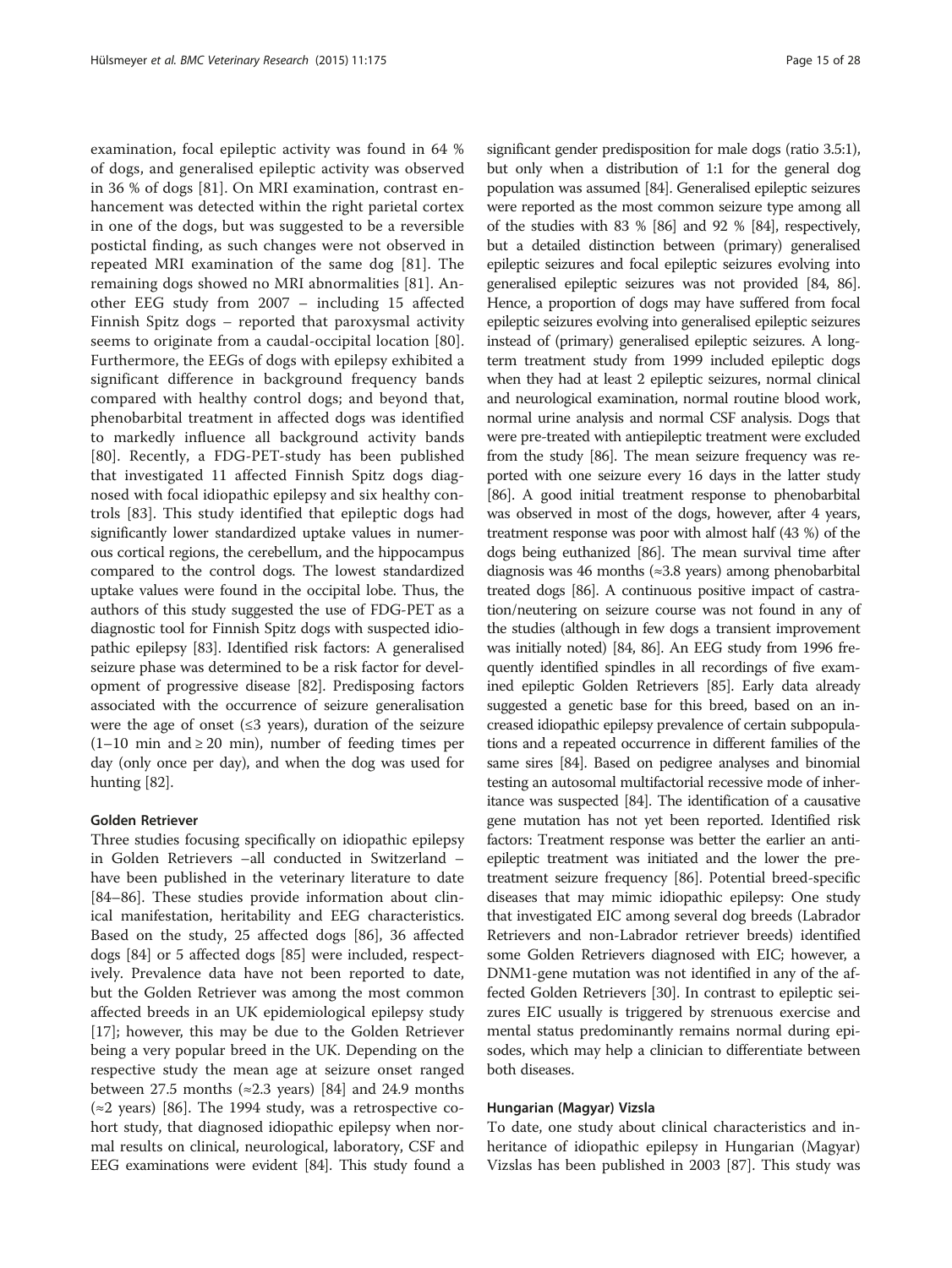examination, focal epileptic activity was found in 64 % of dogs, and generalised epileptic activity was observed in 36 % of dogs [81]. On MRI examination, contrast enhancement was detected within the right parietal cortex in one of the dogs, but was suggested to be a reversible postictal finding, as such changes were not observed in repeated MRI examination of the same dog [81]. The remaining dogs showed no MRI abnormalities [81]. Another EEG study from 2007 – including 15 affected Finnish Spitz dogs – reported that paroxysmal activity seems to originate from a caudal-occipital location [80]. Furthermore, the EEGs of dogs with epilepsy exhibited a significant difference in background frequency bands compared with healthy control dogs; and beyond that, phenobarbital treatment in affected dogs was identified to markedly influence all background activity bands [80]. Recently, a FDG-PET-study has been published that investigated 11 affected Finnish Spitz dogs diagnosed with focal idiopathic epilepsy and six healthy controls [83]. This study identified that epileptic dogs had significantly lower standardized uptake values in numerous cortical regions, the cerebellum, and the hippocampus compared to the control dogs. The lowest standardized uptake values were found in the occipital lobe. Thus, the authors of this study suggested the use of FDG-PET as a diagnostic tool for Finnish Spitz dogs with suspected idiopathic epilepsy [83]. Identified risk factors: A generalised seizure phase was determined to be a risk factor for development of progressive disease [82]. Predisposing factors associated with the occurrence of seizure generalisation were the age of onset (≤3 years), duration of the seizure (1–10 min and ≥ 20 min), number of feeding times per day (only once per day), and when the dog was used for hunting [82].

#### Golden Retriever

Three studies focusing specifically on idiopathic epilepsy in Golden Retrievers –all conducted in Switzerland – have been published in the veterinary literature to date [84–86]. These studies provide information about clinical manifestation, heritability and EEG characteristics. Based on the study, 25 affected dogs [86], 36 affected dogs [84] or 5 affected dogs [85] were included, respectively. Prevalence data have not been reported to date, but the Golden Retriever was among the most common affected breeds in an UK epidemiological epilepsy study [17]; however, this may be due to the Golden Retriever being a very popular breed in the UK. Depending on the respective study the mean age at seizure onset ranged between 27.5 months (≈2.3 years) [84] and 24.9 months (≈2 years) [86]. The 1994 study, was a retrospective cohort study, that diagnosed idiopathic epilepsy when normal results on clinical, neurological, laboratory, CSF and EEG examinations were evident [84]. This study found a significant gender predisposition for male dogs (ratio 3.5:1), but only when a distribution of 1:1 for the general dog population was assumed [84]. Generalised epileptic seizures were reported as the most common seizure type among all of the studies with 83 % [86] and 92 % [84], respectively, but a detailed distinction between (primary) generalised epileptic seizures and focal epileptic seizures evolving into generalised epileptic seizures was not provided [84, 86]. Hence, a proportion of dogs may have suffered from focal epileptic seizures evolving into generalised epileptic seizures instead of (primary) generalised epileptic seizures. A long-term treatment study from 1999 included epileptic dogs when they had at least 2 epileptic seizures, normal clinical and neurological examination, normal routine blood work, normal urine analysis and normal CSF analysis. Dogs that were pre-treated with antiepileptic treatment were excluded from the study [86]. The mean seizure frequency was reported with one seizure every 16 days in the latter study [86]. A good initial treatment response to phenobarbital was observed in most of the dogs, however, after 4 years, treatment response was poor with almost half (43 %) of the dogs being euthanized [86]. The mean survival time after diagnosis was 46 months (≈3.8 years) among phenobarbital treated dogs [86]. A continuous positive impact of castration/neutering on seizure course was not found in any of the studies (although in few dogs a transient improvement was initially noted) [84, 86]. An EEG study from 1996 frequently identified spindles in all recordings of five examined epileptic Golden Retrievers [85]. Early data already suggested a genetic base for this breed, based on an increased idiopathic epilepsy prevalence of certain subpopulations and a repeated occurrence in different families of the same sires [84]. Based on pedigree analyses and binomial testing an autosomal multifactorial recessive mode of inheritance was suspected [84]. The identification of a causative gene mutation has not yet been reported. Identified risk factors: Treatment response was better the earlier an antiepileptic treatment was initiated and the lower the pretreatment seizure frequency [86]. Potential breed-specific diseases that may mimic idiopathic epilepsy: One study that investigated EIC among several dog breeds (Labrador Retrievers and non-Labrador retriever breeds) identified some Golden Retrievers diagnosed with EIC; however, a DNM1-gene mutation was not identified in any of the affected Golden Retrievers [30]. In contrast to epileptic seizures EIC usually is triggered by strenuous exercise and mental status predominantly remains normal during episodes, which may help a clinician to differentiate between both diseases.

#### Hungarian (Magyar) Vizsla

To date, one study about clinical characteristics and inheritance of idiopathic epilepsy in Hungarian (Magyar) Vizslas has been published in 2003 [87]. This study was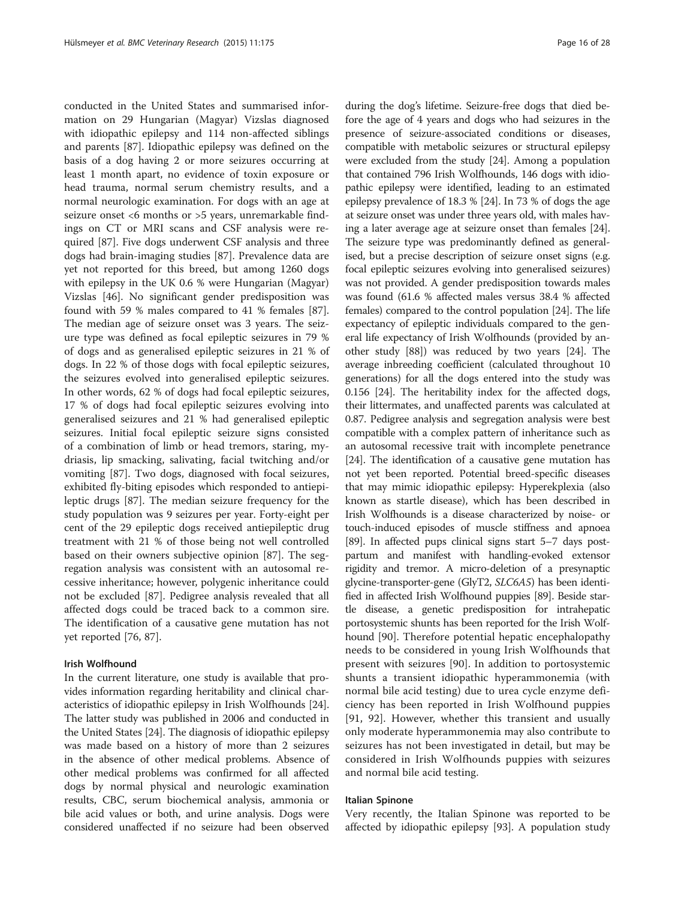conducted in the United States and summarised information on 29 Hungarian (Magyar) Vizslas diagnosed with idiopathic epilepsy and 114 non-affected siblings and parents [87]. Idiopathic epilepsy was defined on the basis of a dog having 2 or more seizures occurring at least 1 month apart, no evidence of toxin exposure or head trauma, normal serum chemistry results, and a normal neurologic examination. For dogs with an age at seizure onset <6 months or >5 years, unremarkable findings on CT or MRI scans and CSF analysis were required [87]. Five dogs underwent CSF analysis and three dogs had brain-imaging studies [87]. Prevalence data are yet not reported for this breed, but among 1260 dogs with epilepsy in the UK 0.6 % were Hungarian (Magyar) Vizslas [46]. No significant gender predisposition was found with 59 % males compared to 41 % females [87]. The median age of seizure onset was 3 years. The seizure type was defined as focal epileptic seizures in 79 % of dogs and as generalised epileptic seizures in 21 % of dogs. In 22 % of those dogs with focal epileptic seizures, the seizures evolved into generalised epileptic seizures. In other words, 62 % of dogs had focal epileptic seizures, 17 % of dogs had focal epileptic seizures evolving into generalised seizures and 21 % had generalised epileptic seizures. Initial focal epileptic seizure signs consisted of a combination of limb or head tremors, staring, mydriasis, lip smacking, salivating, facial twitching and/or vomiting [87]. Two dogs, diagnosed with focal seizures, exhibited fly-biting episodes which responded to antiepileptic drugs [87]. The median seizure frequency for the study population was 9 seizures per year. Forty-eight per cent of the 29 epileptic dogs received antiepileptic drug treatment with 21 % of those being not well controlled based on their owners subjective opinion [87]. The segregation analysis was consistent with an autosomal recessive inheritance; however, polygenic inheritance could not be excluded [87]. Pedigree analysis revealed that all affected dogs could be traced back to a common sire. The identification of a causative gene mutation has not yet reported [76, 87].

#### Irish Wolfhound

In the current literature, one study is available that provides information regarding heritability and clinical characteristics of idiopathic epilepsy in Irish Wolfhounds [24]. The latter study was published in 2006 and conducted in the United States [24]. The diagnosis of idiopathic epilepsy was made based on a history of more than 2 seizures in the absence of other medical problems. Absence of other medical problems was confirmed for all affected dogs by normal physical and neurologic examination results, CBC, serum biochemical analysis, ammonia or bile acid values or both, and urine analysis. Dogs were considered unaffected if no seizure had been observed during the dog's lifetime. Seizure-free dogs that died before the age of 4 years and dogs who had seizures in the presence of seizure-associated conditions or diseases, compatible with metabolic seizures or structural epilepsy were excluded from the study [24]. Among a population that contained 796 Irish Wolfhounds, 146 dogs with idiopathic epilepsy were identified, leading to an estimated epilepsy prevalence of 18.3 % [24]. In 73 % of dogs the age at seizure onset was under three years old, with males having a later average age at seizure onset than females [24]. The seizure type was predominantly defined as generalised, but a precise description of seizure onset signs (e.g. focal epileptic seizures evolving into generalised seizures) was not provided. A gender predisposition towards males was found (61.6 % affected males versus 38.4 % affected females) compared to the control population [24]. The life expectancy of epileptic individuals compared to the general life expectancy of Irish Wolfhounds (provided by another study [88]) was reduced by two years [24]. The average inbreeding coefficient (calculated throughout 10 generations) for all the dogs entered into the study was 0.156 [24]. The heritability index for the affected dogs, their littermates, and unaffected parents was calculated at 0.87. Pedigree analysis and segregation analysis were best compatible with a complex pattern of inheritance such as an autosomal recessive trait with incomplete penetrance [24]. The identification of a causative gene mutation has not yet been reported. Potential breed-specific diseases that may mimic idiopathic epilepsy: Hyperekplexia (also known as startle disease), which has been described in Irish Wolfhounds is a disease characterized by noise- or touch-induced episodes of muscle stiffness and apnoea [89]. In affected pups clinical signs start 5–7 days postpartum and manifest with handling-evoked extensor rigidity and tremor. A micro-deletion of a presynaptic glycine-transporter-gene (GlyT2, *SLC6A5*) has been identified in affected Irish Wolfhound puppies [89]. Beside startle disease, a genetic predisposition for intrahepatic portosystemic shunts has been reported for the Irish Wolfhound [90]. Therefore potential hepatic encephalopathy needs to be considered in young Irish Wolfhounds that present with seizures [90]. In addition to portosystemic shunts a transient idiopathic hyperammonemia (with normal bile acid testing) due to urea cycle enzyme deficiency has been reported in Irish Wolfhound puppies [91, 92]. However, whether this transient and usually only moderate hyperammonemia may also contribute to seizures has not been investigated in detail, but may be considered in Irish Wolfhounds puppies with seizures and normal bile acid testing.

#### Italian Spinone

Very recently, the Italian Spinone was reported to be affected by idiopathic epilepsy [93]. A population study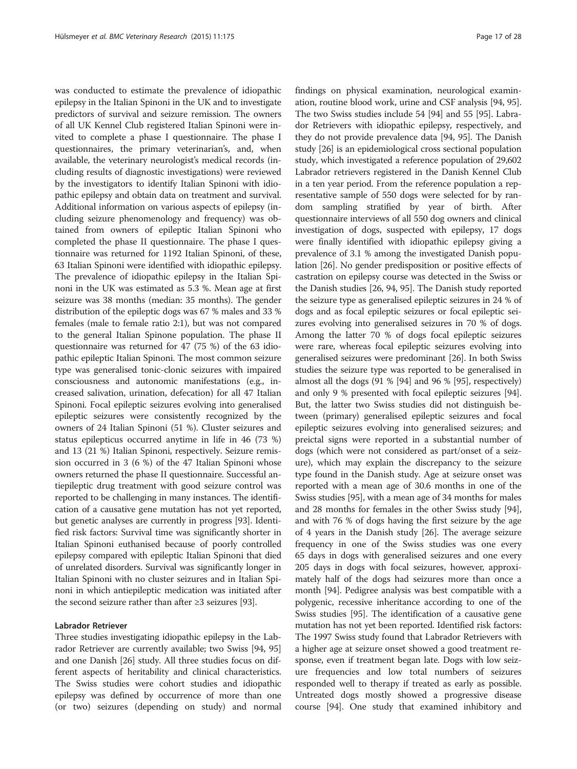was conducted to estimate the prevalence of idiopathic epilepsy in the Italian Spinoni in the UK and to investigate predictors of survival and seizure remission. The owners of all UK Kennel Club registered Italian Spinoni were invited to complete a phase I questionnaire. The phase I questionnaires, the primary veterinarian's, and, when available, the veterinary neurologist's medical records (including results of diagnostic investigations) were reviewed by the investigators to identify Italian Spinoni with idiopathic epilepsy and obtain data on treatment and survival. Additional information on various aspects of epilepsy (including seizure phenomenology and frequency) was obtained from owners of epileptic Italian Spinoni who completed the phase II questionnaire. The phase I questionnaire was returned for 1192 Italian Spinoni, of these, 63 Italian Spinoni were identified with idiopathic epilepsy. The prevalence of idiopathic epilepsy in the Italian Spinoni in the UK was estimated as 5.3 %. Mean age at first seizure was 38 months (median: 35 months). The gender distribution of the epileptic dogs was 67 % males and 33 % females (male to female ratio 2:1), but was not compared to the general Italian Spinone population. The phase II questionnaire was returned for 47 (75 %) of the 63 idiopathic epileptic Italian Spinoni. The most common seizure type was generalised tonic-clonic seizures with impaired consciousness and autonomic manifestations (e.g., increased salivation, urination, defecation) for all 47 Italian Spinoni. Focal epileptic seizures evolving into generalised epileptic seizures were consistently recognized by the owners of 24 Italian Spinoni (51 %). Cluster seizures and status epilepticus occurred anytime in life in 46 (73 %) and 13 (21 %) Italian Spinoni, respectively. Seizure remission occurred in 3 (6 %) of the 47 Italian Spinoni whose owners returned the phase II questionnaire. Successful antiepileptic drug treatment with good seizure control was reported to be challenging in many instances. The identification of a causative gene mutation has not yet reported, but genetic analyses are currently in progress [93]. Identified risk factors: Survival time was significantly shorter in Italian Spinoni euthanised because of poorly controlled epilepsy compared with epileptic Italian Spinoni that died of unrelated disorders. Survival was significantly longer in Italian Spinoni with no cluster seizures and in Italian Spinoni in which antiepileptic medication was initiated after the second seizure rather than after ≥3 seizures [93].

#### Labrador Retriever

Three studies investigating idiopathic epilepsy in the Labrador Retriever are currently available; two Swiss [94, 95] and one Danish [26] study. All three studies focus on different aspects of heritability and clinical characteristics. The Swiss studies were cohort studies and idiopathic epilepsy was defined by occurrence of more than one (or two) seizures (depending on study) and normal findings on physical examination, neurological examination, routine blood work, urine and CSF analysis [94, 95]. The two Swiss studies include 54 [94] and 55 [95]. Labrador Retrievers with idiopathic epilepsy, respectively, and they do not provide prevalence data [94, 95]. The Danish study [26] is an epidemiological cross sectional population study, which investigated a reference population of 29,602 Labrador retrievers registered in the Danish Kennel Club in a ten year period. From the reference population a representative sample of 550 dogs were selected for by random sampling stratified by year of birth. After questionnaire interviews of all 550 dog owners and clinical investigation of dogs, suspected with epilepsy, 17 dogs were finally identified with idiopathic epilepsy giving a prevalence of 3.1 % among the investigated Danish population [26]. No gender predisposition or positive effects of castration on epilepsy course was detected in the Swiss or the Danish studies [26, 94, 95]. The Danish study reported the seizure type as generalised epileptic seizures in 24 % of dogs and as focal epileptic seizures or focal epileptic seizures evolving into generalised seizures in 70 % of dogs. Among the latter 70 % of dogs focal epileptic seizures were rare, whereas focal epileptic seizures evolving into generalised seizures were predominant [26]. In both Swiss studies the seizure type was reported to be generalised in almost all the dogs (91 % [94] and 96 % [95], respectively) and only 9 % presented with focal epileptic seizures [94]. But, the latter two Swiss studies did not distinguish between (primary) generalised epileptic seizures and focal epileptic seizures evolving into generalised seizures; and preictal signs were reported in a substantial number of dogs (which were not considered as part/onset of a seizure), which may explain the discrepancy to the seizure type found in the Danish study. Age at seizure onset was reported with a mean age of 30.6 months in one of the Swiss studies [95], with a mean age of 34 months for males and 28 months for females in the other Swiss study [94], and with 76 % of dogs having the first seizure by the age of 4 years in the Danish study [26]. The average seizure frequency in one of the Swiss studies was one every 65 days in dogs with generalised seizures and one every 205 days in dogs with focal seizures, however, approximately half of the dogs had seizures more than once a month [94]. Pedigree analysis was best compatible with a polygenic, recessive inheritance according to one of the Swiss studies [95]. The identification of a causative gene mutation has not yet been reported. Identified risk factors: The 1997 Swiss study found that Labrador Retrievers with a higher age at seizure onset showed a good treatment response, even if treatment began late. Dogs with low seizure frequencies and low total numbers of seizures responded well to therapy if treated as early as possible. Untreated dogs mostly showed a progressive disease course [94]. One study that examined inhibitory and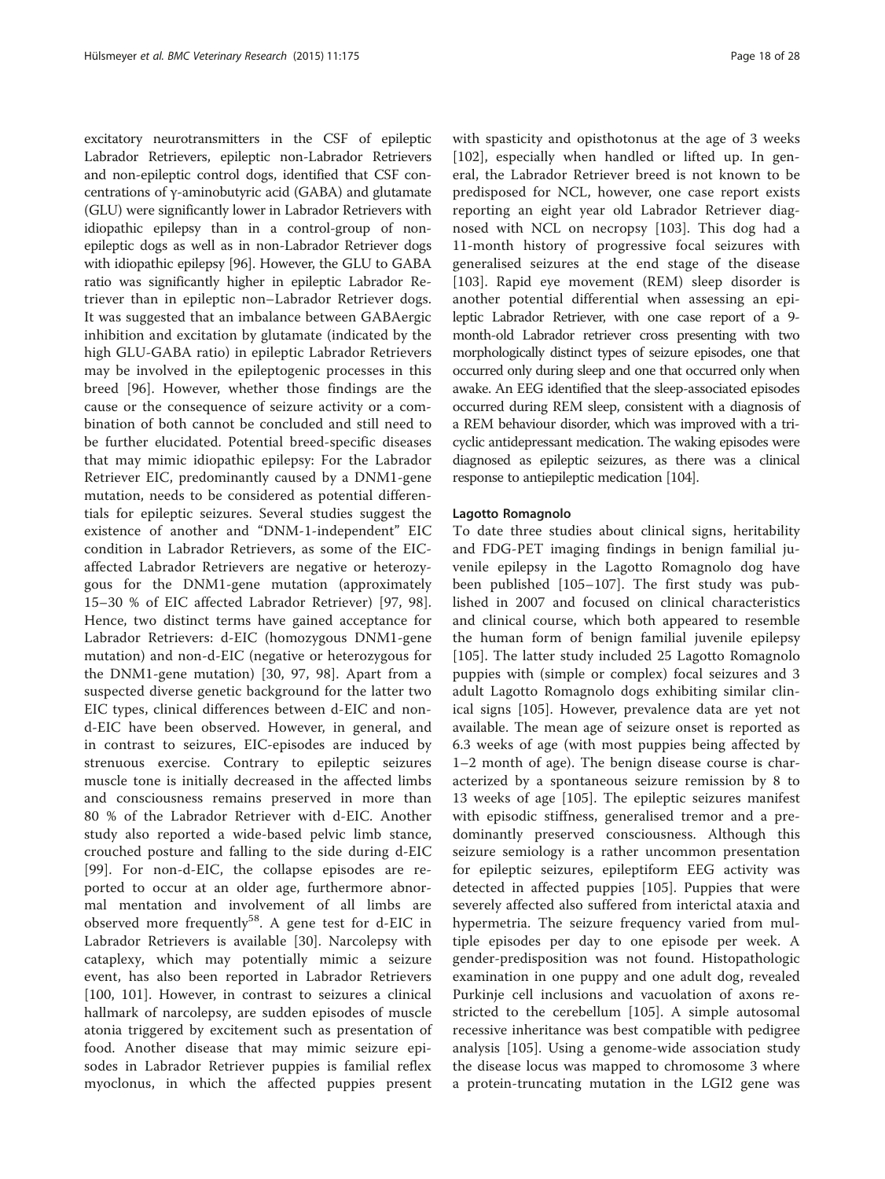excitatory neurotransmitters in the CSF of epileptic Labrador Retrievers, epileptic non-Labrador Retrievers and non-epileptic control dogs, identified that CSF concentrations of γ-aminobutyric acid (GABA) and glutamate (GLU) were significantly lower in Labrador Retrievers with idiopathic epilepsy than in a control-group of non-epileptic dogs as well as in non-Labrador Retriever dogs with idiopathic epilepsy [96]. However, the GLU to GABA ratio was significantly higher in epileptic Labrador Retriever than in epileptic non–Labrador Retriever dogs. It was suggested that an imbalance between GABAergic inhibition and excitation by glutamate (indicated by the high GLU-GABA ratio) in epileptic Labrador Retrievers may be involved in the epileptogenic processes in this breed [96]. However, whether those findings are the cause or the consequence of seizure activity or a combination of both cannot be concluded and still need to be further elucidated. Potential breed-specific diseases that may mimic idiopathic epilepsy: For the Labrador Retriever EIC, predominantly caused by a DNM1-gene mutation, needs to be considered as potential differentials for epileptic seizures. Several studies suggest the existence of another and "DNM-1-independent" EIC condition in Labrador Retrievers, as some of the EIC-affected Labrador Retrievers are negative or heterozygous for the DNM1-gene mutation (approximately 15–30 % of EIC affected Labrador Retriever) [97, 98]. Hence, two distinct terms have gained acceptance for Labrador Retrievers: d-EIC (homozygous DNM1-gene mutation) and non-d-EIC (negative or heterozygous for the DNM1-gene mutation) [30, 97, 98]. Apart from a suspected diverse genetic background for the latter two EIC types, clinical differences between d-EIC and non-d-EIC have been observed. However, in general, and in contrast to seizures, EIC-episodes are induced by strenuous exercise. Contrary to epileptic seizures muscle tone is initially decreased in the affected limbs and consciousness remains preserved in more than 80 % of the Labrador Retriever with d-EIC. Another study also reported a wide-based pelvic limb stance, crouched posture and falling to the side during d-EIC [99]. For non-d-EIC, the collapse episodes are reported to occur at an older age, furthermore abnormal mentation and involvement of all limbs are observed more frequently[58]. A gene test for d-EIC in Labrador Retrievers is available [30]. Narcolepsy with cataplexy, which may potentially mimic a seizure event, has also been reported in Labrador Retrievers [100, 101]. However, in contrast to seizures a clinical hallmark of narcolepsy, are sudden episodes of muscle atonia triggered by excitement such as presentation of food. Another disease that may mimic seizure episodes in Labrador Retriever puppies is familial reflex myoclonus, in which the affected puppies present with spasticity and opisthotonus at the age of 3 weeks [102], especially when handled or lifted up. In general, the Labrador Retriever breed is not known to be predisposed for NCL, however, one case report exists reporting an eight year old Labrador Retriever diagnosed with NCL on necropsy [103]. This dog had a 11-month history of progressive focal seizures with generalised seizures at the end stage of the disease [103]. Rapid eye movement (REM) sleep disorder is another potential differential when assessing an epileptic Labrador Retriever, with one case report of a 9-month-old Labrador retriever cross presenting with two morphologically distinct types of seizure episodes, one that occurred only during sleep and one that occurred only when awake. An EEG identified that the sleep-associated episodes occurred during REM sleep, consistent with a diagnosis of a REM behaviour disorder, which was improved with a tricyclic antidepressant medication. The waking episodes were diagnosed as epileptic seizures, as there was a clinical response to antiepileptic medication [104].

#### Lagotto Romagnolo

To date three studies about clinical signs, heritability and FDG-PET imaging findings in benign familial juvenile epilepsy in the Lagotto Romagnolo dog have been published [105–107]. The first study was published in 2007 and focused on clinical characteristics and clinical course, which both appeared to resemble the human form of benign familial juvenile epilepsy [105]. The latter study included 25 Lagotto Romagnolo puppies with (simple or complex) focal seizures and 3 adult Lagotto Romagnolo dogs exhibiting similar clinical signs [105]. However, prevalence data are yet not available. The mean age of seizure onset is reported as 6.3 weeks of age (with most puppies being affected by 1–2 month of age). The benign disease course is characterized by a spontaneous seizure remission by 8 to 13 weeks of age [105]. The epileptic seizures manifest with episodic stiffness, generalised tremor and a predominantly preserved consciousness. Although this seizure semiology is a rather uncommon presentation for epileptic seizures, epileptiform EEG activity was detected in affected puppies [105]. Puppies that were severely affected also suffered from interictal ataxia and hypermetria. The seizure frequency varied from multiple episodes per day to one episode per week. A gender-predisposition was not found. Histopathologic examination in one puppy and one adult dog, revealed Purkinje cell inclusions and vacuolation of axons restricted to the cerebellum [105]. A simple autosomal recessive inheritance was best compatible with pedigree analysis [105]. Using a genome-wide association study the disease locus was mapped to chromosome 3 where a protein-truncating mutation in the LGI2 gene was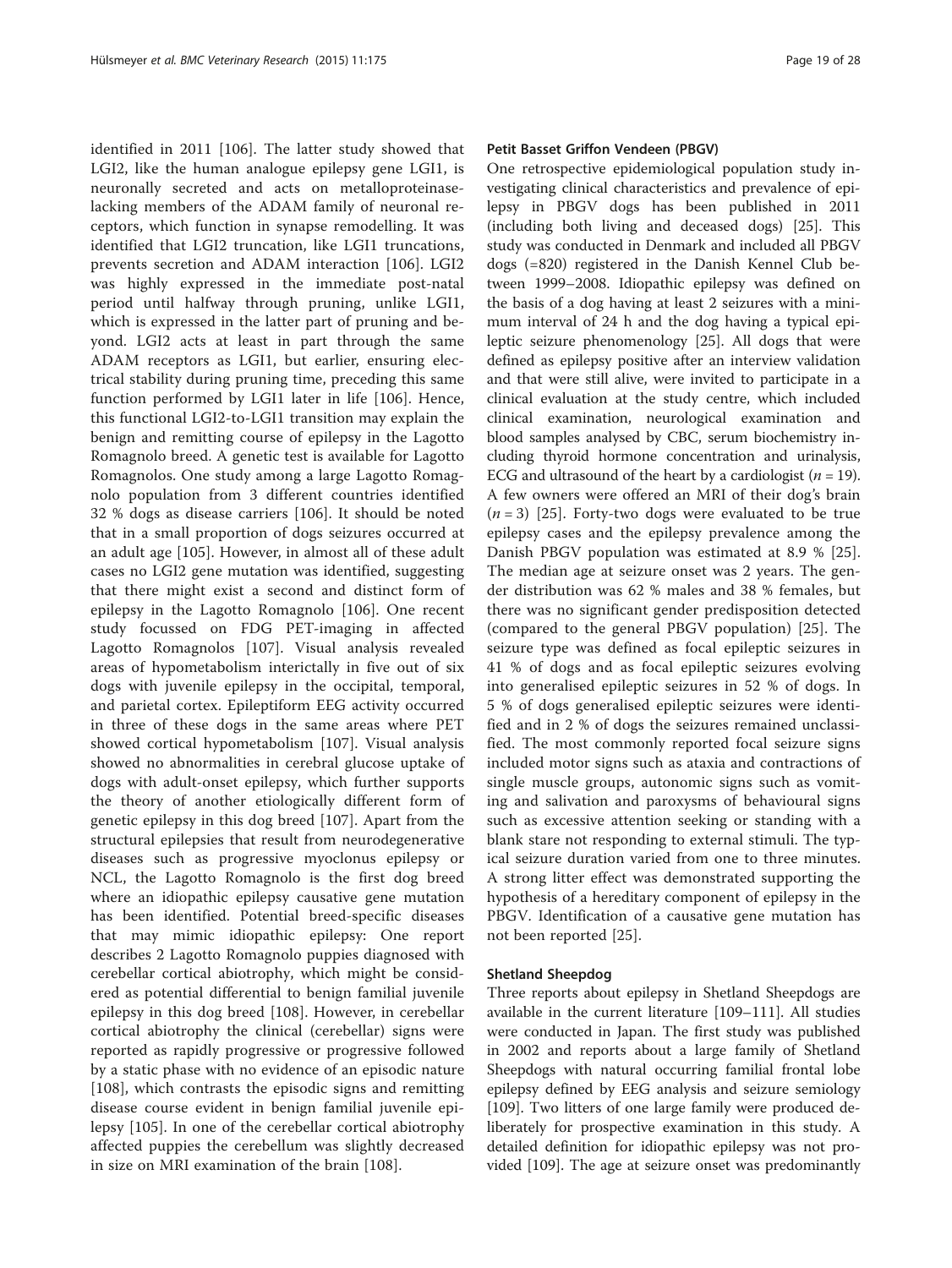identified in 2011 [106]. The latter study showed that LGI2, like the human analogue epilepsy gene LGI1, is neuronally secreted and acts on metalloproteinase-lacking members of the ADAM family of neuronal receptors, which function in synapse remodelling. It was identified that LGI2 truncation, like LGI1 truncations, prevents secretion and ADAM interaction [106]. LGI2 was highly expressed in the immediate post-natal period until halfway through pruning, unlike LGI1, which is expressed in the latter part of pruning and beyond. LGI2 acts at least in part through the same ADAM receptors as LGI1, but earlier, ensuring electrical stability during pruning time, preceding this same function performed by LGI1 later in life [106]. Hence, this functional LGI2-to-LGI1 transition may explain the benign and remitting course of epilepsy in the Lagotto Romagnolo breed. A genetic test is available for Lagotto Romagnolos. One study among a large Lagotto Romagnolo population from 3 different countries identified 32 % dogs as disease carriers [106]. It should be noted that in a small proportion of dogs seizures occurred at an adult age [105]. However, in almost all of these adult cases no LGI2 gene mutation was identified, suggesting that there might exist a second and distinct form of epilepsy in the Lagotto Romagnolo [106]. One recent study focussed on FDG PET-imaging in affected Lagotto Romagnolos [107]. Visual analysis revealed areas of hypometabolism interictally in five out of six dogs with juvenile epilepsy in the occipital, temporal, and parietal cortex. Epileptiform EEG activity occurred in three of these dogs in the same areas where PET showed cortical hypometabolism [107]. Visual analysis showed no abnormalities in cerebral glucose uptake of dogs with adult-onset epilepsy, which further supports the theory of another etiologically different form of genetic epilepsy in this dog breed [107]. Apart from the structural epilepsies that result from neurodegenerative diseases such as progressive myoclonus epilepsy or NCL, the Lagotto Romagnolo is the first dog breed where an idiopathic epilepsy causative gene mutation has been identified. Potential breed-specific diseases that may mimic idiopathic epilepsy: One report describes 2 Lagotto Romagnolo puppies diagnosed with cerebellar cortical abiotrophy, which might be considered as potential differential to benign familial juvenile epilepsy in this dog breed [108]. However, in cerebellar cortical abiotrophy the clinical (cerebellar) signs were reported as rapidly progressive or progressive followed by a static phase with no evidence of an episodic nature [108], which contrasts the episodic signs and remitting disease course evident in benign familial juvenile epilepsy [105]. In one of the cerebellar cortical abiotrophy affected puppies the cerebellum was slightly decreased in size on MRI examination of the brain [108].

#### Petit Basset Griffon Vendeen (PBGV)

One retrospective epidemiological population study investigating clinical characteristics and prevalence of epilepsy in PBGV dogs has been published in 2011 (including both living and deceased dogs) [25]. This study was conducted in Denmark and included all PBGV dogs (=820) registered in the Danish Kennel Club between 1999–2008. Idiopathic epilepsy was defined on the basis of a dog having at least 2 seizures with a minimum interval of 24 h and the dog having a typical epileptic seizure phenomenology [25]. All dogs that were defined as epilepsy positive after an interview validation and that were still alive, were invited to participate in a clinical evaluation at the study centre, which included clinical examination, neurological examination and blood samples analysed by CBC, serum biochemistry including thyroid hormone concentration and urinalysis, ECG and ultrasound of the heart by a cardiologist ($n = 19$). A few owners were offered an MRI of their dog's brain ($n = 3$) [25]. Forty-two dogs were evaluated to be true epilepsy cases and the epilepsy prevalence among the Danish PBGV population was estimated at 8.9 % [25]. The median age at seizure onset was 2 years. The gender distribution was 62 % males and 38 % females, but there was no significant gender predisposition detected (compared to the general PBGV population) [25]. The seizure type was defined as focal epileptic seizures in 41 % of dogs and as focal epileptic seizures evolving into generalised epileptic seizures in 52 % of dogs. In 5 % of dogs generalised epileptic seizures were identified and in 2 % of dogs the seizures remained unclassified. The most commonly reported focal seizure signs included motor signs such as ataxia and contractions of single muscle groups, autonomic signs such as vomiting and salivation and paroxysms of behavioural signs such as excessive attention seeking or standing with a blank stare not responding to external stimuli. The typical seizure duration varied from one to three minutes. A strong litter effect was demonstrated supporting the hypothesis of a hereditary component of epilepsy in the PBGV. Identification of a causative gene mutation has not been reported [25].

#### Shetland Sheepdog

Three reports about epilepsy in Shetland Sheepdogs are available in the current literature [109–111]. All studies were conducted in Japan. The first study was published in 2002 and reports about a large family of Shetland Sheepdogs with natural occurring familial frontal lobe epilepsy defined by EEG analysis and seizure semiology [109]. Two litters of one large family were produced deliberately for prospective examination in this study. A detailed definition for idiopathic epilepsy was not provided [109]. The age at seizure onset was predominantly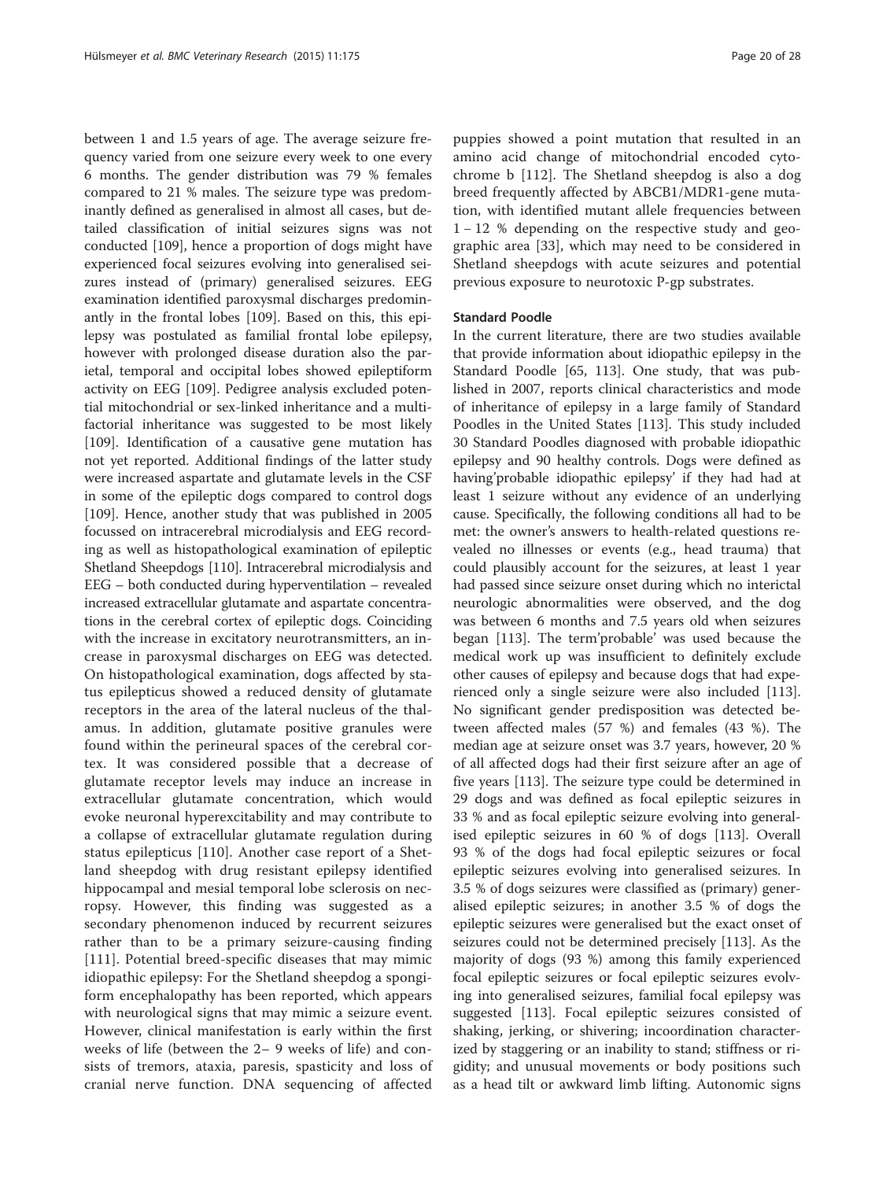between 1 and 1.5 years of age. The average seizure frequency varied from one seizure every week to one every 6 months. The gender distribution was 79 % females compared to 21 % males. The seizure type was predominantly defined as generalised in almost all cases, but detailed classification of initial seizures signs was not conducted [109], hence a proportion of dogs might have experienced focal seizures evolving into generalised seizures instead of (primary) generalised seizures. EEG examination identified paroxysmal discharges predominantly in the frontal lobes [109]. Based on this, this epilepsy was postulated as familial frontal lobe epilepsy, however with prolonged disease duration also the parietal, temporal and occipital lobes showed epileptiform activity on EEG [109]. Pedigree analysis excluded potential mitochondrial or sex-linked inheritance and a multifactorial inheritance was suggested to be most likely [109]. Identification of a causative gene mutation has not yet reported. Additional findings of the latter study were increased aspartate and glutamate levels in the CSF in some of the epileptic dogs compared to control dogs [109]. Hence, another study that was published in 2005 focussed on intracerebral microdialysis and EEG recording as well as histopathological examination of epileptic Shetland Sheepdogs [110]. Intracerebral microdialysis and EEG – both conducted during hyperventilation – revealed increased extracellular glutamate and aspartate concentrations in the cerebral cortex of epileptic dogs. Coinciding with the increase in excitatory neurotransmitters, an increase in paroxysmal discharges on EEG was detected. On histopathological examination, dogs affected by status epilepticus showed a reduced density of glutamate receptors in the area of the lateral nucleus of the thalamus. In addition, glutamate positive granules were found within the perineural spaces of the cerebral cortex. It was considered possible that a decrease of glutamate receptor levels may induce an increase in extracellular glutamate concentration, which would evoke neuronal hyperexcitability and may contribute to a collapse of extracellular glutamate regulation during status epilepticus [110]. Another case report of a Shetland sheepdog with drug resistant epilepsy identified hippocampal and mesial temporal lobe sclerosis on necropsy. However, this finding was suggested as a secondary phenomenon induced by recurrent seizures rather than to be a primary seizure-causing finding [111]. Potential breed-specific diseases that may mimic idiopathic epilepsy: For the Shetland sheepdog a spongiform encephalopathy has been reported, which appears with neurological signs that may mimic a seizure event. However, clinical manifestation is early within the first weeks of life (between the 2– 9 weeks of life) and consists of tremors, ataxia, paresis, spasticity and loss of cranial nerve function. DNA sequencing of affected puppies showed a point mutation that resulted in an amino acid change of mitochondrial encoded cytochrome b [112]. The Shetland sheepdog is also a dog breed frequently affected by ABCB1/MDR1-gene mutation, with identified mutant allele frequencies between 1 – 12 % depending on the respective study and geographic area [33], which may need to be considered in Shetland sheepdogs with acute seizures and potential previous exposure to neurotoxic P-gp substrates.

#### Standard Poodle

In the current literature, there are two studies available that provide information about idiopathic epilepsy in the Standard Poodle [65, 113]. One study, that was published in 2007, reports clinical characteristics and mode of inheritance of epilepsy in a large family of Standard Poodles in the United States [113]. This study included 30 Standard Poodles diagnosed with probable idiopathic epilepsy and 90 healthy controls. Dogs were defined as having'probable idiopathic epilepsy' if they had had at least 1 seizure without any evidence of an underlying cause. Specifically, the following conditions all had to be met: the owner's answers to health-related questions revealed no illnesses or events (e.g., head trauma) that could plausibly account for the seizures, at least 1 year had passed since seizure onset during which no interictal neurologic abnormalities were observed, and the dog was between 6 months and 7.5 years old when seizures began [113]. The term'probable' was used because the medical work up was insufficient to definitely exclude other causes of epilepsy and because dogs that had experienced only a single seizure were also included [113]. No significant gender predisposition was detected between affected males (57 %) and females (43 %). The median age at seizure onset was 3.7 years, however, 20 % of all affected dogs had their first seizure after an age of five years [113]. The seizure type could be determined in 29 dogs and was defined as focal epileptic seizures in 33 % and as focal epileptic seizure evolving into generalised epileptic seizures in 60 % of dogs [113]. Overall 93 % of the dogs had focal epileptic seizures or focal epileptic seizures evolving into generalised seizures. In 3.5 % of dogs seizures were classified as (primary) generalised epileptic seizures; in another 3.5 % of dogs the epileptic seizures were generalised but the exact onset of seizures could not be determined precisely [113]. As the majority of dogs (93 %) among this family experienced focal epileptic seizures or focal epileptic seizures evolving into generalised seizures, familial focal epilepsy was suggested [113]. Focal epileptic seizures consisted of shaking, jerking, or shivering; incoordination characterized by staggering or an inability to stand; stiffness or rigidity; and unusual movements or body positions such as a head tilt or awkward limb lifting. Autonomic signs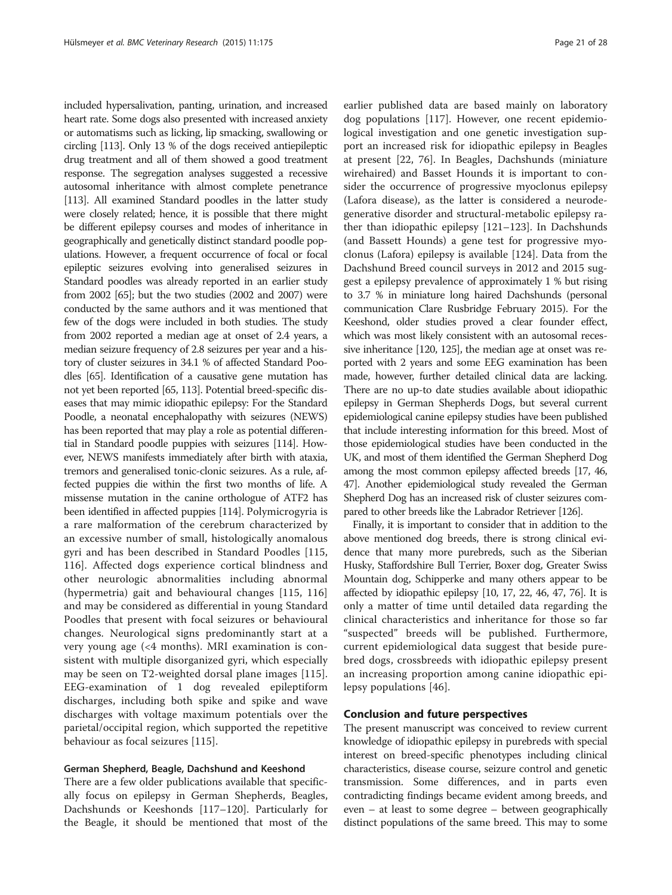included hypersalivation, panting, urination, and increased heart rate. Some dogs also presented with increased anxiety or automatisms such as licking, lip smacking, swallowing or circling [113]. Only 13 % of the dogs received antiepileptic drug treatment and all of them showed a good treatment response. The segregation analyses suggested a recessive autosomal inheritance with almost complete penetrance [113]. All examined Standard poodles in the latter study were closely related; hence, it is possible that there might be different epilepsy courses and modes of inheritance in geographically and genetically distinct standard poodle populations. However, a frequent occurrence of focal or focal epileptic seizures evolving into generalised seizures in Standard poodles was already reported in an earlier study from 2002 [65]; but the two studies (2002 and 2007) were conducted by the same authors and it was mentioned that few of the dogs were included in both studies. The study from 2002 reported a median age at onset of 2.4 years, a median seizure frequency of 2.8 seizures per year and a history of cluster seizures in 34.1 % of affected Standard Poodles [65]. Identification of a causative gene mutation has not yet been reported [65, 113]. Potential breed-specific diseases that may mimic idiopathic epilepsy: For the Standard Poodle, a neonatal encephalopathy with seizures (NEWS) has been reported that may play a role as potential differential in Standard poodle puppies with seizures [114]. However, NEWS manifests immediately after birth with ataxia, tremors and generalised tonic-clonic seizures. As a rule, affected puppies die within the first two months of life. A missense mutation in the canine orthologue of ATF2 has been identified in affected puppies [114]. Polymicrogyria is a rare malformation of the cerebrum characterized by an excessive number of small, histologically anomalous gyri and has been described in Standard Poodles [115, 116]. Affected dogs experience cortical blindness and other neurologic abnormalities including abnormal (hypermetria) gait and behavioural changes [115, 116] and may be considered as differential in young Standard Poodles that present with focal seizures or behavioural changes. Neurological signs predominantly start at a very young age (<4 months). MRI examination is consistent with multiple disorganized gyri, which especially may be seen on T2-weighted dorsal plane images [115]. EEG-examination of 1 dog revealed epileptiform discharges, including both spike and spike and wave discharges with voltage maximum potentials over the parietal/occipital region, which supported the repetitive behaviour as focal seizures [115].

#### German Shepherd, Beagle, Dachshund and Keeshond

There are a few older publications available that specifically focus on epilepsy in German Shepherds, Beagles, Dachshunds or Keeshonds [117–120]. Particularly for the Beagle, it should be mentioned that most of the earlier published data are based mainly on laboratory dog populations [117]. However, one recent epidemiological investigation and one genetic investigation support an increased risk for idiopathic epilepsy in Beagles at present [22, 76]. In Beagles, Dachshunds (miniature wirehaired) and Basset Hounds it is important to consider the occurrence of progressive myoclonus epilepsy (Lafora disease), as the latter is considered a neurodegenerative disorder and structural-metabolic epilepsy rather than idiopathic epilepsy [121–123]. In Dachshunds (and Bassett Hounds) a gene test for progressive myoclonus (Lafora) epilepsy is available [124]. Data from the Dachshund Breed council surveys in 2012 and 2015 suggest a epilepsy prevalence of approximately 1 % but rising to 3.7 % in miniature long haired Dachshunds (personal communication Clare Rusbridge February 2015). For the Keeshond, older studies proved a clear founder effect, which was most likely consistent with an autosomal recessive inheritance [120, 125], the median age at onset was reported with 2 years and some EEG examination has been made, however, further detailed clinical data are lacking. There are no up-to date studies available about idiopathic epilepsy in German Shepherds Dogs, but several current epidemiological canine epilepsy studies have been published that include interesting information for this breed. Most of those epidemiological studies have been conducted in the UK, and most of them identified the German Shepherd Dog among the most common epilepsy affected breeds [17, 46, 47]. Another epidemiological study revealed the German Shepherd Dog has an increased risk of cluster seizures compared to other breeds like the Labrador Retriever [126].

Finally, it is important to consider that in addition to the above mentioned dog breeds, there is strong clinical evidence that many more purebreds, such as the Siberian Husky, Staffordshire Bull Terrier, Boxer dog, Greater Swiss Mountain dog, Schipperke and many others appear to be affected by idiopathic epilepsy [10, 17, 22, 46, 47, 76]. It is only a matter of time until detailed data regarding the clinical characteristics and inheritance for those so far “suspected” breeds will be published. Furthermore, current epidemiological data suggest that beside purebred dogs, crossbreeds with idiopathic epilepsy present an increasing proportion among canine idiopathic epilepsy populations [46].

### Conclusion and future perspectives

The present manuscript was conceived to review current knowledge of idiopathic epilepsy in purebreds with special interest on breed-specific phenotypes including clinical characteristics, disease course, seizure control and genetic transmission. Some differences, and in parts even contradicting findings became evident among breeds, and even – at least to some degree – between geographically distinct populations of the same breed. This may to some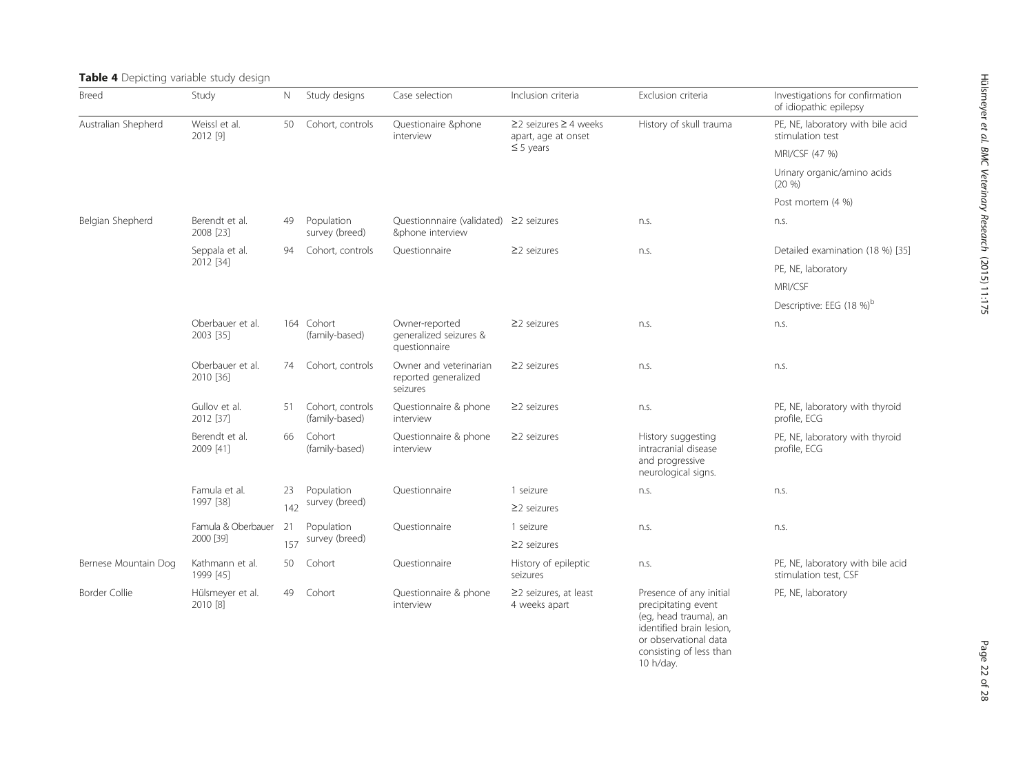**Table 4** Depicting variable study design

| Breed | Study | N | Study designs | Case selection | Inclusion criteria | Exclusion criteria | Investigations for confirmation of idiopathic epilepsy |
|---|---|---|---|---|---|---|---|
| Australian Shepherd | Weissl et al. 2012 [9] | 50 | Cohort, controls | Questionaire &phone interview | ≥2 seizures ≥ 4 weeks apart, age at onset ≤ 5 years | History of skull trauma | PE, NE, laboratory with bile acid stimulation test |
| | | | | | | | MRI/CSF (47 %) |
| | | | | | | | Urinary organic/amino acids (20 %) |
| | | | | | | | Post mortem (4 %) |
| Belgian Shepherd | Berendt et al. 2008 [23] | 49 | Population survey (breed) | Questionnnaire (validated) &phone interview | ≥2 seizures | n.s. | n.s. |
| | Seppala et al. 2012 [34] | 94 | Cohort, controls | Questionnaire | ≥2 seizures | n.s. | Detailed examination (18 %) [35] |
| | | | | | | | PE, NE, laboratory |
| | | | | | | | MRI/CSF |
| | | | | | | | Descriptive: EEG (18 %)[b] |
| | Oberbauer et al. 2003 [35] | 164 | Cohort (family-based) | Owner-reported generalized seizures & questionnaire | ≥2 seizures | n.s. | n.s. |
| | Oberbauer et al. 2010 [36] | 74 | Cohort, controls | Owner and veterinarian reported generalized seizures | ≥2 seizures | n.s. | n.s. |
| | Gullov et al. 2012 [37] | 51 | Cohort, controls (family-based) | Questionnaire & phone interview | ≥2 seizures | n.s. | PE, NE, laboratory with thyroid profile, ECG |
| | Berendt et al. 2009 [41] | 66 | Cohort (family-based) | Questionnaire & phone interview | ≥2 seizures | History suggesting intracranial disease and progressive neurological signs. | PE, NE, laboratory with thyroid profile, ECG |
| | Famula et al. 1997 [38] | 23 | Population survey (breed) | Questionnaire | 1 seizure | n.s. | n.s. |
| | | 142 | | | ≥2 seizures | | |
| | Famula & Oberbauer 2000 [39] | 21 | Population survey (breed) | Questionnaire | 1 seizure | n.s. | n.s. |
| | | 157 | | | ≥2 seizures | | |
| Bernese Mountain Dog | Kathmann et al. 1999 [45] | 50 | Cohort | Questionnaire | History of epileptic seizures | n.s. | PE, NE, laboratory with bile acid stimulation test, CSF |
| Border Collie | Hülsmeyer et al. 2010 [8] | 49 | Cohort | Questionnaire & phone interview | ≥2 seizures, at least 4 weeks apart | Presence of any initial precipitating event (eg, head trauma), an identified brain lesion, or observational data consisting of less than 10 h/day. | PE, NE, laboratory |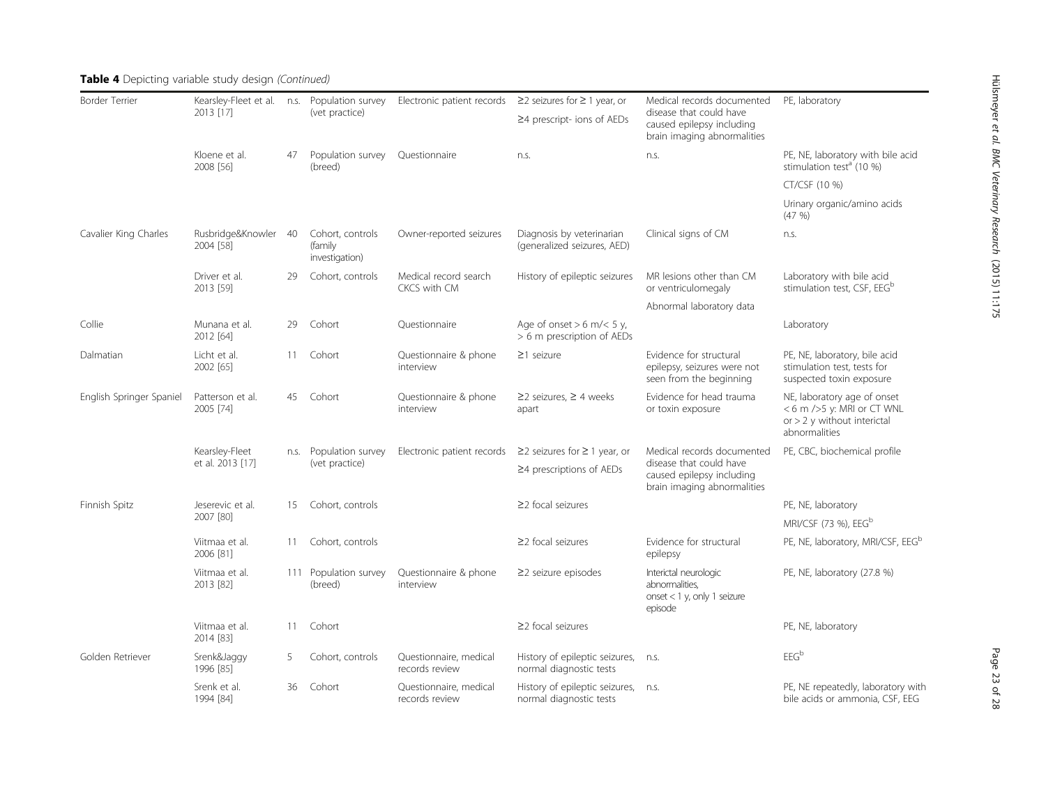**Table 4** Depicting variable study design *(Continued)*

| | | | | | | | |
|---|---|---|---|---|---|---|---|
| Border Terrier | Kearsley-Fleet et al. 2013 [17] | n.s. | Population survey (vet practice) | Electronic patient records | ≥2 seizures for ≥ 1 year, or ≥4 prescript- ions of AEDs | Medical records documented disease that could have caused epilepsy including brain imaging abnormalities | PE, laboratory |
| | Kloene et al. 2008 [56] | 47 | Population survey (breed) | Questionnaire | n.s. | n.s. | PE, NE, laboratory with bile acid stimulation test[a] (10 %) |
| | | | | | | | CT/CSF (10 %) |
| | | | | | | | Urinary organic/amino acids (47 %) |
| Cavalier King Charles | Rusbridge&Knowler 2004 [58] | 40 | Cohort, controls (family investigation) | Owner-reported seizures | Diagnosis by veterinarian (generalized seizures, AED) | Clinical signs of CM | n.s. |
| | Driver et al. 2013 [59] | 29 | Cohort, controls | Medical record search CKCS with CM | History of epileptic seizures | MR lesions other than CM or ventriculomegaly | Laboratory with bile acid stimulation test, CSF, EEG[b] |
| | | | | | | Abnormal laboratory data | |
| Collie | Munana et al. 2012 [64] | 29 | Cohort | Questionnaire | Age of onset > 6 m/< 5 y, > 6 m prescription of AEDs | | Laboratory |
| Dalmatian | Licht et al. 2002 [65] | 11 | Cohort | Questionnaire & phone interview | ≥1 seizure | Evidence for structural epilepsy, seizures were not seen from the beginning | PE, NE, laboratory, bile acid stimulation test, tests for suspected toxin exposure |
| English Springer Spaniel | Patterson et al. 2005 [74] | 45 | Cohort | Questionnaire & phone interview | ≥2 seizures, ≥ 4 weeks apart | Evidence for head trauma or toxin exposure | NE, laboratory age of onset < 6 m />5 y: MRI or CT WNL or > 2 y without interictal abnormalities |
| | Kearsley-Fleet et al. 2013 [17] | n.s. | Population survey (vet practice) | Electronic patient records | ≥2 seizures for ≥ 1 year, or ≥4 prescriptions of AEDs | Medical records documented disease that could have caused epilepsy including brain imaging abnormalities | PE, CBC, biochemical profile |
| Finnish Spitz | Jeserevic et al. 2007 [80] | 15 | Cohort, controls | | ≥2 focal seizures | | PE, NE, laboratory |
| | | | | | | | MRI/CSF (73 %), EEG[b] |
| | Viitmaa et al. 2006 [81] | 11 | Cohort, controls | | ≥2 focal seizures | Evidence for structural epilepsy | PE, NE, laboratory, MRI/CSF, EEG[b] |
| | Viitmaa et al. 2013 [82] | 111 | Population survey (breed) | Questionnaire & phone interview | ≥2 seizure episodes | Interictal neurologic abnormalities, onset < 1 y, only 1 seizure episode | PE, NE, laboratory (27.8 %) |
| | Viitmaa et al. 2014 [83] | 11 | Cohort | | ≥2 focal seizures | | PE, NE, laboratory |
| Golden Retriever | Srenk&Jaggy 1996 [85] | 5 | Cohort, controls | Questionnaire, medical records review | History of epileptic seizures, normal diagnostic tests | n.s. | EEG[b] |
| | Srenk et al. 1994 [84] | 36 | Cohort | Questionnaire, medical records review | History of epileptic seizures, normal diagnostic tests | n.s. | PE, NE repeatedly, laboratory with bile acids or ammonia, CSF, EEG |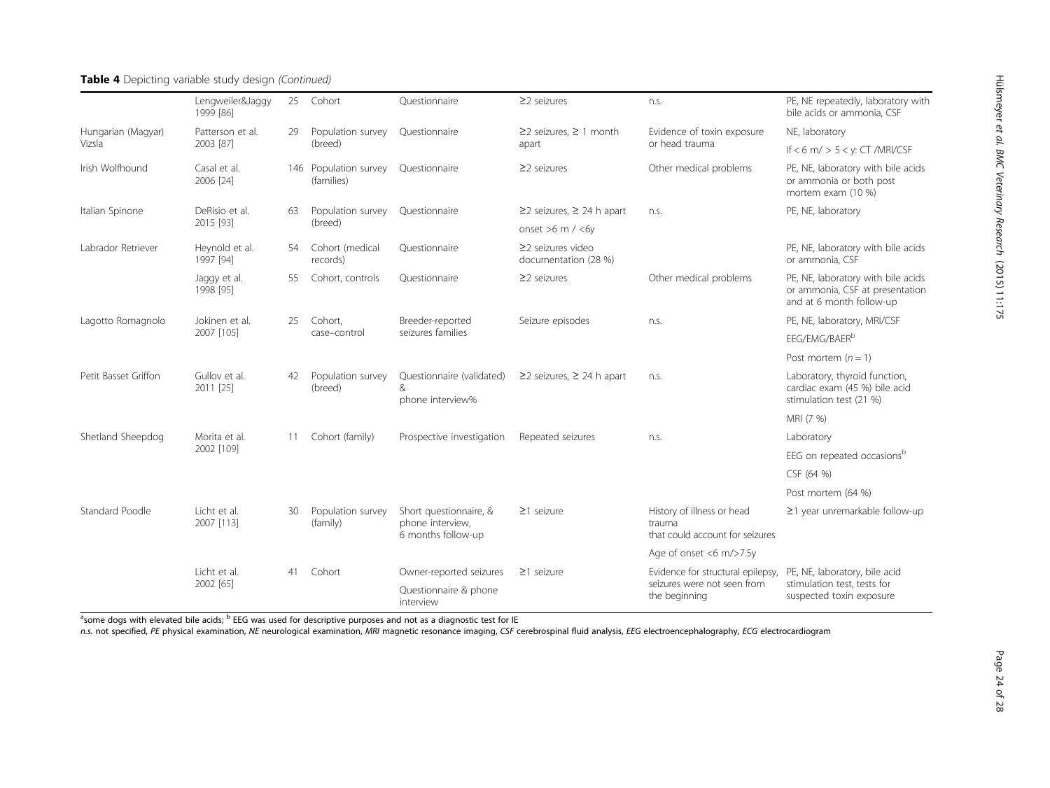**Table 4** Depicting variable study design *(Continued)*

| | | | | | | | |
|---|---|---|---|---|---|---|---|
| | Lengweiler&Jaggy 1999 [86] | 25 | Cohort | Questionnaire | ≥2 seizures | n.s. | PE, NE repeatedly, laboratory with bile acids or ammonia, CSF |
| Hungarian (Magyar) Vizsla | Patterson et al. 2003 [87] | 29 | Population survey (breed) | Questionnaire | ≥2 seizures, ≥ 1 month apart | Evidence of toxin exposure or head trauma | NE, laboratory |
| | | | | | | | If < 6 m/ > 5 < y: CT /MRI/CSF |
| Irish Wolfhound | Casal et al. 2006 [24] | 146 | Population survey (families) | Questionnaire | ≥2 seizures | Other medical problems | PE, NE, laboratory with bile acids or ammonia or both post mortem exam (10 %) |
| Italian Spinone | DeRisio et al. 2015 [93] | 63 | Population survey (breed) | Questionnaire | ≥2 seizures, ≥ 24 h apart | n.s. | PE, NE, laboratory |
| | | | | | onset >6 m / <6y | | |
| Labrador Retriever | Heynold et al. 1997 [94] | 54 | Cohort (medical records) | Questionnaire | ≥2 seizures video documentation (28 %) | | PE, NE, laboratory with bile acids or ammonia, CSF |
| | Jaggy et al. 1998 [95] | 55 | Cohort, controls | Questionnaire | ≥2 seizures | Other medical problems | PE, NE, laboratory with bile acids or ammonia, CSF at presentation and at 6 month follow-up |
| Lagotto Romagnolo | Jokinen et al. 2007 [105] | 25 | Cohort, case–control | Breeder-reported seizures families | Seizure episodes | n.s. | PE, NE, laboratory, MRI/CSF |
| | | | | | | | EEG/EMG/BAER[b] |
| | | | | | | | Post mortem ($n = 1$) |
| Petit Basset Griffon | Gullov et al. 2011 [25] | 42 | Population survey (breed) | Questionnaire (validated) & phone interview% | ≥2 seizures, ≥ 24 h apart | n.s. | Laboratory, thyroid function, cardiac exam (45 %) bile acid stimulation test (21 %) |
| | | | | | | | MRI (7 %) |
| Shetland Sheepdog | Morita et al. 2002 [109] | 11 | Cohort (family) | Prospective investigation | Repeated seizures | n.s. | Laboratory |
| | | | | | | | EEG on repeated occasions[b] |
| | | | | | | | CSF (64 %) |
| | | | | | | | Post mortem (64 %) |
| Standard Poodle | Licht et al. 2007 [113] | 30 | Population survey (family) | Short questionnaire, & phone interview, 6 months follow-up | ≥1 seizure | History of illness or head trauma that could account for seizures | ≥1 year unremarkable follow-up |
| | | | | | | Age of onset <6 m/>7.5y | |
| | Licht et al. 2002 [65] | 41 | Cohort | Owner-reported seizures | ≥1 seizure | Evidence for structural epilepsy, seizures were not seen from the beginning | PE, NE, laboratory, bile acid stimulation test, tests for suspected toxin exposure |
| | | | | Questionnaire & phone interview | | | |

[a]some dogs with elevated bile acids; [b] EEG was used for descriptive purposes and not as a diagnostic test for IE

*n.s.* not specified, *PE* physical examination, *NE* neurological examination, *MRI* magnetic resonance imaging, *CSF* cerebrospinal fluid analysis, *EEG* electroencephalography, *ECG* electrocardiogram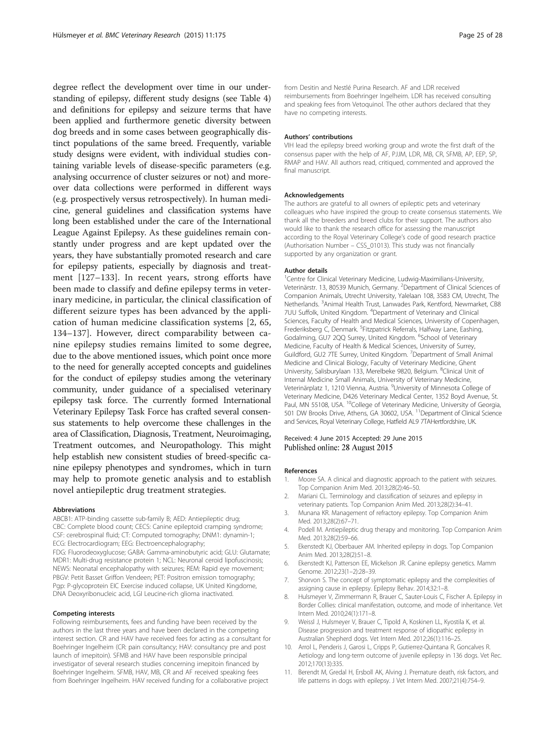degree reflect the development over time in our understanding of epilepsy, different study designs (see Table 4) and definitions for epilepsy and seizure terms that have been applied and furthermore genetic diversity between dog breeds and in some cases between geographically distinct populations of the same breed. Frequently, variable study designs were evident, with individual studies containing variable levels of disease-specific parameters (e.g. analysing occurrence of cluster seizures or not) and moreover data collections were performed in different ways (e.g. prospectively versus retrospectively). In human medicine, general guidelines and classification systems have long been established under the care of the International League Against Epilepsy. As these guidelines remain constantly under progress and are kept updated over the years, they have substantially promoted research and care for epilepsy patients, especially by diagnosis and treatment [127–133]. In recent years, strong efforts have been made to classify and define epilepsy terms in veterinary medicine, in particular, the clinical classification of different seizure types has been advanced by the application of human medicine classification systems [2, 65, 134–137]. However, direct comparability between canine epilepsy studies remains limited to some degree, due to the above mentioned issues, which point once more to the need for generally accepted concepts and guidelines for the conduct of epilepsy studies among the veterinary community, under guidance of a specialised veterinary epilepsy task force. The currently formed International Veterinary Epilepsy Task Force has crafted several consensus statements to help overcome these challenges in the area of Classification, Diagnosis, Treatment, Neuroimaging, Treatment outcomes, and Neuropathology. This might help establish new consistent studies of breed-specific canine epilepsy phenotypes and syndromes, which in turn may help to promote genetic analysis and to establish novel antiepileptic drug treatment strategies.

#### Abbreviations

ABCB1: ATP-binding cassette sub-family B; AED: Antiepileptic drug; CBC: Complete blood count; CECS: Canine epileptoid cramping syndrome; CSF: cerebrospinal fluid; CT: Computed tomography; DNM1: dynamin-1; ECG: Electrocardiogram; EEG: Electroencephalography; FDG: Fluorodeoxyglucose; GABA: Gamma-aminobutyric acid; GLU: Glutamate; MDR1: Multi-drug resistance protein 1; NCL: Neuronal ceroid lipofuscinosis; NEWS: Neonatal encephalopathy with seizures; REM: Rapid eye movement; PBGV: Petit Basset Griffon Vendeen; PET: Positron emission tomography; Pgp: P-glycoprotein EIC Exercise induced collapse, UK United Kingdome, DNA Deoxyribonucleic acid, LGI Leucine-rich glioma inactivated.

#### Competing interests

Following reimbursements, fees and funding have been received by the authors in the last three years and have been declared in the competing interest section. CR and HAV have received fees for acting as a consultant for Boehringer Ingelheim (CR: pain consultancy; HAV: consultancy pre and post launch of imepitoin). SFMB and HAV have been responsible principal investigator of several research studies concerning imepitoin financed by Boehringer Ingelheim. SFMB, HAV, MB, CR and AF received speaking fees from Boehringer Ingelheim. HAV received funding for a collaborative project from Desitin and Nestlé Purina Research. AF and LDR received reimbursements from Boehringer Ingelheim. LDR has received consulting and speaking fees from Vetoquinol. The other authors declared that they have no competing interests.

#### Authors' contributions

VIH lead the epilepsy breed working group and wrote the first draft of the consensus paper with the help of AF, PJJM, LDR, MB, CR, SFMB, AP, EEP, SP, RMAP and HAV. All authors read, critiqued, commented and approved the final manuscript.

#### Acknowledgements

The authors are grateful to all owners of epileptic pets and veterinary colleagues who have inspired the group to create consensus statements. We thank all the breeders and breed clubs for their support. The authors also would like to thank the research office for assessing the manuscript according to the Royal Veterinary College's code of good research practice (Authorisation Number – CSS_01013). This study was not financially supported by any organization or grant.

#### Author details

[1]Centre for Clinical Veterinary Medicine, Ludwig-Maximilians-University, Veterinärstr. 13, 80539 Munich, Germany. [2]Department of Clinical Sciences of Companion Animals, Utrecht University, Yalelaan 108, 3583 CM, Utrecht, The Netherlands. [3]Animal Health Trust, Lanwades Park, Kentford, Newmarket, CB8 7UU Suffolk, United Kingdom. [4]Department of Veterinary and Clinical Sciences, Faculty of Health and Medical Sciences, University of Copenhagen, Frederiksberg C, Denmark. [5]Fitzpatrick Referrals, Halfway Lane, Eashing, Godalming, GU7 2QQ Surrey, United Kingdom. [6]School of Veterinary Medicine, Faculty of Health & Medical Sciences, University of Surrey, Guildford, GU2 7TE Surrey, United Kingdom. [7]Department of Small Animal Medicine and Clinical Biology, Faculty of Veterinary Medicine, Ghent University, Salisburylaan 133, Merelbeke 9820, Belgium. [8]Clinical Unit of Internal Medicine Small Animals, University of Veterinary Medicine, Veterinärplatz 1, 1210 Vienna, Austria. [9]University of Minnesota College of Veterinary Medicine, D426 Veterinary Medical Center, 1352 Boyd Avenue, St. Paul, MN 55108, USA. [10]College of Veterinary Medicine, University of Georgia, 501 DW Brooks Drive, Athens, GA 30602, USA. [11]Department of Clinical Science and Services, Royal Veterinary College, Hatfield AL9 7TAHertfordshire, UK.

Received: 4 June 2015 Accepted: 29 June 2015
Published online: 28 August 2015

#### References

1. Moore SA. A clinical and diagnostic approach to the patient with seizures. Top Companion Anim Med. 2013;28(2):46–50.
2. Mariani CL. Terminology and classification of seizures and epilepsy in veterinary patients. Top Companion Anim Med. 2013;28(2):34–41.
3. Munana KR. Management of refractory epilepsy. Top Companion Anim Med. 2013;28(2):67–71.
4. Podell M. Antiepileptic drug therapy and monitoring. Top Companion Anim Med. 2013;28(2):59–66.
5. Ekenstedt KJ, Oberbauer AM. Inherited epilepsy in dogs. Top Companion Anim Med. 2013;28(2):51–8.
6. Ekenstedt KJ, Patterson EE, Mickelson JR. Canine epilepsy genetics. Mamm Genome. 2012;23(1–2):28–39.
7. Shorvon S. The concept of symptomatic epilepsy and the complexities of assigning cause in epilepsy. Epilepsy Behav. 2014;32:1–8.
8. Hulsmeyer V, Zimmermann R, Brauer C, Sauter-Louis C, Fischer A. Epilepsy in Border Collies: clinical manifestation, outcome, and mode of inheritance. Vet Intern Med. 2010;24(1):171–8.
9. Weissl J, Hulsmeyer V, Brauer C, Tipold A, Koskinen LL, Kyostila K, et al. Disease progression and treatment response of idiopathic epilepsy in Australian Shepherd dogs. Vet Intern Med. 2012;26(1):116–25.
10. Arrol L, Penderis J, Garosi L, Cripps P, Gutierrez-Quintana R, Goncalves R. Aetiology and long-term outcome of juvenile epilepsy in 136 dogs. Vet Rec. 2012;170(13):335.
11. Berendt M, Gredal H, Ersboll AK, Alving J. Premature death, risk factors, and life patterns in dogs with epilepsy. J Vet Intern Med. 2007;21(4):754–9.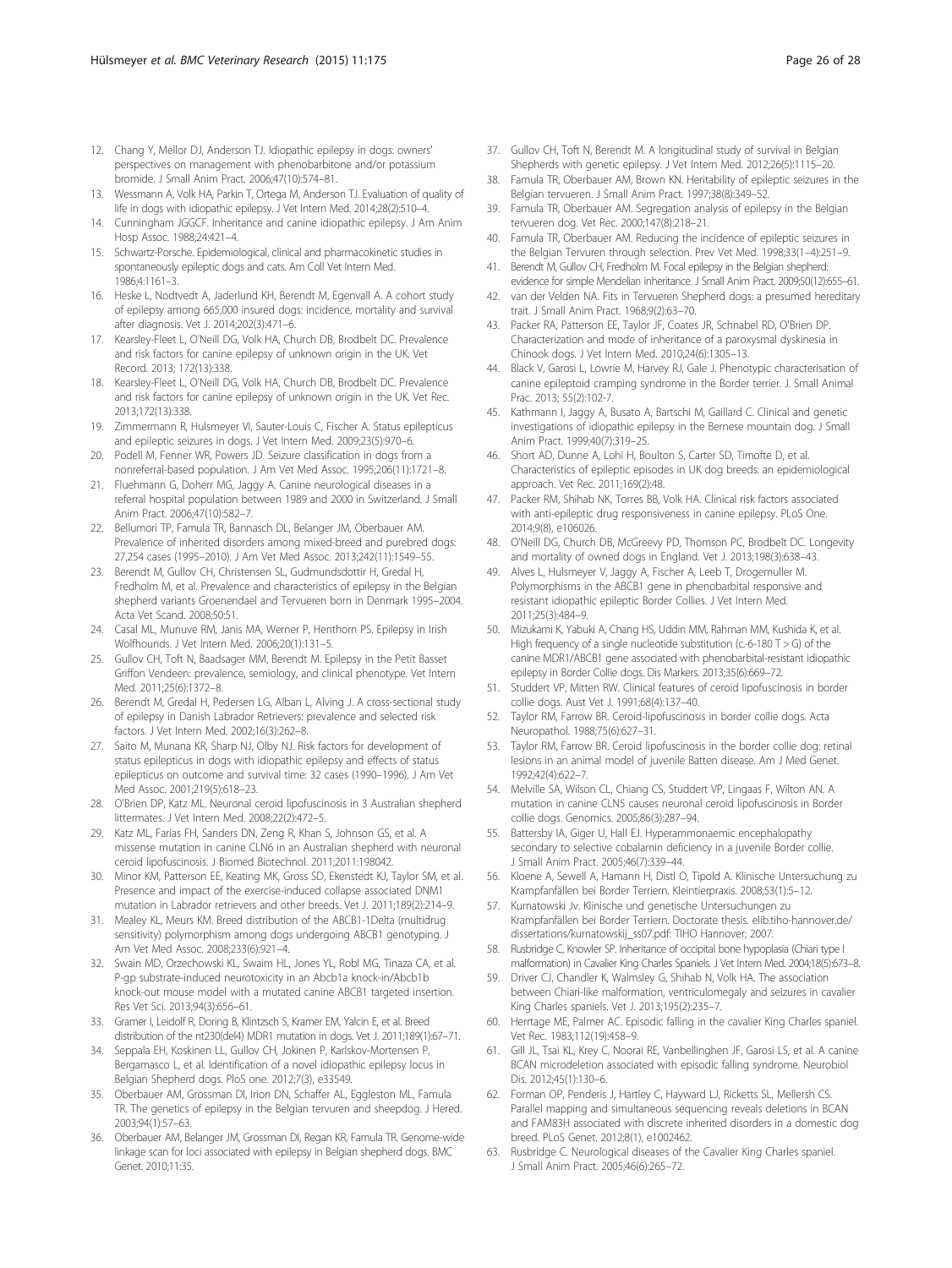12. Chang Y, Mellor DJ, Anderson TJ. Idiopathic epilepsy in dogs: owners' perspectives on management with phenobarbitone and/or potassium bromide. J Small Anim Pract. 2006;47(10):574–81.
13. Wessmann A, Volk HA, Parkin T, Ortega M, Anderson TJ. Evaluation of quality of life in dogs with idiopathic epilepsy. J Vet Intern Med. 2014;28(2):510–4.
14. Cunningham JGGCF. Inheritance and canine idiopathic epilepsy. J Am Anim Hosp Assoc. 1988;24:421–4.
15. Schwartz-Porsche. Epidemiological, clinical and pharmacokinetic studies in spontaneously epileptic dogs and cats. Am Coll Vet Intern Med. 1986;4:1161–3.
16. Heske L, Nodtvedt A, Jaderlund KH, Berendt M, Egenvall A. A cohort study of epilepsy among 665,000 insured dogs: incidence, mortality and survival after diagnosis. Vet J. 2014;202(3):471–6.
17. Kearsley-Fleet L, O'Neill DG, Volk HA, Church DB, Brodbelt DC. Prevalence and risk factors for canine epilepsy of unknown origin in the UK. Vet Record. 2013; 172(13):338.
18. Kearsley-Fleet L, O'Neill DG, Volk HA, Church DB, Brodbelt DC. Prevalence and risk factors for canine epilepsy of unknown origin in the UK. Vet Rec. 2013;172(13):338.
19. Zimmermann R, Hulsmeyer VI, Sauter-Louis C, Fischer A. Status epilepticus and epileptic seizures in dogs. J Vet Intern Med. 2009;23(5):970–6.
20. Podell M, Fenner WR, Powers JD. Seizure classification in dogs from a nonreferral-based population. J Am Vet Med Assoc. 1995;206(11):1721–8.
21. Fluehmann G, Doherr MG, Jaggy A. Canine neurological diseases in a referral hospital population between 1989 and 2000 in Switzerland. J Small Anim Pract. 2006;47(10):582–7.
22. Bellumori TP, Famula TR, Bannasch DL, Belanger JM, Oberbauer AM. Prevalence of inherited disorders among mixed-breed and purebred dogs: 27,254 cases (1995–2010). J Am Vet Med Assoc. 2013;242(11):1549–55.
23. Berendt M, Gullov CH, Christensen SL, Gudmundsdottir H, Gredal H, Fredholm M, et al. Prevalence and characteristics of epilepsy in the Belgian shepherd variants Groenendael and Tervueren born in Denmark 1995–2004. Acta Vet Scand. 2008;50:51.
24. Casal ML, Munuve RM, Janis MA, Werner P, Henthorn PS. Epilepsy in Irish Wolfhounds. J Vet Intern Med. 2006;20(1):131–5.
25. Gullov CH, Toft N, Baadsager MM, Berendt M. Epilepsy in the Petit Basset Griffon Vendeen: prevalence, semiology, and clinical phenotype. Vet Intern Med. 2011;25(6):1372–8.
26. Berendt M, Gredal H, Pedersen LG, Alban L, Alving J. A cross-sectional study of epilepsy in Danish Labrador Retrievers: prevalence and selected risk factors. J Vet Intern Med. 2002;16(3):262–8.
27. Saito M, Munana KR, Sharp NJ, Olby NJ. Risk factors for development of status epilepticus in dogs with idiopathic epilepsy and effects of status epilepticus on outcome and survival time: 32 cases (1990–1996). J Am Vet Med Assoc. 2001;219(5):618–23.
28. O'Brien DP, Katz ML. Neuronal ceroid lipofuscinosis in 3 Australian shepherd littermates. J Vet Intern Med. 2008;22(2):472–5.
29. Katz ML, Farias FH, Sanders DN, Zeng R, Khan S, Johnson GS, et al. A missense mutation in canine CLN6 in an Australian shepherd with neuronal ceroid lipofuscinosis. J Biomed Biotechnol. 2011;2011:198042.
30. Minor KM, Patterson EE, Keating MK, Gross SD, Ekenstedt KJ, Taylor SM, et al. Presence and impact of the exercise-induced collapse associated DNM1 mutation in Labrador retrievers and other breeds. Vet J. 2011;189(2):214–9.
31. Mealey KL, Meurs KM. Breed distribution of the ABCB1-1Delta (multidrug sensitivity) polymorphism among dogs undergoing ABCB1 genotyping. J Am Vet Med Assoc. 2008;233(6):921–4.
32. Swain MD, Orzechowski KL, Swaim HL, Jones YL, Robl MG, Tinaza CA, et al. P-gp substrate-induced neurotoxicity in an Abcb1a knock-in/Abcb1b knock-out mouse model with a mutated canine ABCB1 targeted insertion. Res Vet Sci. 2013;94(3):656–61.
33. Gramer I, Leidolf R, Doring B, Klintzsch S, Kramer EM, Yalcin E, et al. Breed distribution of the nt230(del4) MDR1 mutation in dogs. Vet J. 2011;189(1):67–71.
34. Seppala EH, Koskinen LL, Gullov CH, Jokinen P, Karlskov-Mortensen P, Bergamasco L, et al. Identification of a novel idiopathic epilepsy locus in Belgian Shepherd dogs. PloS one. 2012;7(3), e33549.
35. Oberbauer AM, Grossman DI, Irion DN, Schaffer AL, Eggleston ML, Famula TR. The genetics of epilepsy in the Belgian tervuren and sheepdog. J Hered. 2003;94(1):57–63.
36. Oberbauer AM, Belanger JM, Grossman DI, Regan KR, Famula TR. Genome-wide linkage scan for loci associated with epilepsy in Belgian shepherd dogs. BMC Genet. 2010;11:35.
37. Gullov CH, Toft N, Berendt M. A longitudinal study of survival in Belgian Shepherds with genetic epilepsy. J Vet Intern Med. 2012;26(5):1115–20.
38. Famula TR, Oberbauer AM, Brown KN. Heritability of epileptic seizures in the Belgian tervueren. J Small Anim Pract. 1997;38(8):349–52.
39. Famula TR, Oberbauer AM. Segregation analysis of epilepsy in the Belgian tervueren dog. Vet Rec. 2000;147(8):218–21.
40. Famula TR, Oberbauer AM. Reducing the incidence of epileptic seizures in the Belgian Tervuren through selection. Prev Vet Med. 1998;33(1–4):251–9.
41. Berendt M, Gullov CH, Fredholm M. Focal epilepsy in the Belgian shepherd: evidence for simple Mendelian inheritance. J Small Anim Pract. 2009;50(12):655–61.
42. van der Velden NA. Fits in Tervueren Shepherd dogs: a presumed hereditary trait. J Small Anim Pract. 1968;9(2):63–70.
43. Packer RA, Patterson EE, Taylor JF, Coates JR, Schnabel RD, O'Brien DP. Characterization and mode of inheritance of a paroxysmal dyskinesia in Chinook dogs. J Vet Intern Med. 2010;24(6):1305–13.
44. Black V, Garosi L, Lowrie M, Harvey RJ, Gale J. Phenotypic characterisation of canine epileptoid cramping syndrome in the Border terrier. J. Small Animal Prac. 2013; 55(2):102-7.
45. Kathmann I, Jaggy A, Busato A, Bartschi M, Gaillard C. Clinical and genetic investigations of idiopathic epilepsy in the Bernese mountain dog. J Small Anim Pract. 1999;40(7):319–25.
46. Short AD, Dunne A, Lohi H, Boulton S, Carter SD, Timofte D, et al. Characteristics of epileptic episodes in UK dog breeds: an epidemiological approach. Vet Rec. 2011;169(2):48.
47. Packer RM, Shihab NK, Torres BB, Volk HA. Clinical risk factors associated with anti-epileptic drug responsiveness in canine epilepsy. PLoS One. 2014;9(8), e106026.
48. O'Neill DG, Church DB, McGreevy PD, Thomson PC, Brodbelt DC. Longevity and mortality of owned dogs in England. Vet J. 2013;198(3):638–43.
49. Alves L, Hulsmeyer V, Jaggy A, Fischer A, Leeb T, Drogemuller M. Polymorphisms in the ABCB1 gene in phenobarbital responsive and resistant idiopathic epileptic Border Collies. J Vet Intern Med. 2011;25(3):484–9.
50. Mizukami K, Yabuki A, Chang HS, Uddin MM, Rahman MM, Kushida K, et al. High frequency of a single nucleotide substitution (c.-6-180 T > G) of the canine MDR1/ABCB1 gene associated with phenobarbital-resistant idiopathic epilepsy in Border Collie dogs. Dis Markers. 2013;35(6):669–72.
51. Studdert VP, Mitten RW. Clinical features of ceroid lipofuscinosis in border collie dogs. Aust Vet J. 1991;68(4):137–40.
52. Taylor RM, Farrow BR. Ceroid-lipofuscinosis in border collie dogs. Acta Neuropathol. 1988;75(6):627–31.
53. Taylor RM, Farrow BR. Ceroid lipofuscinosis in the border collie dog: retinal lesions in an animal model of juvenile Batten disease. Am J Med Genet. 1992;42(4):622–7.
54. Melville SA, Wilson CL, Chiang CS, Studdert VP, Lingaas F, Wilton AN. A mutation in canine CLN5 causes neuronal ceroid lipofuscinosis in Border collie dogs. Genomics. 2005;86(3):287–94.
55. Battersby IA, Giger U, Hall EJ. Hyperammonaemic encephalopathy secondary to selective cobalamin deficiency in a juvenile Border collie. J Small Anim Pract. 2005;46(7):339–44.
56. Kloene A, Sewell A, Hamann H, Distl O, Tipold A. Klinische Untersuchung zu Krampfanfällen bei Border Terriern. Kleintierpraxis. 2008;53(1):5–12.
57. Kurnatowski Jv. Klinische und genetische Untersuchungen zu Krampfanfällen bei Border Terriern. Doctorate thesis. elib.tiho-hannover.de/dissertations/kurnatowskij_ss07.pdf: TIHO Hannover; 2007.
58. Rusbridge C, Knowler SP. Inheritance of occipital bone hypoplasia (Chiari type I malformation) in Cavalier King Charles Spaniels. J Vet Intern Med. 2004;18(5):673–8.
59. Driver CJ, Chandler K, Walmsley G, Shihab N, Volk HA. The association between Chiari-like malformation, ventriculomegaly and seizures in cavalier King Charles spaniels. Vet J. 2013;195(2):235–7.
60. Herrtage ME, Palmer AC. Episodic falling in the cavalier King Charles spaniel. Vet Rec. 1983;112(19):458–9.
61. Gill JL, Tsai KL, Krey C, Noorai RE, Vanbellinghen JF, Garosi LS, et al. A canine BCAN microdeletion associated with episodic falling syndrome. Neurobiol Dis. 2012;45(1):130–6.
62. Forman OP, Penderis J, Hartley C, Hayward LJ, Ricketts SL, Mellersh CS. Parallel mapping and simultaneous sequencing reveals deletions in BCAN and FAM83H associated with discrete inherited disorders in a domestic dog breed. PLoS Genet. 2012;8(1), e1002462.
63. Rusbridge C. Neurological diseases of the Cavalier King Charles spaniel. J Small Anim Pract. 2005;46(6):265–72.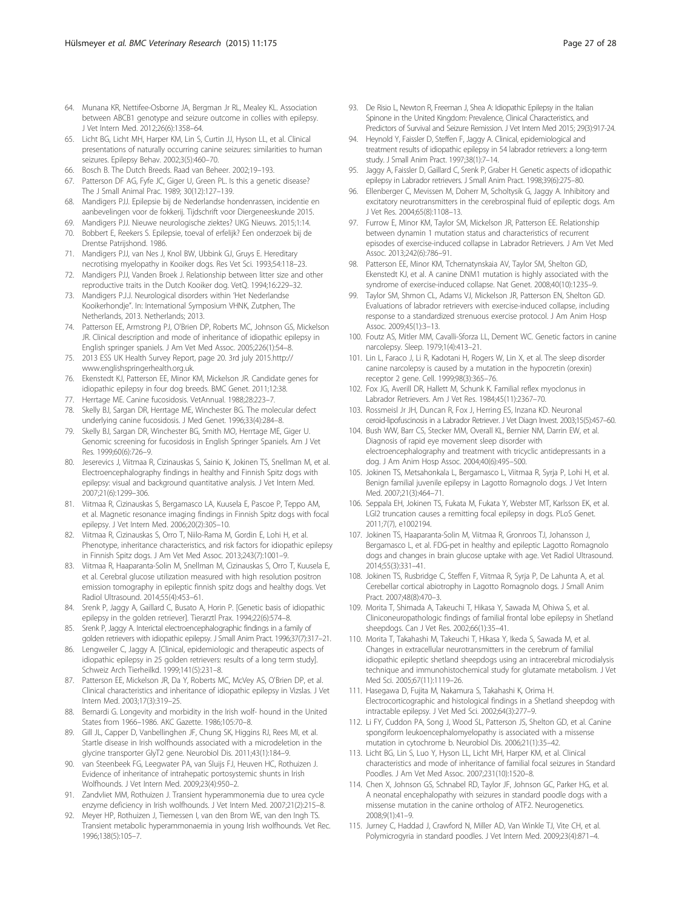64. Munana KR, Nettifee-Osborne JA, Bergman Jr RL, Mealey KL. Association between ABCB1 genotype and seizure outcome in collies with epilepsy. J Vet Intern Med. 2012;26(6):1358–64.
65. Licht BG, Licht MH, Harper KM, Lin S, Curtin JJ, Hyson LL, et al. Clinical presentations of naturally occurring canine seizures: similarities to human seizures. Epilepsy Behav. 2002;3(5):460–70.
66. Bosch B. The Dutch Breeds. Raad van Beheer. 2002;19–193.
67. Patterson DF AG, Fyfe JC, Giger U, Green PL. Is this a genetic disease? The J Small Animal Prac. 1989; 30(12):127–139.
68. Mandigers PJJ. Epilepsie bij de Nederlandse hondenrassen, incidentie en aanbevelingen voor de fokkerij. Tijdschrift voor Diergeneeskunde 2015.
69. Mandigers PJJ. Nieuwe neurologische ziektes? UKG Nieuws. 2015;1:14.
70. Bobbert E, Reekers S. Epilepsie, toeval of erfelijk? Een onderzoek bij de Drentse Patrijshond. 1986.
71. Mandigers PJJ, van Nes J, Knol BW, Ubbink GJ, Gruys E. Hereditary necrotising myelopathy in Kooiker dogs. Res Vet Sci. 1993;54:118–23.
72. Mandigers PJJ, Vanden Broek J. Relationship between litter size and other reproductive traits in the Dutch Kooiker dog. VetQ. 1994;16:229–32.
73. Mandigers P.J.J. Neurological disorders within 'Het Nederlandse Kooikerhondje". In: International Symposium VHNK, Zutphen, The Netherlands, 2013. Netherlands; 2013.
74. Patterson EE, Armstrong PJ, O'Brien DP, Roberts MC, Johnson GS, Mickelson JR. Clinical description and mode of inheritance of idiopathic epilepsy in English springer spaniels. J Am Vet Med Assoc. 2005;226(1):54–8.
75. 2013 ESS UK Health Survey Report, page 20. 3rd july 2015.http://www.englishspringerhealth.org.uk.
76. Ekenstedt KJ, Patterson EE, Minor KM, Mickelson JR. Candidate genes for idiopathic epilepsy in four dog breeds. BMC Genet. 2011;12:38.
77. Herrtage ME. Canine fucosidosis. VetAnnual. 1988;28:223–7.
78. Skelly BJ, Sargan DR, Herrtage ME, Winchester BG. The molecular defect underlying canine fucosidosis. J Med Genet. 1996;33(4):284–8.
79. Skelly BJ, Sargan DR, Winchester BG, Smith MO, Herrtage ME, Giger U. Genomic screening for fucosidosis in English Springer Spaniels. Am J Vet Res. 1999;60(6):726–9.
80. Jeserevics J, Viitmaa R, Cizinauskas S, Sainio K, Jokinen TS, Snellman M, et al. Electroencephalography findings in healthy and Finnish Spitz dogs with epilepsy: visual and background quantitative analysis. J Vet Intern Med. 2007;21(6):1299–306.
81. Viitmaa R, Cizinauskas S, Bergamasco LA, Kuusela E, Pascoe P, Teppo AM, et al. Magnetic resonance imaging findings in Finnish Spitz dogs with focal epilepsy. J Vet Intern Med. 2006;20(2):305–10.
82. Viitmaa R, Cizinauskas S, Orro T, Niilo-Rama M, Gordin E, Lohi H, et al. Phenotype, inheritance characteristics, and risk factors for idiopathic epilepsy in Finnish Spitz dogs. J Am Vet Med Assoc. 2013;243(7):1001–9.
83. Viitmaa R, Haaparanta-Solin M, Snellman M, Cizinauskas S, Orro T, Kuusela E, et al. Cerebral glucose utilization measured with high resolution positron emission tomography in epileptic finnish spitz dogs and healthy dogs. Vet Radiol Ultrasound. 2014;55(4):453–61.
84. Srenk P, Jaggy A, Gaillard C, Busato A, Horin P. [Genetic basis of idiopathic epilepsy in the golden retriever]. Tierarztl Prax. 1994;22(6):574–8.
85. Srenk P, Jaggy A. Interictal electroencephalographic findings in a family of golden retrievers with idiopathic epilepsy. J Small Anim Pract. 1996;37(7):317–21.
86. Lengweiler C, Jaggy A. [Clinical, epidemiologic and therapeutic aspects of idiopathic epilepsy in 25 golden retrievers: results of a long term study]. Schweiz Arch Tierheilkd. 1999;141(5):231–8.
87. Patterson EE, Mickelson JR, Da Y, Roberts MC, McVey AS, O'Brien DP, et al. Clinical characteristics and inheritance of idiopathic epilepsy in Vizslas. J Vet Intern Med. 2003;17(3):319–25.
88. Bernardi G. Longevity and morbidity in the Irish wolf- hound in the United States from 1966–1986. AKC Gazette. 1986;105:70–8.
89. Gill JL, Capper D, Vanbellinghen JF, Chung SK, Higgins RJ, Rees MI, et al. Startle disease in Irish wolfhounds associated with a microdeletion in the glycine transporter GlyT2 gene. Neurobiol Dis. 2011;43(1):184–9.
90. van Steenbeek FG, Leegwater PA, van Sluijs FJ, Heuven HC, Rothuizen J. Evidence of inheritance of intrahepatic portosystemic shunts in Irish Wolfhounds. J Vet Intern Med. 2009;23(4):950–2.
91. Zandvliet MM, Rothuizen J. Transient hyperammonemia due to urea cycle enzyme deficiency in Irish wolfhounds. J Vet Intern Med. 2007;21(2):215–8.
92. Meyer HP, Rothuizen J, Tiemessen I, van den Brom WE, van den Ingh TS. Transient metabolic hyperammonaemia in young Irish wolfhounds. Vet Rec. 1996;138(5):105–7.
93. De Risio L, Newton R, Freeman J, Shea A: Idiopathic Epilepsy in the Italian Spinone in the United Kingdom: Prevalence, Clinical Characteristics, and Predictors of Survival and Seizure Remission. J Vet Intern Med 2015; 29(3):917-24.
94. Heynold Y, Faissler D, Steffen F, Jaggy A. Clinical, epidemiological and treatment results of idiopathic epilepsy in 54 labrador retrievers: a long-term study. J Small Anim Pract. 1997;38(1):7–14.
95. Jaggy A, Faissler D, Gaillard C, Srenk P, Graber H. Genetic aspects of idiopathic epilepsy in Labrador retrievers. J Small Anim Pract. 1998;39(6):275–80.
96. Ellenberger C, Mevissen M, Doherr M, Scholtysik G, Jaggy A. Inhibitory and excitatory neurotransmitters in the cerebrospinal fluid of epileptic dogs. Am J Vet Res. 2004;65(8):1108–13.
97. Furrow E, Minor KM, Taylor SM, Mickelson JR, Patterson EE. Relationship between dynamin 1 mutation status and characteristics of recurrent episodes of exercise-induced collapse in Labrador Retrievers. J Am Vet Med Assoc. 2013;242(6):786–91.
98. Patterson EE, Minor KM, Tchernatynskaia AV, Taylor SM, Shelton GD, Ekenstedt KJ, et al. A canine DNM1 mutation is highly associated with the syndrome of exercise-induced collapse. Nat Genet. 2008;40(10):1235–9.
99. Taylor SM, Shmon CL, Adams VJ, Mickelson JR, Patterson EN, Shelton GD. Evaluations of labrador retrievers with exercise-induced collapse, including response to a standardized strenuous exercise protocol. J Am Anim Hosp Assoc. 2009;45(1):3–13.
100. Foutz AS, Mitler MM, Cavalli-Sforza LL, Dement WC. Genetic factors in canine narcolepsy. Sleep. 1979;1(4):413–21.
101. Lin L, Faraco J, Li R, Kadotani H, Rogers W, Lin X, et al. The sleep disorder canine narcolepsy is caused by a mutation in the hypocretin (orexin) receptor 2 gene. Cell. 1999;98(3):365–76.
102. Fox JG, Averill DR, Hallett M, Schunk K. Familial reflex myoclonus in Labrador Retrievers. Am J Vet Res. 1984;45(11):2367–70.
103. Rossmeisl Jr JH, Duncan R, Fox J, Herring ES, Inzana KD. Neuronal ceroid-lipofuscinosis in a Labrador Retriever. J Vet Diagn Invest. 2003;15(5):457–60.
104. Bush WW, Barr CS, Stecker MM, Overall KL, Bernier NM, Darrin EW, et al. Diagnosis of rapid eye movement sleep disorder with electroencephalography and treatment with tricyclic antidepressants in a dog. J Am Anim Hosp Assoc. 2004;40(6):495–500.
105. Jokinen TS, Metsahonkala L, Bergamasco L, Viitmaa R, Syrja P, Lohi H, et al. Benign familial juvenile epilepsy in Lagotto Romagnolo dogs. J Vet Intern Med. 2007;21(3):464–71.
106. Seppala EH, Jokinen TS, Fukata M, Fukata Y, Webster MT, Karlsson EK, et al. LGI2 truncation causes a remitting focal epilepsy in dogs. PLoS Genet. 2011;7(7), e1002194.
107. Jokinen TS, Haaparanta-Solin M, Viitmaa R, Gronroos TJ, Johansson J, Bergamasco L, et al. FDG-pet in healthy and epileptic Lagotto Romagnolo dogs and changes in brain glucose uptake with age. Vet Radiol Ultrasound. 2014;55(3):331–41.
108. Jokinen TS, Rusbridge C, Steffen F, Viitmaa R, Syrja P, De Lahunta A, et al. Cerebellar cortical abiotrophy in Lagotto Romagnolo dogs. J Small Anim Pract. 2007;48(8):470–3.
109. Morita T, Shimada A, Takeuchi T, Hikasa Y, Sawada M, Ohiwa S, et al. Cliniconeuropathologic findings of familial frontal lobe epilepsy in Shetland sheepdogs. Can J Vet Res. 2002;66(1):35–41.
110. Morita T, Takahashi M, Takeuchi T, Hikasa Y, Ikeda S, Sawada M, et al. Changes in extracellular neurotransmitters in the cerebrum of familial idiopathic epileptic shetland sheepdogs using an intracerebral microdialysis technique and immunohistochemical study for glutamate metabolism. J Vet Med Sci. 2005;67(11):1119–26.
111. Hasegawa D, Fujita M, Nakamura S, Takahashi K, Orima H. Electrocorticographic and histological findings in a Shetland sheepdog with intractable epilepsy. J Vet Med Sci. 2002;64(3):277–9.
112. Li FY, Cuddon PA, Song J, Wood SL, Patterson JS, Shelton GD, et al. Canine spongiform leukoencephalomyelopathy is associated with a missense mutation in cytochrome b. Neurobiol Dis. 2006;21(1):35–42.
113. Licht BG, Lin S, Luo Y, Hyson LL, Licht MH, Harper KM, et al. Clinical characteristics and mode of inheritance of familial focal seizures in Standard Poodles. J Am Vet Med Assoc. 2007;231(10):1520–8.
114. Chen X, Johnson GS, Schnabel RD, Taylor JF, Johnson GC, Parker HG, et al. A neonatal encephalopathy with seizures in standard poodle dogs with a missense mutation in the canine ortholog of ATF2. Neurogenetics. 2008;9(1):41–9.
115. Jurney C, Haddad J, Crawford N, Miller AD, Van Winkle TJ, Vite CH, et al. Polymicrogyria in standard poodles. J Vet Intern Med. 2009;23(4):871–4.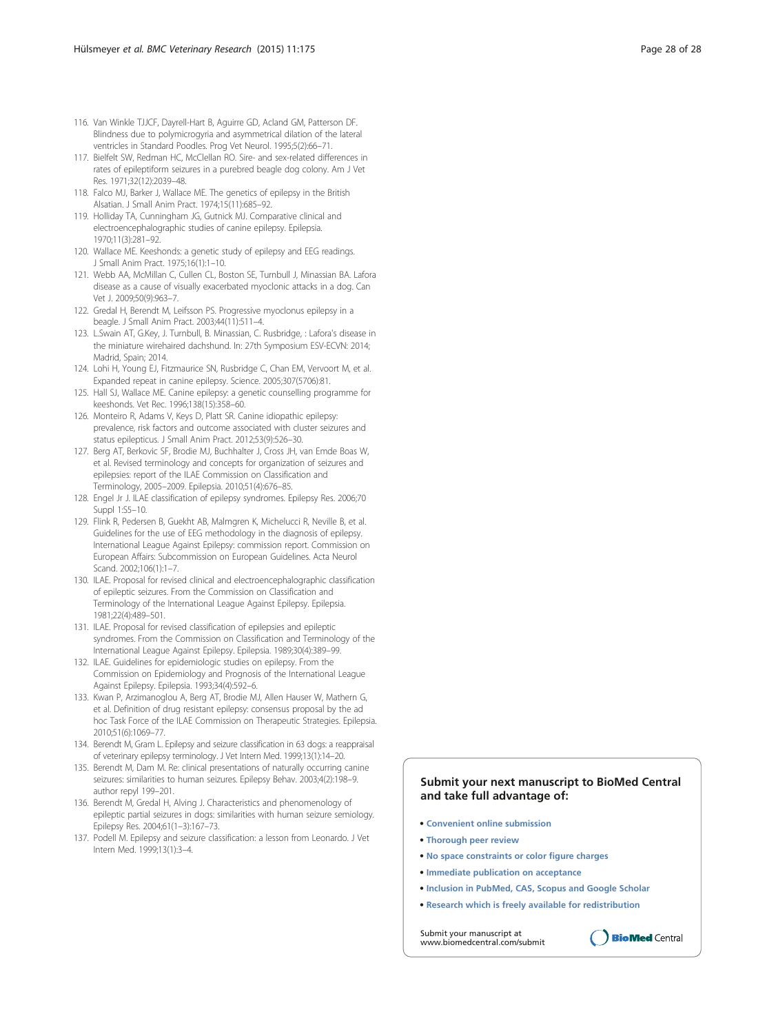116. Van Winkle TJJCF, Dayrell-Hart B, Aguirre GD, Acland GM, Patterson DF. Blindness due to polymicrogyria and asymmetrical dilation of the lateral ventricles in Standard Poodles. Prog Vet Neurol. 1995;5(2):66–71.
117. Bielfelt SW, Redman HC, McClellan RO. Sire- and sex-related differences in rates of epileptiform seizures in a purebred beagle dog colony. Am J Vet Res. 1971;32(12):2039–48.
118. Falco MJ, Barker J, Wallace ME. The genetics of epilepsy in the British Alsatian. J Small Anim Pract. 1974;15(11):685–92.
119. Holliday TA, Cunningham JG, Gutnick MJ. Comparative clinical and electroencephalographic studies of canine epilepsy. Epilepsia. 1970;11(3):281–92.
120. Wallace ME. Keeshonds: a genetic study of epilepsy and EEG readings. J Small Anim Pract. 1975;16(1):1–10.
121. Webb AA, McMillan C, Cullen CL, Boston SE, Turnbull J, Minassian BA. Lafora disease as a cause of visually exacerbated myoclonic attacks in a dog. Can Vet J. 2009;50(9):963–7.
122. Gredal H, Berendt M, Leifsson PS. Progressive myoclonus epilepsy in a beagle. J Small Anim Pract. 2003;44(11):511–4.
123. L.Swain AT, G.Key, J. Turnbull, B. Minassian, C. Rusbridge, : Lafora's disease in the miniature wirehaired dachshund. In: 27th Symposium ESV-ECVN: 2014; Madrid, Spain; 2014.
124. Lohi H, Young EJ, Fitzmaurice SN, Rusbridge C, Chan EM, Vervoort M, et al. Expanded repeat in canine epilepsy. Science. 2005;307(5706):81.
125. Hall SJ, Wallace ME. Canine epilepsy: a genetic counselling programme for keeshonds. Vet Rec. 1996;138(15):358–60.
126. Monteiro R, Adams V, Keys D, Platt SR. Canine idiopathic epilepsy: prevalence, risk factors and outcome associated with cluster seizures and status epilepticus. J Small Anim Pract. 2012;53(9):526–30.
127. Berg AT, Berkovic SF, Brodie MJ, Buchhalter J, Cross JH, van Emde Boas W, et al. Revised terminology and concepts for organization of seizures and epilepsies: report of the ILAE Commission on Classification and Terminology, 2005–2009. Epilepsia. 2010;51(4):676–85.
128. Engel Jr J. ILAE classification of epilepsy syndromes. Epilepsy Res. 2006;70 Suppl 1:S5–10.
129. Flink R, Pedersen B, Guekht AB, Malmgren K, Michelucci R, Neville B, et al. Guidelines for the use of EEG methodology in the diagnosis of epilepsy. International League Against Epilepsy: commission report. Commission on European Affairs: Subcommission on European Guidelines. Acta Neurol Scand. 2002;106(1):1–7.
130. ILAE. Proposal for revised clinical and electroencephalographic classification of epileptic seizures. From the Commission on Classification and Terminology of the International League Against Epilepsy. Epilepsia. 1981;22(4):489–501.
131. ILAE. Proposal for revised classification of epilepsies and epileptic syndromes. From the Commission on Classification and Terminology of the International League Against Epilepsy. Epilepsia. 1989;30(4):389–99.
132. ILAE. Guidelines for epidemiologic studies on epilepsy. From the Commission on Epidemiology and Prognosis of the International League Against Epilepsy. Epilepsia. 1993;34(4):592–6.
133. Kwan P, Arzimanoglou A, Berg AT, Brodie MJ, Allen Hauser W, Mathern G, et al. Definition of drug resistant epilepsy: consensus proposal by the ad hoc Task Force of the ILAE Commission on Therapeutic Strategies. Epilepsia. 2010;51(6):1069–77.
134. Berendt M, Gram L. Epilepsy and seizure classification in 63 dogs: a reappraisal of veterinary epilepsy terminology. J Vet Intern Med. 1999;13(1):14–20.
135. Berendt M, Dam M. Re: clinical presentations of naturally occurring canine seizures: similarities to human seizures. Epilepsy Behav. 2003;4(2):198–9. author repyl 199–201.
136. Berendt M, Gredal H, Alving J. Characteristics and phenomenology of epileptic partial seizures in dogs: similarities with human seizure semiology. Epilepsy Res. 2004;61(1–3):167–73.
137. Podell M. Epilepsy and seizure classification: a lesson from Leonardo. J Vet Intern Med. 1999;13(1):3–4.

**Submit your next manuscript to BioMed Central and take full advantage of:**

- **Convenient online submission**
- **Thorough peer review**
- **No space constraints or color figure charges**
- **Immediate publication on acceptance**
- **Inclusion in PubMed, CAS, Scopus and Google Scholar**
- **Research which is freely available for redistribution**

Submit your manuscript at
www.biomedcentral.com/submit

BioMed Central